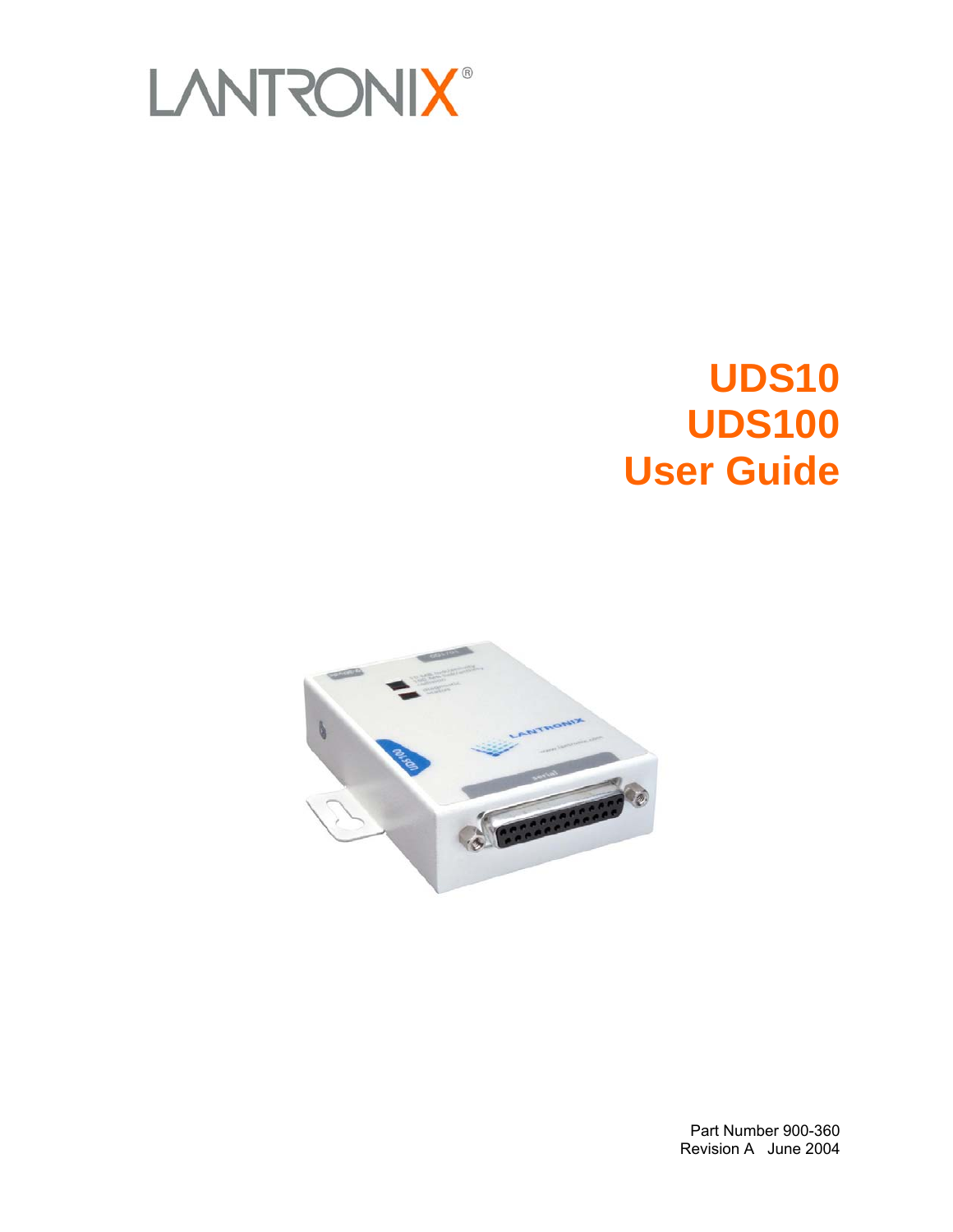LANTRONIX®

# UDS10
# UDS100
# User Guide

Part Number 900-360
Revision A June 2004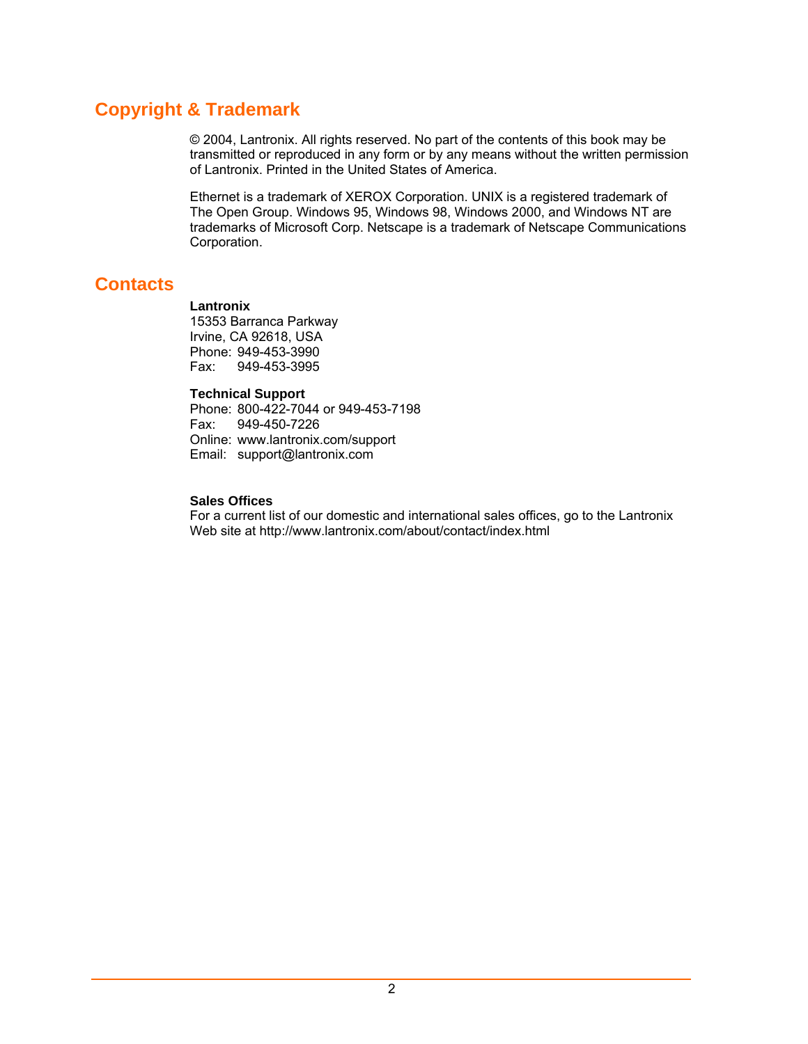## Copyright & Trademark

© 2004, Lantronix. All rights reserved. No part of the contents of this book may be transmitted or reproduced in any form or by any means without the written permission of Lantronix. Printed in the United States of America.

Ethernet is a trademark of XEROX Corporation. UNIX is a registered trademark of The Open Group. Windows 95, Windows 98, Windows 2000, and Windows NT are trademarks of Microsoft Corp. Netscape is a trademark of Netscape Communications Corporation.

## Contacts

**Lantronix**
15353 Barranca Parkway
Irvine, CA 92618, USA
Phone: 949-453-3990
Fax: 949-453-3995

**Technical Support**
Phone: 800-422-7044 or 949-453-7198
Fax: 949-450-7226
Online: www.lantronix.com/support
Email: support@lantronix.com

**Sales Offices**
For a current list of our domestic and international sales offices, go to the Lantronix Web site at http://www.lantronix.com/about/contact/index.html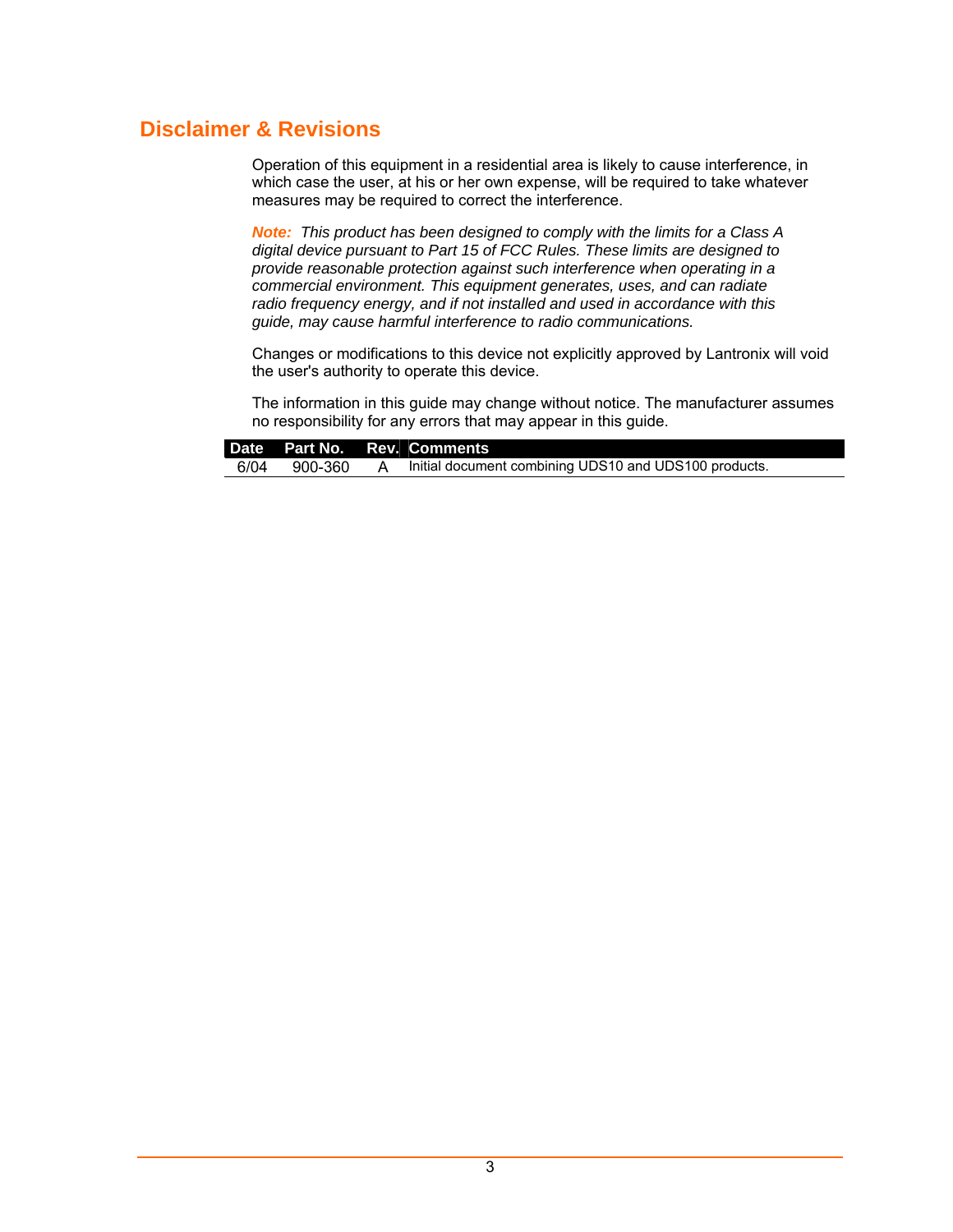## Disclaimer & Revisions

Operation of this equipment in a residential area is likely to cause interference, in which case the user, at his or her own expense, will be required to take whatever measures may be required to correct the interference.

***Note:*** *This product has been designed to comply with the limits for a Class A digital device pursuant to Part 15 of FCC Rules. These limits are designed to provide reasonable protection against such interference when operating in a commercial environment. This equipment generates, uses, and can radiate radio frequency energy, and if not installed and used in accordance with this guide, may cause harmful interference to radio communications.*

Changes or modifications to this device not explicitly approved by Lantronix will void the user's authority to operate this device.

The information in this guide may change without notice. The manufacturer assumes no responsibility for any errors that may appear in this guide.

| Date | Part No. | Rev. | Comments |
|---|---|---|---|
| 6/04 | 900-360 | A | Initial document combining UDS10 and UDS100 products. |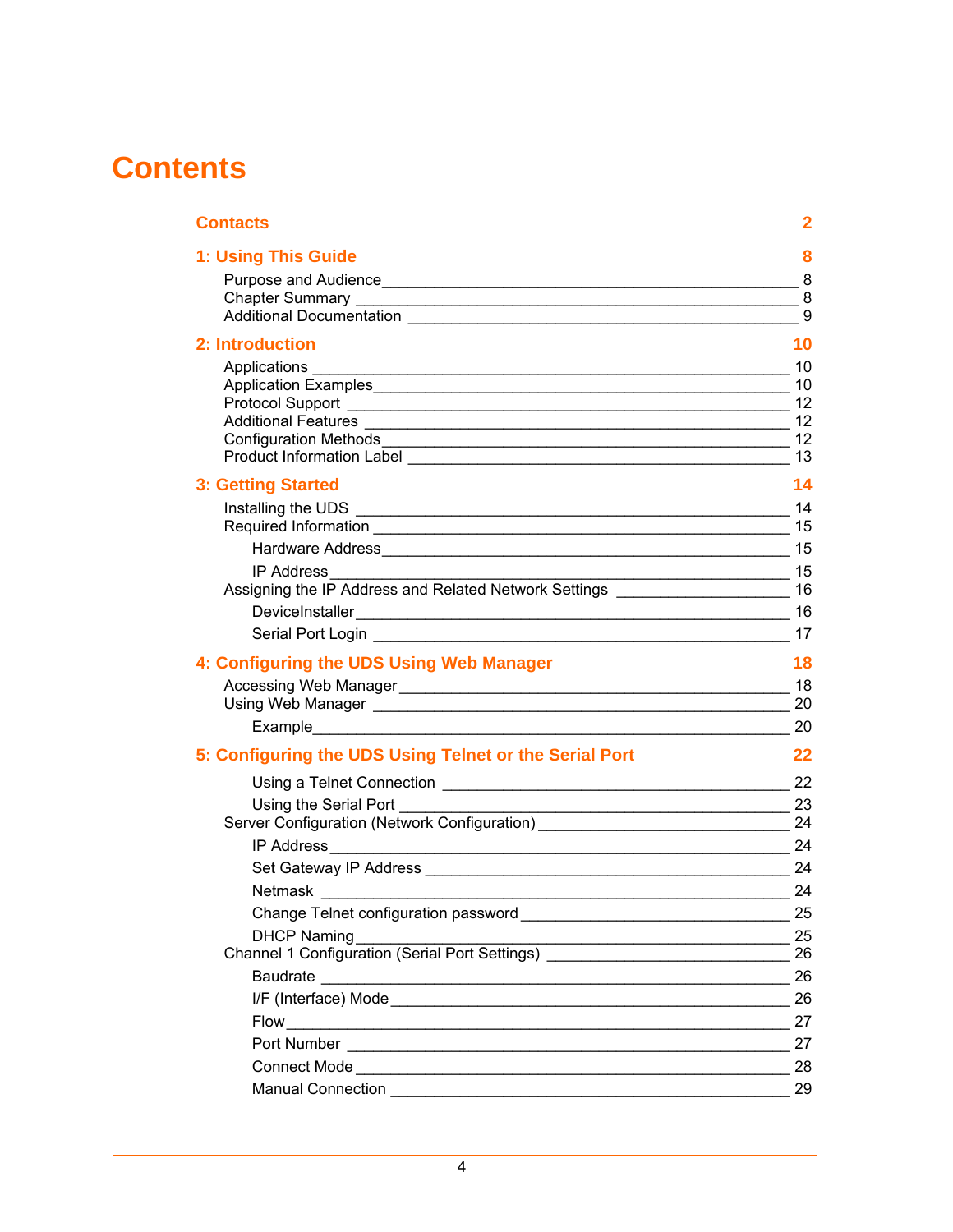# Contents

**Contacts** **2**

**1: Using This Guide** **8**

- Purpose and Audience 8
- Chapter Summary 8
- Additional Documentation 9

**2: Introduction** **10**

- Applications 10
- Application Examples 10
- Protocol Support 12
- Additional Features 12
- Configuration Methods 12
- Product Information Label 13

**3: Getting Started** **14**

- Installing the UDS 14
- Required Information 15
  - Hardware Address 15
  - IP Address 15
- Assigning the IP Address and Related Network Settings 16
  - DeviceInstaller 16
  - Serial Port Login 17

**4: Configuring the UDS Using Web Manager** **18**

- Accessing Web Manager 18
- Using Web Manager 20
  - Example 20

**5: Configuring the UDS Using Telnet or the Serial Port** **22**

  - Using a Telnet Connection 22
  - Using the Serial Port 23
- Server Configuration (Network Configuration) 24
  - IP Address 24
  - Set Gateway IP Address 24
  - Netmask 24
  - Change Telnet configuration password 25
  - DHCP Naming 25
- Channel 1 Configuration (Serial Port Settings) 26
  - Baudrate 26
  - I/F (Interface) Mode 26
  - Flow 27
  - Port Number 27
  - Connect Mode 28
  - Manual Connection 29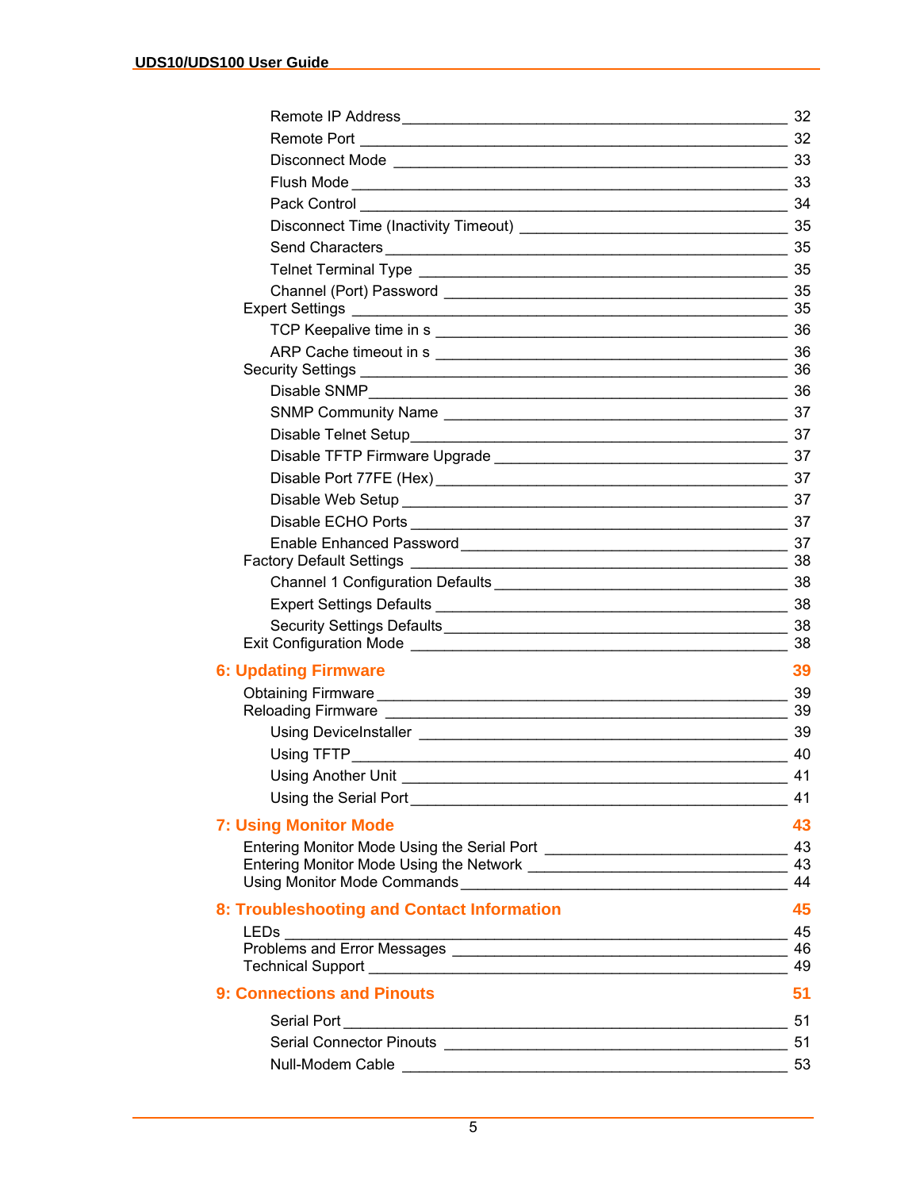- Remote IP Address ____ 32
- Remote Port ____ 32
- Disconnect Mode ____ 33
- Flush Mode ____ 33
- Pack Control ____ 34
- Disconnect Time (Inactivity Timeout) ____ 35
- Send Characters ____ 35
- Telnet Terminal Type ____ 35
- Channel (Port) Password ____ 35

Expert Settings ____ 35

- TCP Keepalive time in s ____ 36
- ARP Cache timeout in s ____ 36

Security Settings ____ 36

- Disable SNMP ____ 36
- SNMP Community Name ____ 37
- Disable Telnet Setup ____ 37
- Disable TFTP Firmware Upgrade ____ 37
- Disable Port 77FE (Hex) ____ 37
- Disable Web Setup ____ 37
- Disable ECHO Ports ____ 37
- Enable Enhanced Password ____ 37

Factory Default Settings ____ 38

- Channel 1 Configuration Defaults ____ 38
- Expert Settings Defaults ____ 38
- Security Settings Defaults ____ 38

Exit Configuration Mode ____ 38

## 6: Updating Firmware 39

Obtaining Firmware ____ 39

Reloading Firmware ____ 39

- Using DeviceInstaller ____ 39
- Using TFTP ____ 40
- Using Another Unit ____ 41
- Using the Serial Port ____ 41

## 7: Using Monitor Mode 43

Entering Monitor Mode Using the Serial Port ____ 43

Entering Monitor Mode Using the Network ____ 43

Using Monitor Mode Commands ____ 44

## 8: Troubleshooting and Contact Information 45

LEDs ____ 45

Problems and Error Messages ____ 46

Technical Support ____ 49

## 9: Connections and Pinouts 51

- Serial Port ____ 51
- Serial Connector Pinouts ____ 51
- Null-Modem Cable ____ 53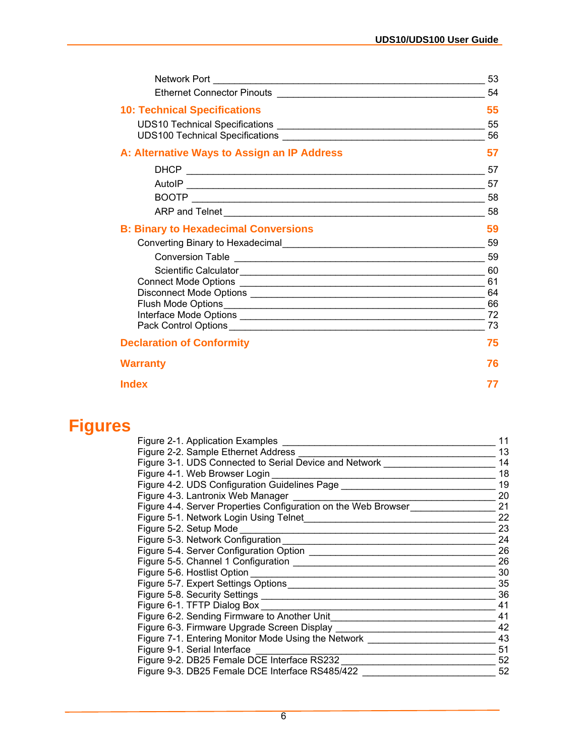Network Port _______________________________________________ 53
Ethernet Connector Pinouts _________________________________ 54

**10: Technical Specifications** **55**

UDS10 Technical Specifications ________________________________ 55
UDS100 Technical Specifications _______________________________ 56

**A: Alternative Ways to Assign an IP Address** **57**

DHCP _____________________________________________________ 57
AutoIP ____________________________________________________ 57
BOOTP ____________________________________________________ 58
ARP and Telnet _____________________________________________ 58

**B: Binary to Hexadecimal Conversions** **59**

Converting Binary to Hexadecimal _______________________________ 59
Conversion Table ____________________________________________ 59
Scientific Calculator __________________________________________ 60
Connect Mode Options _________________________________________ 61
Disconnect Mode Options _______________________________________ 64
Flush Mode Options ____________________________________________ 66
Interface Mode Options _________________________________________ 72
Pack Control Options ___________________________________________ 73

**Declaration of Conformity** **75**

**Warranty** **76**

**Index** **77**

# Figures

Figure 2-1. Application Examples _______________________________ 11
Figure 2-2. Sample Ethernet Address _____________________________ 13
Figure 3-1. UDS Connected to Serial Device and Network _____________ 14
Figure 4-1. Web Browser Login _________________________________ 18
Figure 4-2. UDS Configuration Guidelines Page _____________________ 19
Figure 4-3. Lantronix Web Manager ______________________________ 20
Figure 4-4. Server Properties Configuration on the Web Browser _________ 21
Figure 5-1. Network Login Using Telnet ____________________________ 22
Figure 5-2. Setup Mode ________________________________________ 23
Figure 5-3. Network Configuration _______________________________ 24
Figure 5-4. Server Configuration Option ___________________________ 26
Figure 5-5. Channel 1 Configuration ______________________________ 26
Figure 5-6. Hostlist Option _____________________________________ 30
Figure 5-7. Expert Settings Options _______________________________ 35
Figure 5-8. Security Settings ____________________________________ 36
Figure 6-1. TFTP Dialog Box ____________________________________ 41
Figure 6-2. Sending Firmware to Another Unit _______________________ 41
Figure 6-3. Firmware Upgrade Screen Display _______________________ 42
Figure 7-1. Entering Monitor Mode Using the Network _________________ 43
Figure 9-1. Serial Interface ______________________________________ 51
Figure 9-2. DB25 Female DCE Interface RS232 _____________________ 52
Figure 9-3. DB25 Female DCE Interface RS485/422 __________________ 52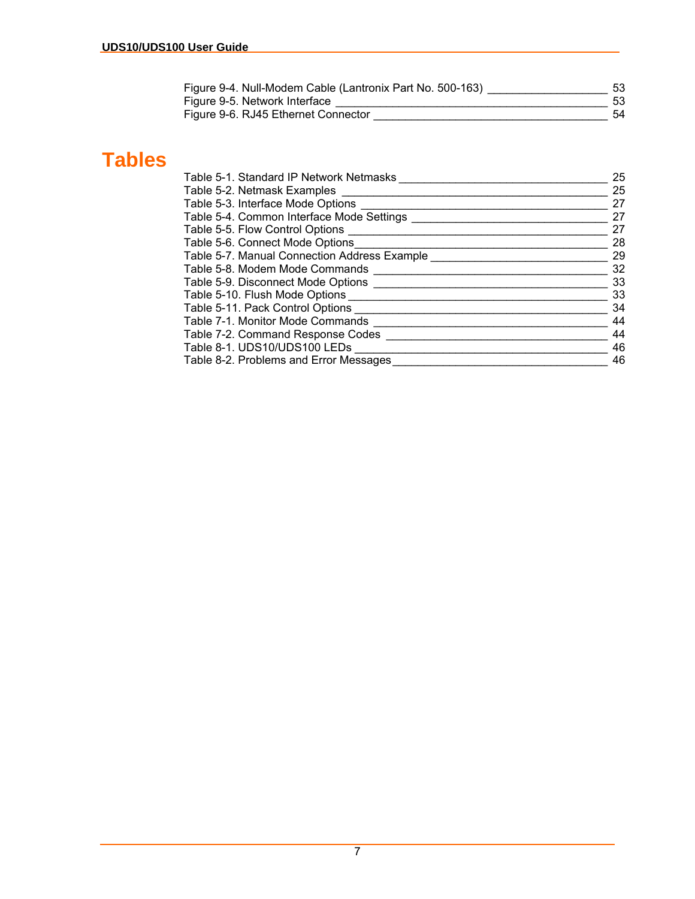Figure 9-4. Null-Modem Cable (Lantronix Part No. 500-163) ____________________ 53
Figure 9-5. Network Interface ____________________________________________ 53
Figure 9-6. RJ45 Ethernet Connector ______________________________________ 54

# Tables

Table 5-1. Standard IP Network Netmasks __________________________________ 25
Table 5-2. Netmask Examples ____________________________________________ 25
Table 5-3. Interface Mode Options _________________________________________ 27
Table 5-4. Common Interface Mode Settings __________________________________ 27
Table 5-5. Flow Control Options __________________________________________ 27
Table 5-6. Connect Mode Options__________________________________________ 28
Table 5-7. Manual Connection Address Example ______________________________ 29
Table 5-8. Modem Mode Commands _______________________________________ 32
Table 5-9. Disconnect Mode Options _______________________________________ 33
Table 5-10. Flush Mode Options __________________________________________ 33
Table 5-11. Pack Control Options _________________________________________ 34
Table 7-1. Monitor Mode Commands _______________________________________ 44
Table 7-2. Command Response Codes ______________________________________ 44
Table 8-1. UDS10/UDS100 LEDs __________________________________________ 46
Table 8-2. Problems and Error Messages_____________________________________ 46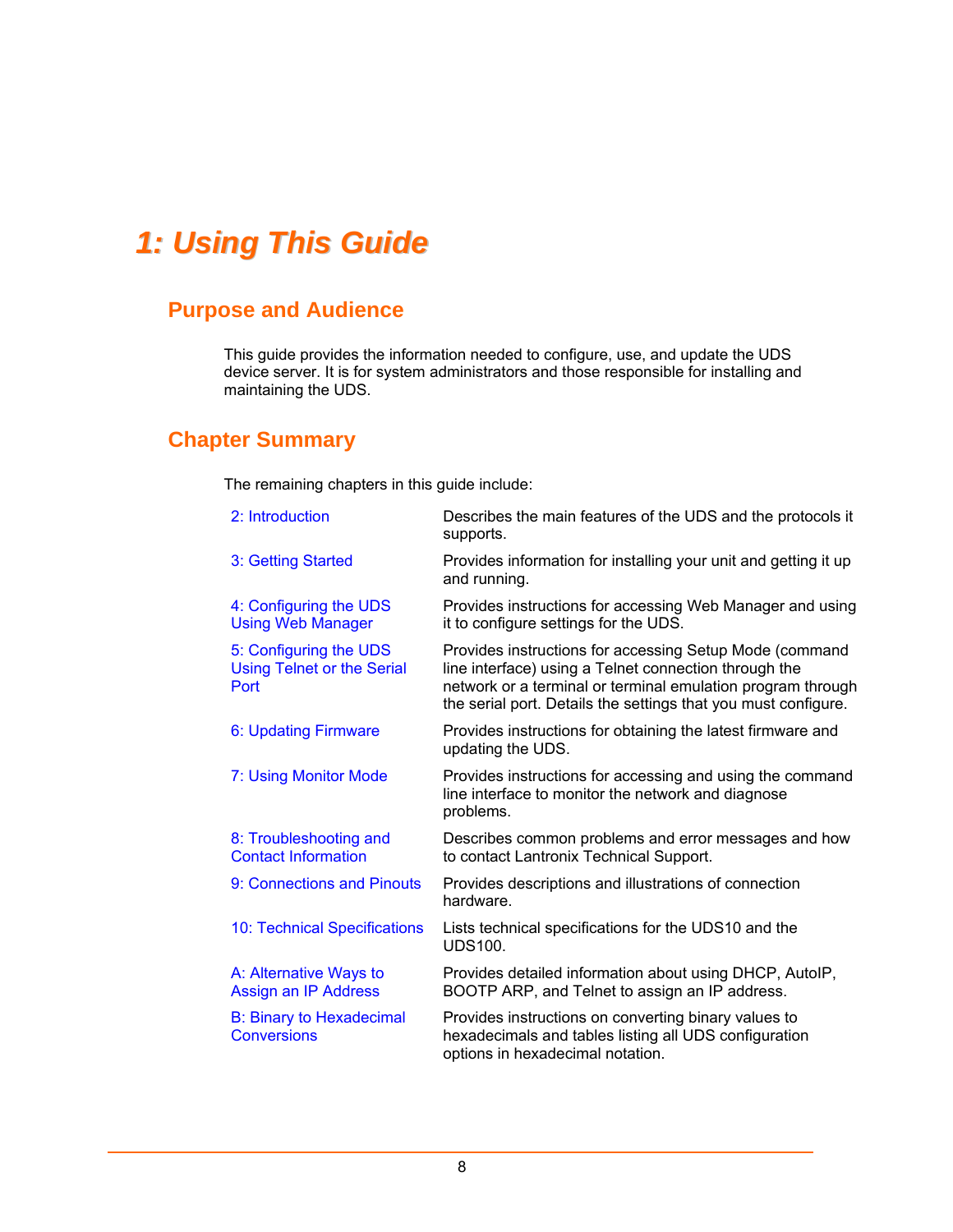# 1: Using This Guide

## Purpose and Audience

This guide provides the information needed to configure, use, and update the UDS device server. It is for system administrators and those responsible for installing and maintaining the UDS.

## Chapter Summary

The remaining chapters in this guide include:

| | |
|---|---|
| 2: Introduction | Describes the main features of the UDS and the protocols it supports. |
| 3: Getting Started | Provides information for installing your unit and getting it up and running. |
| 4: Configuring the UDS Using Web Manager | Provides instructions for accessing Web Manager and using it to configure settings for the UDS. |
| 5: Configuring the UDS Using Telnet or the Serial Port | Provides instructions for accessing Setup Mode (command line interface) using a Telnet connection through the network or a terminal or terminal emulation program through the serial port. Details the settings that you must configure. |
| 6: Updating Firmware | Provides instructions for obtaining the latest firmware and updating the UDS. |
| 7: Using Monitor Mode | Provides instructions for accessing and using the command line interface to monitor the network and diagnose problems. |
| 8: Troubleshooting and Contact Information | Describes common problems and error messages and how to contact Lantronix Technical Support. |
| 9: Connections and Pinouts | Provides descriptions and illustrations of connection hardware. |
| 10: Technical Specifications | Lists technical specifications for the UDS10 and the UDS100. |
| A: Alternative Ways to Assign an IP Address | Provides detailed information about using DHCP, AutoIP, BOOTP ARP, and Telnet to assign an IP address. |
| B: Binary to Hexadecimal Conversions | Provides instructions on converting binary values to hexadecimals and tables listing all UDS configuration options in hexadecimal notation. |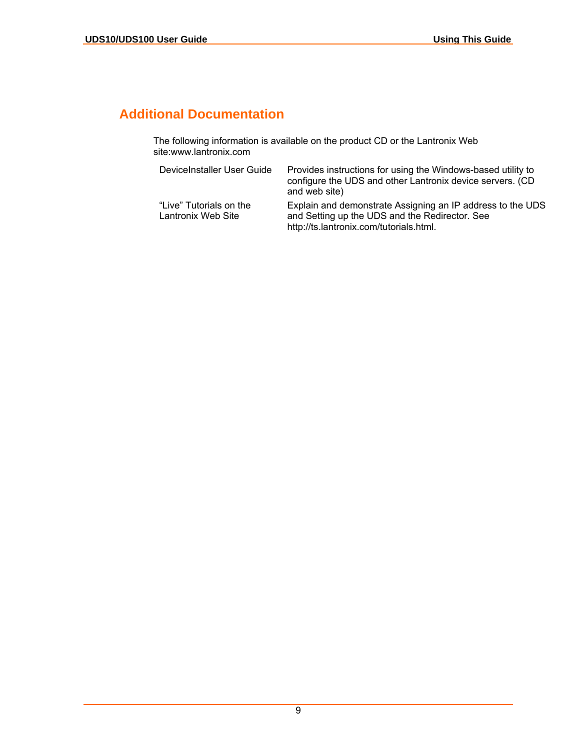## Additional Documentation

The following information is available on the product CD or the Lantronix Web site:www.lantronix.com

| | |
|---|---|
| DeviceInstaller User Guide | Provides instructions for using the Windows-based utility to configure the UDS and other Lantronix device servers. (CD and web site) |
| "Live" Tutorials on the Lantronix Web Site | Explain and demonstrate Assigning an IP address to the UDS and Setting up the UDS and the Redirector. See http://ts.lantronix.com/tutorials.html. |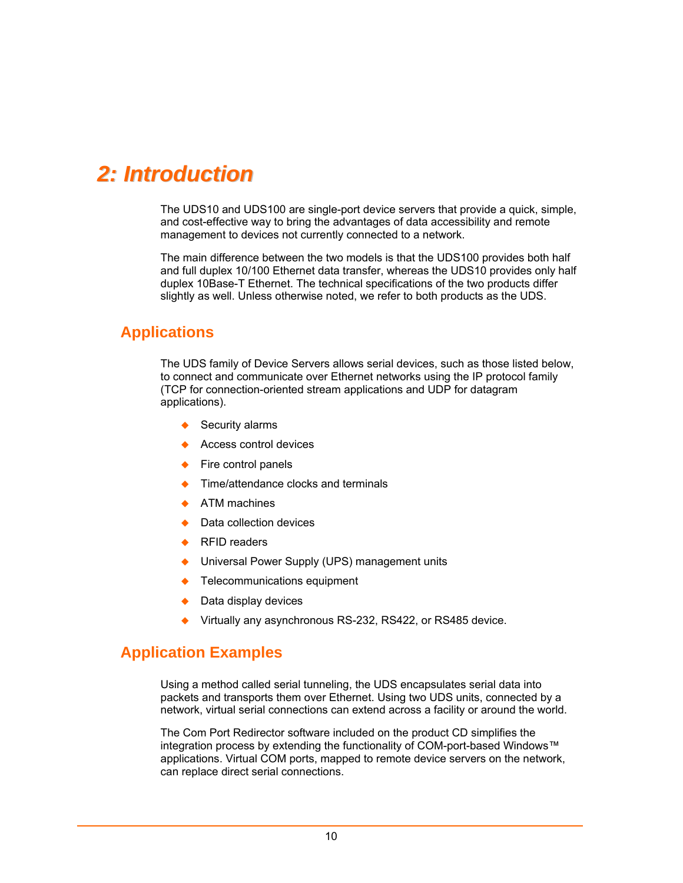# 2: Introduction

The UDS10 and UDS100 are single-port device servers that provide a quick, simple, and cost-effective way to bring the advantages of data accessibility and remote management to devices not currently connected to a network.

The main difference between the two models is that the UDS100 provides both half and full duplex 10/100 Ethernet data transfer, whereas the UDS10 provides only half duplex 10Base-T Ethernet. The technical specifications of the two products differ slightly as well. Unless otherwise noted, we refer to both products as the UDS.

## Applications

The UDS family of Device Servers allows serial devices, such as those listed below, to connect and communicate over Ethernet networks using the IP protocol family (TCP for connection-oriented stream applications and UDP for datagram applications).

- Security alarms
- Access control devices
- Fire control panels
- Time/attendance clocks and terminals
- ATM machines
- Data collection devices
- RFID readers
- Universal Power Supply (UPS) management units
- Telecommunications equipment
- Data display devices
- Virtually any asynchronous RS-232, RS422, or RS485 device.

## Application Examples

Using a method called serial tunneling, the UDS encapsulates serial data into packets and transports them over Ethernet. Using two UDS units, connected by a network, virtual serial connections can extend across a facility or around the world.

The Com Port Redirector software included on the product CD simplifies the integration process by extending the functionality of COM-port-based Windows™ applications. Virtual COM ports, mapped to remote device servers on the network, can replace direct serial connections.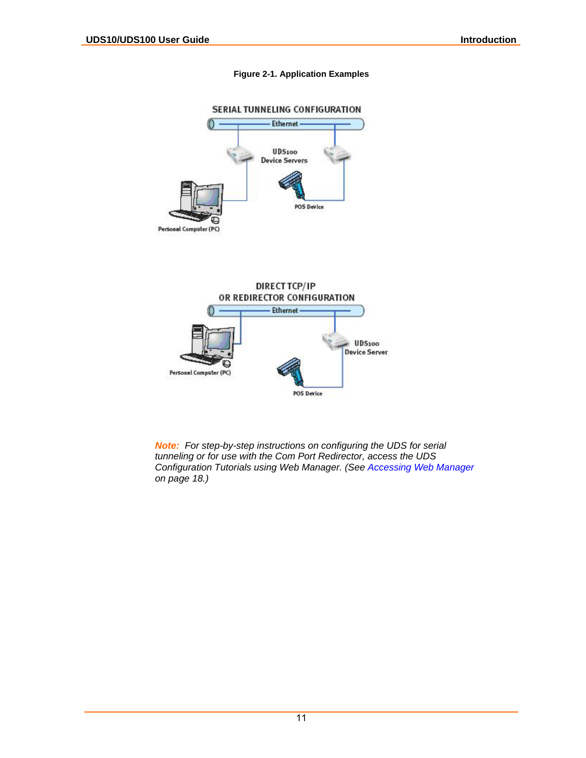**Figure 2-1. Application Examples**

***Note:*** *For step-by-step instructions on configuring the UDS for serial tunneling or for use with the Com Port Redirector, access the UDS Configuration Tutorials using Web Manager. (See Accessing Web Manager on page 18.)*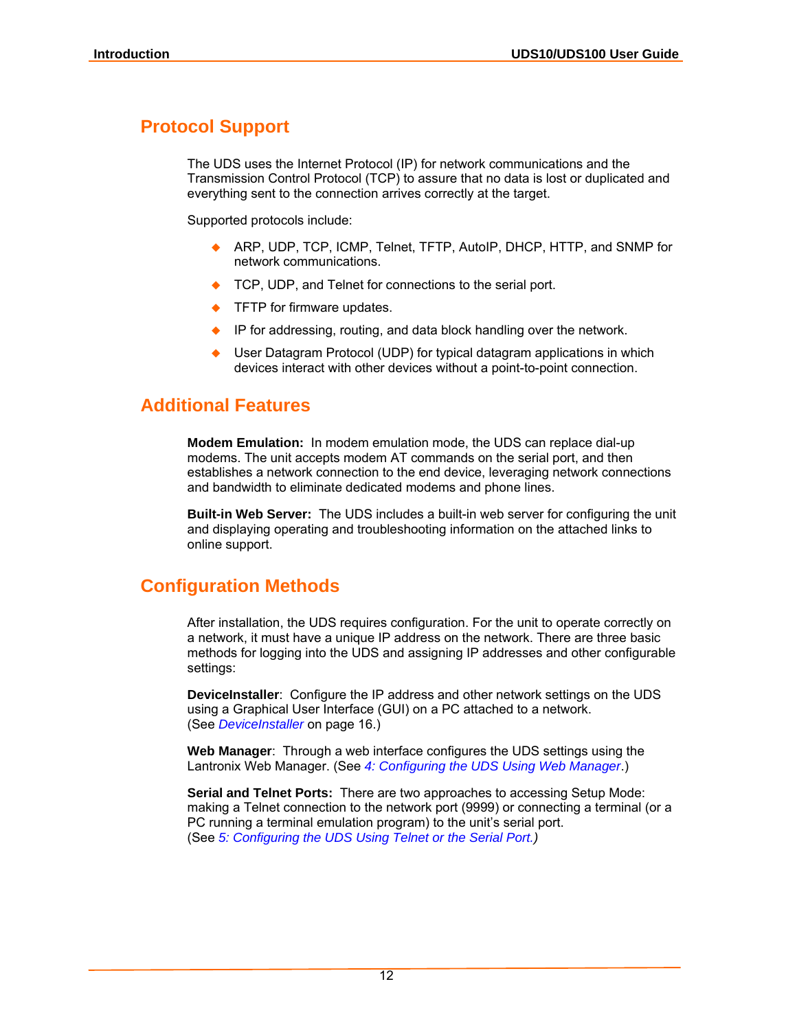## Protocol Support

The UDS uses the Internet Protocol (IP) for network communications and the Transmission Control Protocol (TCP) to assure that no data is lost or duplicated and everything sent to the connection arrives correctly at the target.

Supported protocols include:

- ARP, UDP, TCP, ICMP, Telnet, TFTP, AutoIP, DHCP, HTTP, and SNMP for network communications.
- TCP, UDP, and Telnet for connections to the serial port.
- TFTP for firmware updates.
- IP for addressing, routing, and data block handling over the network.
- User Datagram Protocol (UDP) for typical datagram applications in which devices interact with other devices without a point-to-point connection.

## Additional Features

**Modem Emulation:** In modem emulation mode, the UDS can replace dial-up modems. The unit accepts modem AT commands on the serial port, and then establishes a network connection to the end device, leveraging network connections and bandwidth to eliminate dedicated modems and phone lines.

**Built-in Web Server:** The UDS includes a built-in web server for configuring the unit and displaying operating and troubleshooting information on the attached links to online support.

## Configuration Methods

After installation, the UDS requires configuration. For the unit to operate correctly on a network, it must have a unique IP address on the network. There are three basic methods for logging into the UDS and assigning IP addresses and other configurable settings:

**DeviceInstaller**: Configure the IP address and other network settings on the UDS using a Graphical User Interface (GUI) on a PC attached to a network. (See *DeviceInstaller* on page 16.)

**Web Manager**: Through a web interface configures the UDS settings using the Lantronix Web Manager. (See *4: Configuring the UDS Using Web Manager*.)

**Serial and Telnet Ports:** There are two approaches to accessing Setup Mode: making a Telnet connection to the network port (9999) or connecting a terminal (or a PC running a terminal emulation program) to the unit's serial port. (See *5: Configuring the UDS Using Telnet or the Serial Port.)*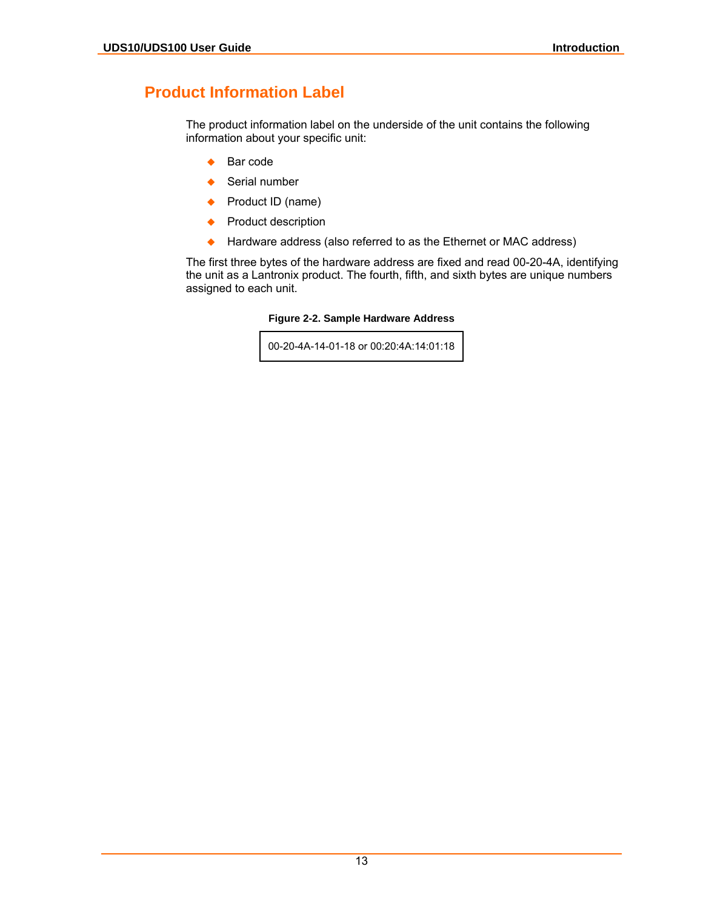## Product Information Label

The product information label on the underside of the unit contains the following information about your specific unit:

- Bar code
- Serial number
- Product ID (name)
- Product description
- Hardware address (also referred to as the Ethernet or MAC address)

The first three bytes of the hardware address are fixed and read 00-20-4A, identifying the unit as a Lantronix product. The fourth, fifth, and sixth bytes are unique numbers assigned to each unit.

**Figure 2-2. Sample Hardware Address**

```
00-20-4A-14-01-18 or 00:20:4A:14:01:18
```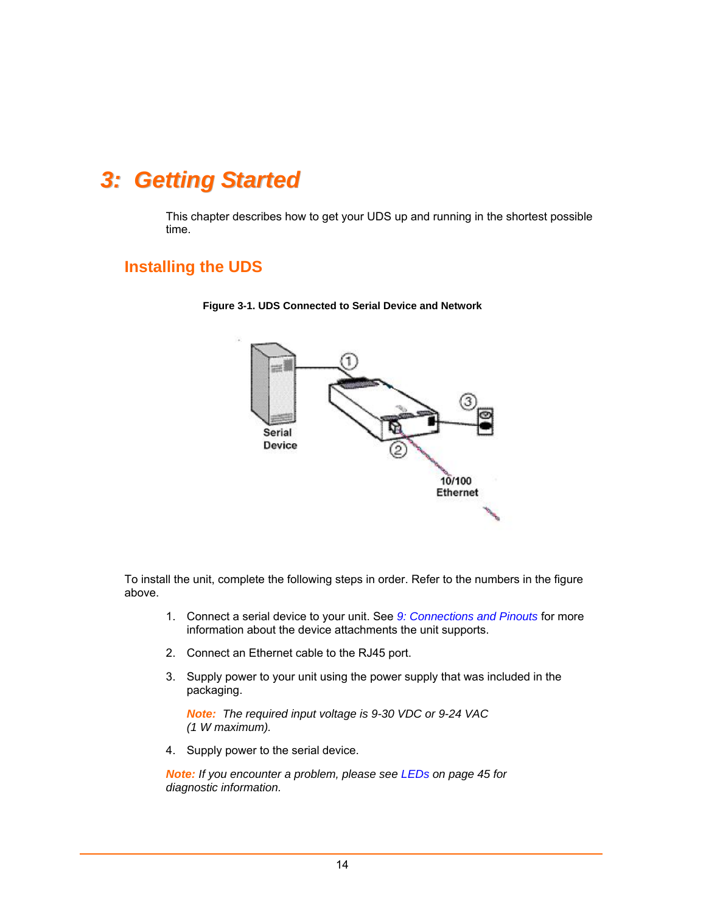# 3: Getting Started

This chapter describes how to get your UDS up and running in the shortest possible time.

## Installing the UDS

**Figure 3-1. UDS Connected to Serial Device and Network**

To install the unit, complete the following steps in order. Refer to the numbers in the figure above.

1. Connect a serial device to your unit. See *9: Connections and Pinouts* for more information about the device attachments the unit supports.
2. Connect an Ethernet cable to the RJ45 port.
3. Supply power to your unit using the power supply that was included in the packaging.

   ***Note:*** *The required input voltage is 9-30 VDC or 9-24 VAC (1 W maximum).*

4. Supply power to the serial device.

***Note:*** *If you encounter a problem, please see LEDs on page 45 for diagnostic information.*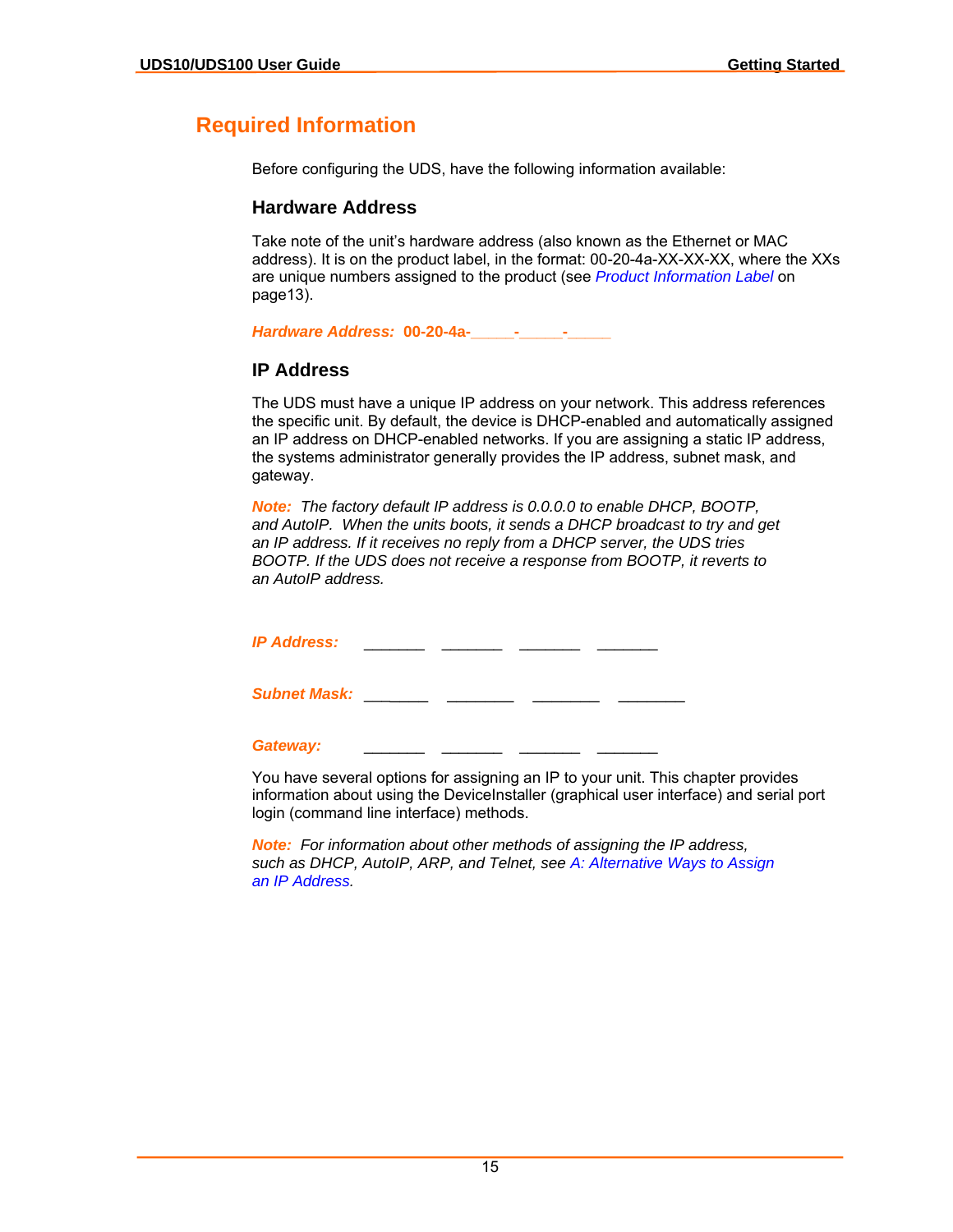## Required Information

Before configuring the UDS, have the following information available:

### Hardware Address

Take note of the unit's hardware address (also known as the Ethernet or MAC address). It is on the product label, in the format: 00-20-4a-XX-XX-XX, where the XXs are unique numbers assigned to the product (see *Product Information Label* on page13).

***Hardware Address:*** **00-20-4a-_____-_____-_____**

### IP Address

The UDS must have a unique IP address on your network. This address references the specific unit. By default, the device is DHCP-enabled and automatically assigned an IP address on DHCP-enabled networks. If you are assigning a static IP address, the systems administrator generally provides the IP address, subnet mask, and gateway.

***Note:*** *The factory default IP address is 0.0.0.0 to enable DHCP, BOOTP, and AutoIP. When the units boots, it sends a DHCP broadcast to try and get an IP address. If it receives no reply from a DHCP server, the UDS tries BOOTP. If the UDS does not receive a response from BOOTP, it reverts to an AutoIP address.*

***IP Address:*** _______ _______ _______ _______

***Subnet Mask:*** ________ ________ ________ ________

***Gateway:*** _______ _______ _______ _______

You have several options for assigning an IP to your unit. This chapter provides information about using the DeviceInstaller (graphical user interface) and serial port login (command line interface) methods.

***Note:*** *For information about other methods of assigning the IP address, such as DHCP, AutoIP, ARP, and Telnet, see A: Alternative Ways to Assign an IP Address.*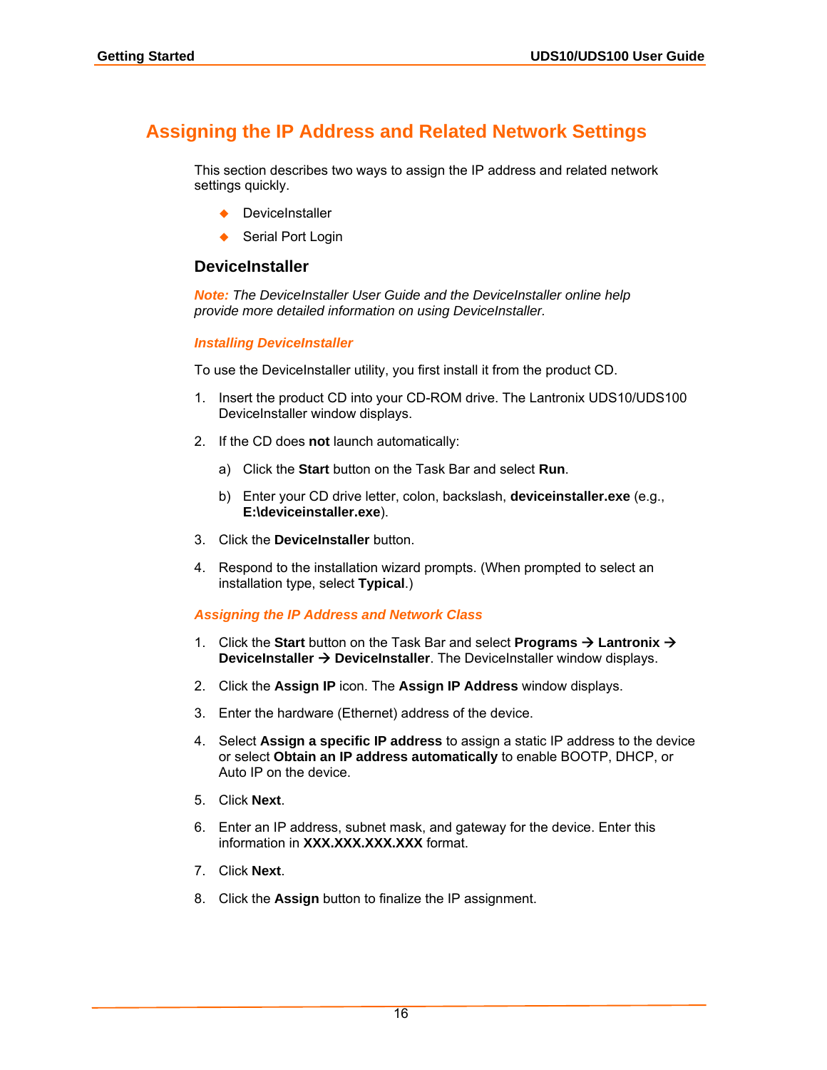## Assigning the IP Address and Related Network Settings

This section describes two ways to assign the IP address and related network settings quickly.

- DeviceInstaller
- Serial Port Login

### DeviceInstaller

***Note:*** *The DeviceInstaller User Guide and the DeviceInstaller online help provide more detailed information on using DeviceInstaller.*

#### *Installing DeviceInstaller*

To use the DeviceInstaller utility, you first install it from the product CD.

1. Insert the product CD into your CD-ROM drive. The Lantronix UDS10/UDS100 DeviceInstaller window displays.
2. If the CD does **not** launch automatically:
   a) Click the **Start** button on the Task Bar and select **Run**.
   b) Enter your CD drive letter, colon, backslash, **deviceinstaller.exe** (e.g., **E:\deviceinstaller.exe**).
3. Click the **DeviceInstaller** button.
4. Respond to the installation wizard prompts. (When prompted to select an installation type, select **Typical**.)

#### *Assigning the IP Address and Network Class*

1. Click the **Start** button on the Task Bar and select **Programs → Lantronix → DeviceInstaller → DeviceInstaller**. The DeviceInstaller window displays.
2. Click the **Assign IP** icon. The **Assign IP Address** window displays.
3. Enter the hardware (Ethernet) address of the device.
4. Select **Assign a specific IP address** to assign a static IP address to the device or select **Obtain an IP address automatically** to enable BOOTP, DHCP, or Auto IP on the device.
5. Click **Next**.
6. Enter an IP address, subnet mask, and gateway for the device. Enter this information in **XXX.XXX.XXX.XXX** format.
7. Click **Next**.
8. Click the **Assign** button to finalize the IP assignment.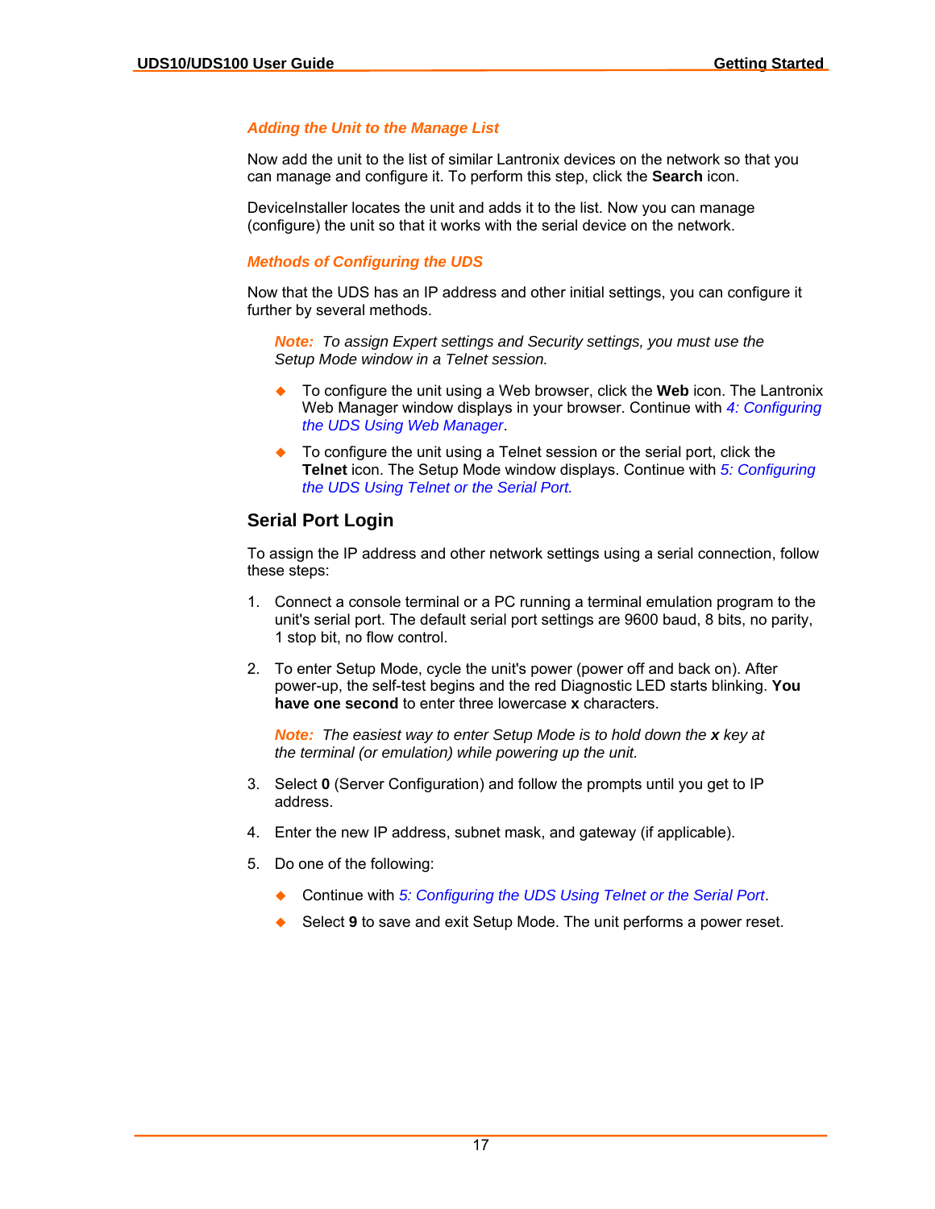### *Adding the Unit to the Manage List*

Now add the unit to the list of similar Lantronix devices on the network so that you can manage and configure it. To perform this step, click the **Search** icon.

DeviceInstaller locates the unit and adds it to the list. Now you can manage (configure) the unit so that it works with the serial device on the network.

### *Methods of Configuring the UDS*

Now that the UDS has an IP address and other initial settings, you can configure it further by several methods.

> ***Note:*** *To assign Expert settings and Security settings, you must use the Setup Mode window in a Telnet session.*

- To configure the unit using a Web browser, click the **Web** icon. The Lantronix Web Manager window displays in your browser. Continue with *4: Configuring the UDS Using Web Manager*.
- To configure the unit using a Telnet session or the serial port, click the **Telnet** icon. The Setup Mode window displays. Continue with *5: Configuring the UDS Using Telnet or the Serial Port.*

## Serial Port Login

To assign the IP address and other network settings using a serial connection, follow these steps:

1. Connect a console terminal or a PC running a terminal emulation program to the unit's serial port. The default serial port settings are 9600 baud, 8 bits, no parity, 1 stop bit, no flow control.
2. To enter Setup Mode, cycle the unit's power (power off and back on). After power-up, the self-test begins and the red Diagnostic LED starts blinking. **You have one second** to enter three lowercase **x** characters.

   > ***Note:*** *The easiest way to enter Setup Mode is to hold down the **x** key at the terminal (or emulation) while powering up the unit.*

3. Select **0** (Server Configuration) and follow the prompts until you get to IP address.
4. Enter the new IP address, subnet mask, and gateway (if applicable).
5. Do one of the following:
   - Continue with *5: Configuring the UDS Using Telnet or the Serial Port*.
   - Select **9** to save and exit Setup Mode. The unit performs a power reset.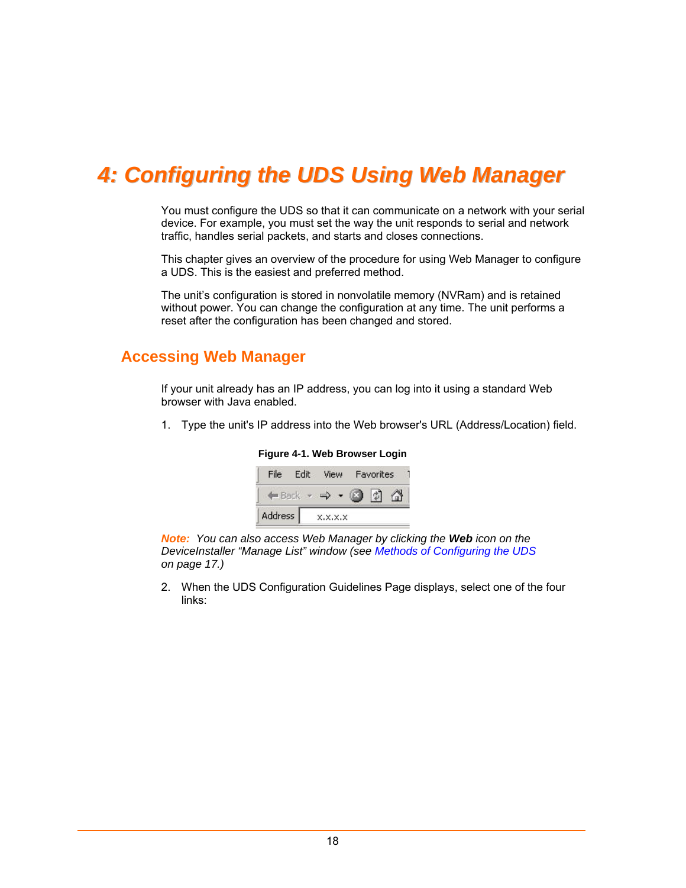# 4: Configuring the UDS Using Web Manager

You must configure the UDS so that it can communicate on a network with your serial device. For example, you must set the way the unit responds to serial and network traffic, handles serial packets, and starts and closes connections.

This chapter gives an overview of the procedure for using Web Manager to configure a UDS. This is the easiest and preferred method.

The unit's configuration is stored in nonvolatile memory (NVRam) and is retained without power. You can change the configuration at any time. The unit performs a reset after the configuration has been changed and stored.

## Accessing Web Manager

If your unit already has an IP address, you can log into it using a standard Web browser with Java enabled.

1. Type the unit's IP address into the Web browser's URL (Address/Location) field.

**Figure 4-1. Web Browser Login**

File Edit View Favorites

Back

Address x.x.x.x

*Note: You can also access Web Manager by clicking the **Web** icon on the DeviceInstaller "Manage List" window (see Methods of Configuring the UDS on page 17.)*

2. When the UDS Configuration Guidelines Page displays, select one of the four links: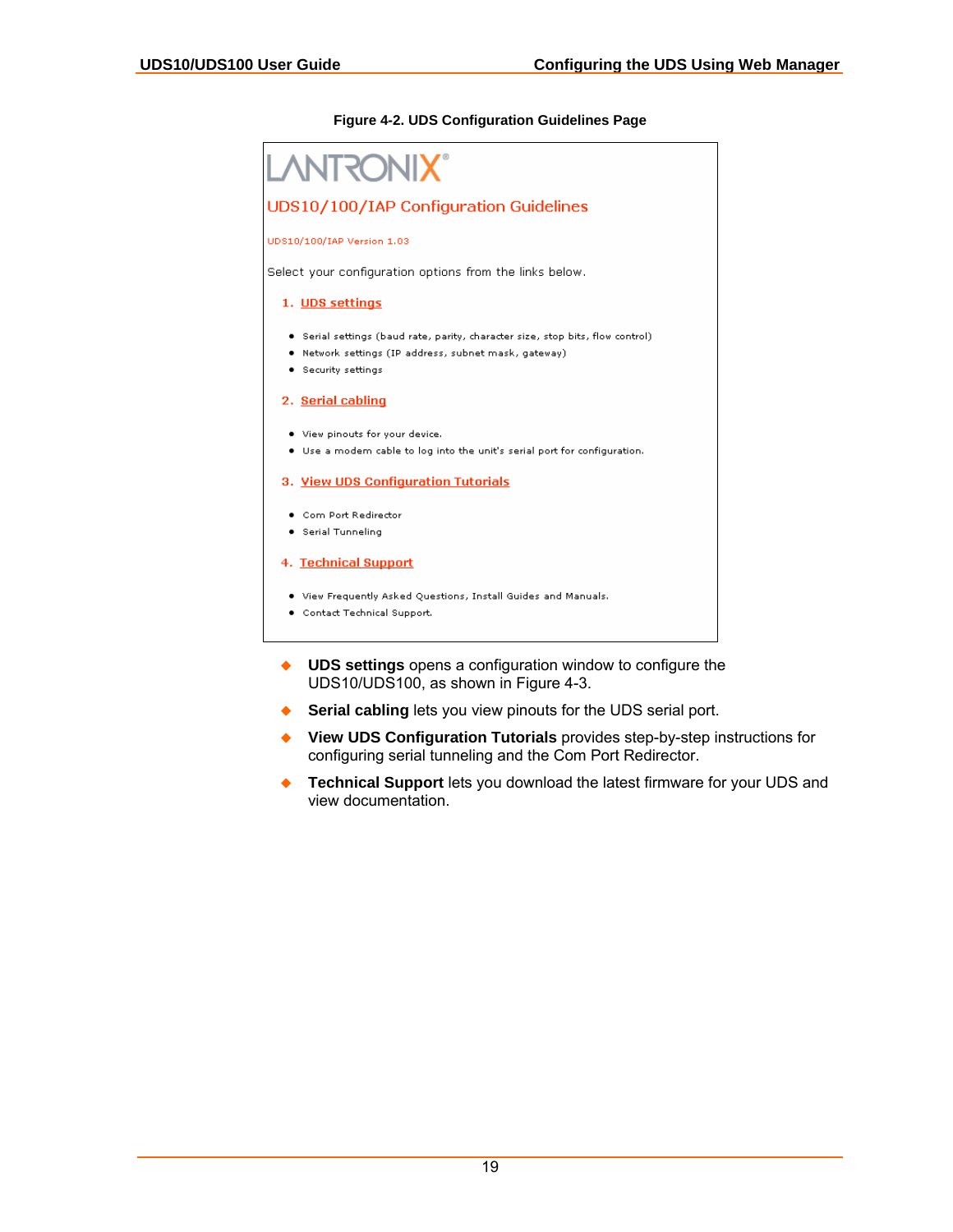**Figure 4-2. UDS Configuration Guidelines Page**

LANTRONIX®

UDS10/100/IAP Configuration Guidelines

UDS10/100/IAP Version 1.03

Select your configuration options from the links below.

1. UDS settings
   - Serial settings (baud rate, parity, character size, stop bits, flow control)
   - Network settings (IP address, subnet mask, gateway)
   - Security settings
2. Serial cabling
   - View pinouts for your device.
   - Use a modem cable to log into the unit's serial port for configuration.
3. View UDS Configuration Tutorials
   - Com Port Redirector
   - Serial Tunneling
4. Technical Support
   - View Frequently Asked Questions, Install Guides and Manuals.
   - Contact Technical Support.

- **UDS settings** opens a configuration window to configure the UDS10/UDS100, as shown in Figure 4-3.
- **Serial cabling** lets you view pinouts for the UDS serial port.
- **View UDS Configuration Tutorials** provides step-by-step instructions for configuring serial tunneling and the Com Port Redirector.
- **Technical Support** lets you download the latest firmware for your UDS and view documentation.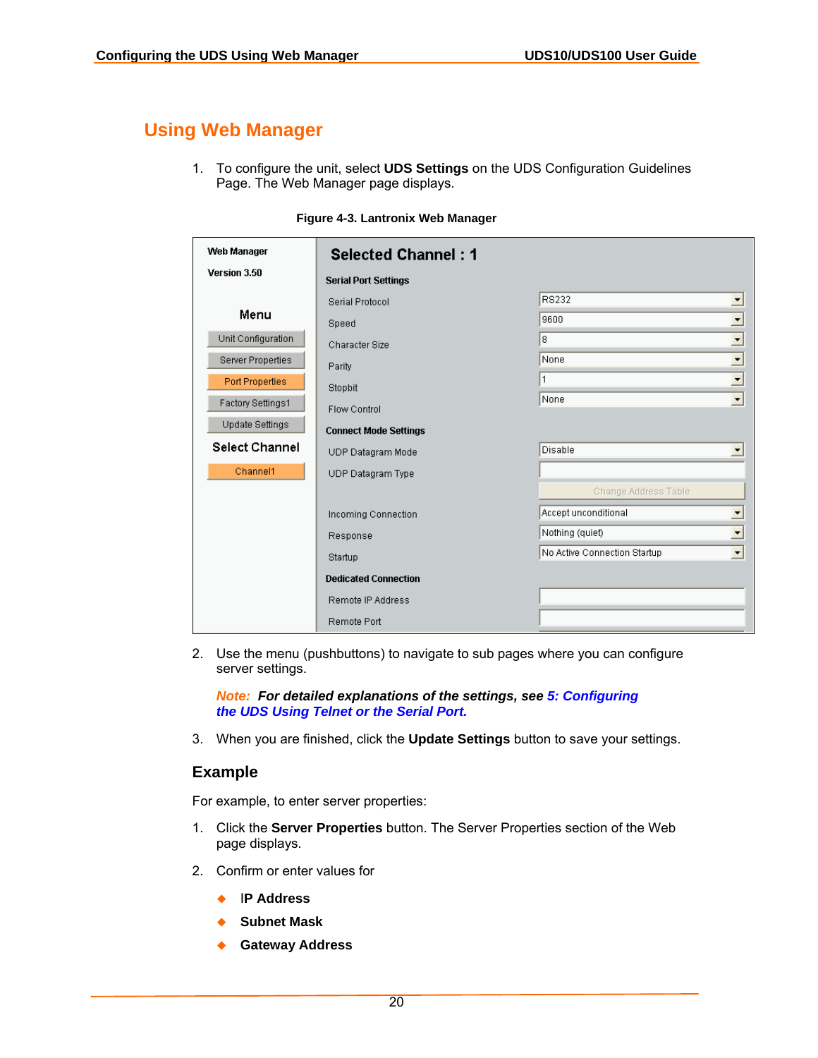## Using Web Manager

1. To configure the unit, select **UDS Settings** on the UDS Configuration Guidelines Page. The Web Manager page displays.

**Figure 4-3. Lantronix Web Manager**

2. Use the menu (pushbuttons) to navigate to sub pages where you can configure server settings.

   ***Note:** For detailed explanations of the settings, see 5: Configuring the UDS Using Telnet or the Serial Port.*

3. When you are finished, click the **Update Settings** button to save your settings.

### Example

For example, to enter server properties:

1. Click the **Server Properties** button. The Server Properties section of the Web page displays.
2. Confirm or enter values for
   - **IP Address**
   - **Subnet Mask**
   - **Gateway Address**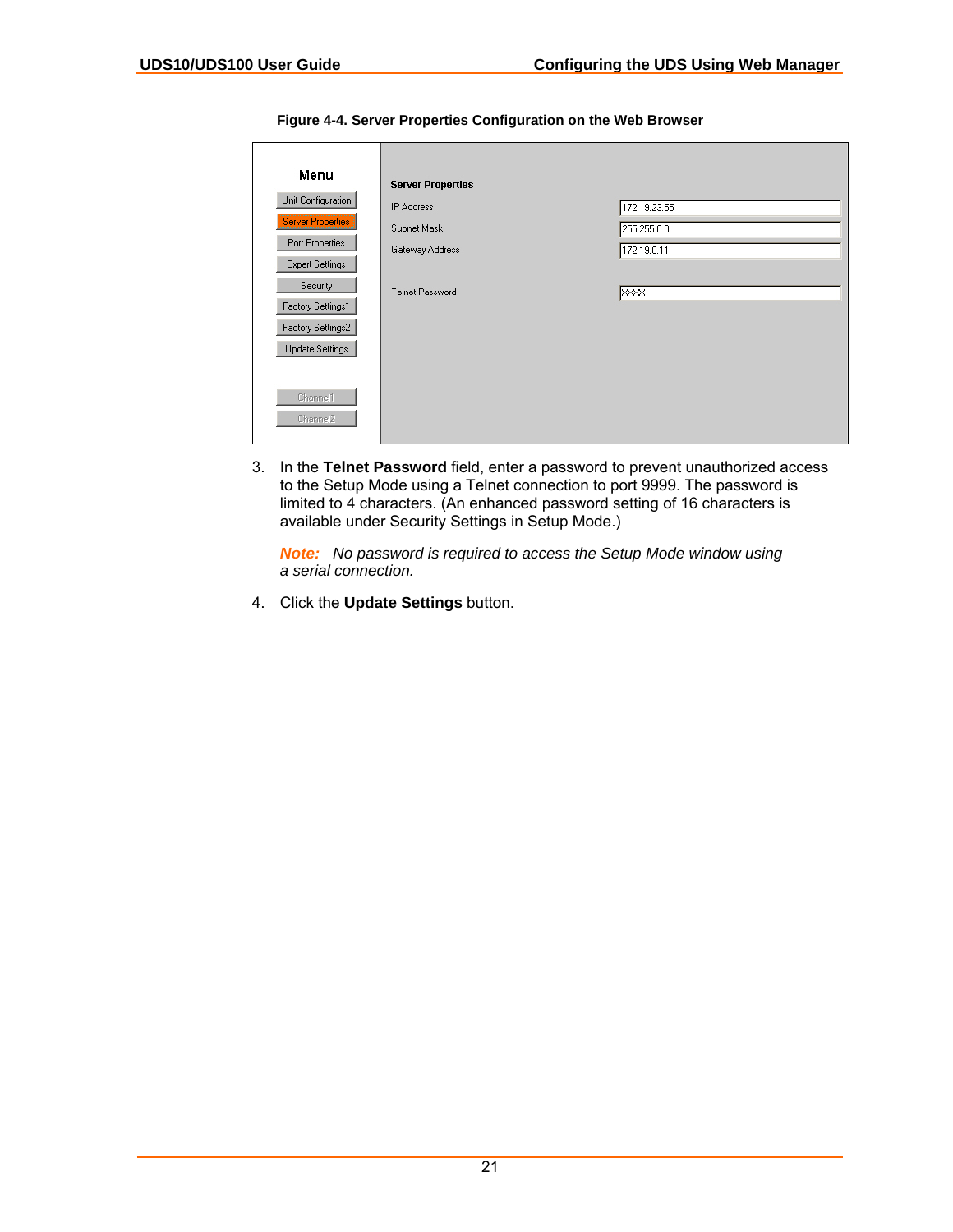**Figure 4-4. Server Properties Configuration on the Web Browser**

3. In the **Telnet Password** field, enter a password to prevent unauthorized access to the Setup Mode using a Telnet connection to port 9999. The password is limited to 4 characters. (An enhanced password setting of 16 characters is available under Security Settings in Setup Mode.)

   ***Note:*** *No password is required to access the Setup Mode window using a serial connection.*

4. Click the **Update Settings** button.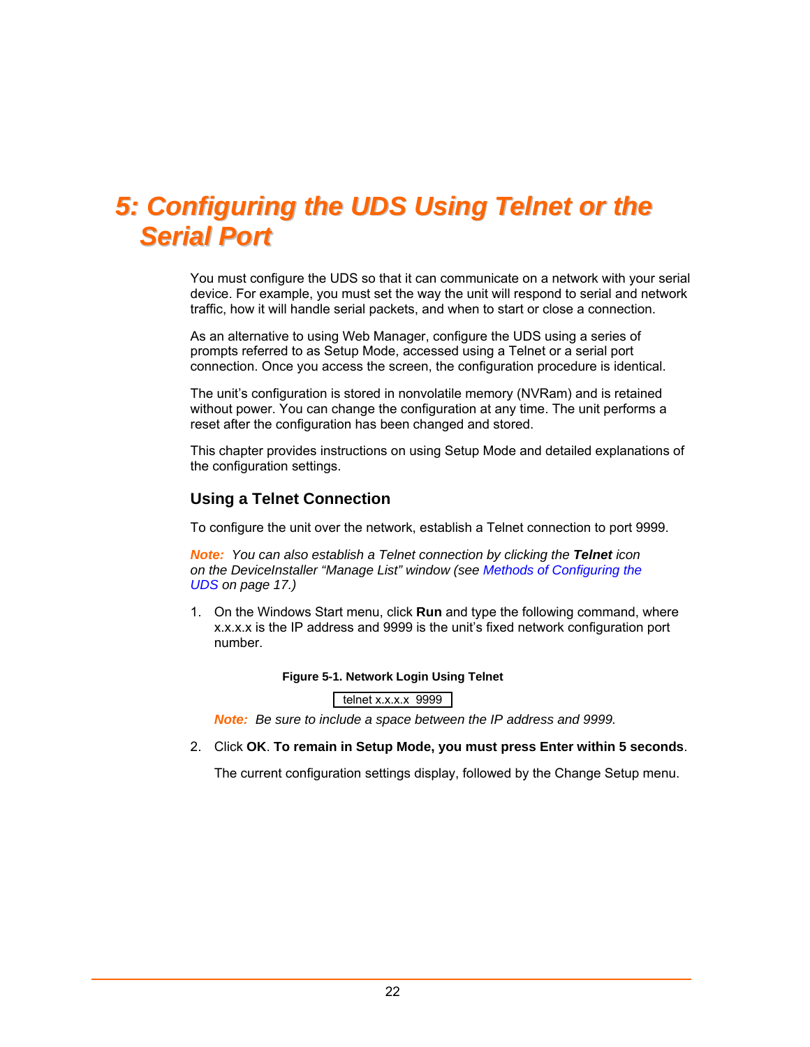# 5: Configuring the UDS Using Telnet or the Serial Port

You must configure the UDS so that it can communicate on a network with your serial device. For example, you must set the way the unit will respond to serial and network traffic, how it will handle serial packets, and when to start or close a connection.

As an alternative to using Web Manager, configure the UDS using a series of prompts referred to as Setup Mode, accessed using a Telnet or a serial port connection. Once you access the screen, the configuration procedure is identical.

The unit's configuration is stored in nonvolatile memory (NVRam) and is retained without power. You can change the configuration at any time. The unit performs a reset after the configuration has been changed and stored.

This chapter provides instructions on using Setup Mode and detailed explanations of the configuration settings.

## Using a Telnet Connection

To configure the unit over the network, establish a Telnet connection to port 9999.

***Note:*** *You can also establish a Telnet connection by clicking the **Telnet** icon on the DeviceInstaller "Manage List" window (see Methods of Configuring the UDS on page 17.)*

1. On the Windows Start menu, click **Run** and type the following command, where x.x.x.x is the IP address and 9999 is the unit's fixed network configuration port number.

   **Figure 5-1. Network Login Using Telnet**

   ```
   telnet x.x.x.x  9999
   ```

   ***Note:*** *Be sure to include a space between the IP address and 9999.*

2. Click **OK**. **To remain in Setup Mode, you must press Enter within 5 seconds**.

   The current configuration settings display, followed by the Change Setup menu.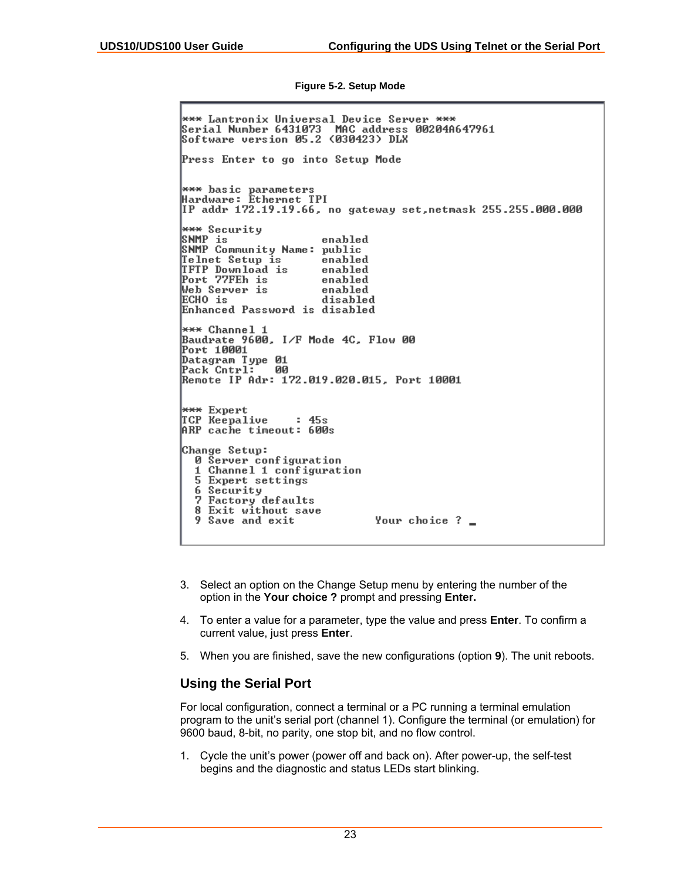Figure 5-2. Setup Mode

```
*** Lantronix Universal Device Server ***
Serial Number 6431073  MAC address 00204A647961
Software version 05.2 (030423) DLX

Press Enter to go into Setup Mode


*** basic parameters
Hardware: Ethernet TPI
IP addr 172.19.19.66, no gateway set,netmask 255.255.000.000

*** Security
SNMP is               enabled
SNMP Community Name: public
Telnet Setup is       enabled
TFTP Download is      enabled
Port 77FEh is         enabled
Web Server is         enabled
ECHO is               disabled
Enhanced Password is disabled

*** Channel 1
Baudrate 9600, I/F Mode 4C, Flow 00
Port 10001
Datagram Type 01
Pack Cntrl:   00
Remote IP Adr: 172.019.020.015, Port 10001


*** Expert
TCP Keepalive    : 45s
ARP cache timeout: 600s

Change Setup:
  0 Server configuration
  1 Channel 1 configuration
  5 Expert settings
  6 Security
  7 Factory defaults
  8 Exit without save
  9 Save and exit            Your choice ? _
```

3. Select an option on the Change Setup menu by entering the number of the option in the **Your choice ?** prompt and pressing **Enter.**
4. To enter a value for a parameter, type the value and press **Enter**. To confirm a current value, just press **Enter**.
5. When you are finished, save the new configurations (option **9**). The unit reboots.

## Using the Serial Port

For local configuration, connect a terminal or a PC running a terminal emulation program to the unit's serial port (channel 1). Configure the terminal (or emulation) for 9600 baud, 8-bit, no parity, one stop bit, and no flow control.

1. Cycle the unit's power (power off and back on). After power-up, the self-test begins and the diagnostic and status LEDs start blinking.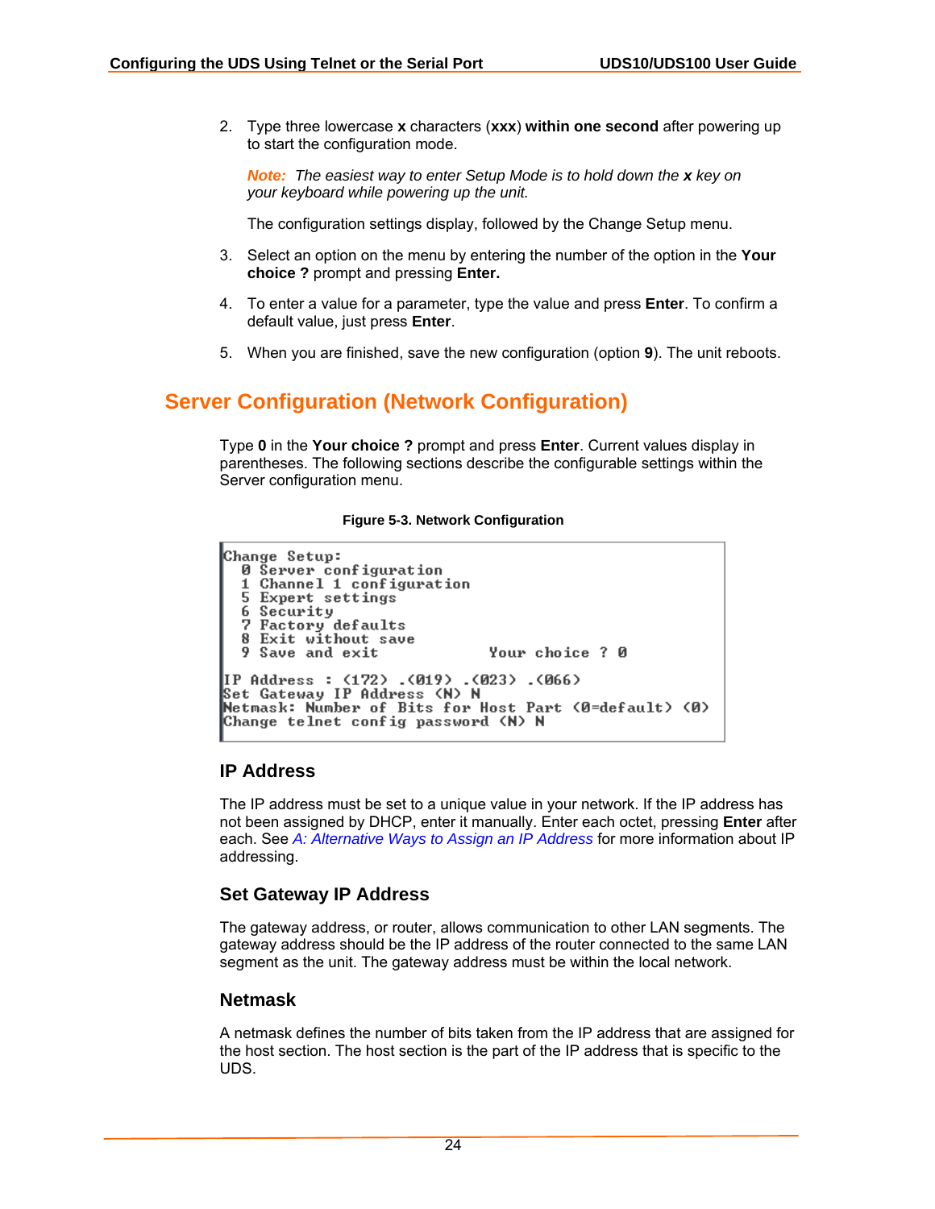2. Type three lowercase **x** characters (**xxx**) **within one second** after powering up to start the configuration mode.

   ***Note:*** *The easiest way to enter Setup Mode is to hold down the* ***x*** *key on your keyboard while powering up the unit.*

   The configuration settings display, followed by the Change Setup menu.

3. Select an option on the menu by entering the number of the option in the **Your choice ?** prompt and pressing **Enter.**

4. To enter a value for a parameter, type the value and press **Enter**. To confirm a default value, just press **Enter**.

5. When you are finished, save the new configuration (option **9**). The unit reboots.

## Server Configuration (Network Configuration)

Type **0** in the **Your choice ?** prompt and press **Enter**. Current values display in parentheses. The following sections describe the configurable settings within the Server configuration menu.

**Figure 5-3. Network Configuration**

```
Change Setup:
  0 Server configuration
  1 Channel 1 configuration
  5 Expert settings
  6 Security
  7 Factory defaults
  8 Exit without save
  9 Save and exit               Your choice ? 0

IP Address : (172) .(019) .(023) .(066)
Set Gateway IP Address (N) N
Netmask: Number of Bits for Host Part (0=default) (0)
Change telnet config password (N) N
```

### IP Address

The IP address must be set to a unique value in your network. If the IP address has not been assigned by DHCP, enter it manually. Enter each octet, pressing **Enter** after each. See *A: Alternative Ways to Assign an IP Address* for more information about IP addressing.

### Set Gateway IP Address

The gateway address, or router, allows communication to other LAN segments. The gateway address should be the IP address of the router connected to the same LAN segment as the unit. The gateway address must be within the local network.

### Netmask

A netmask defines the number of bits taken from the IP address that are assigned for the host section. The host section is the part of the IP address that is specific to the UDS.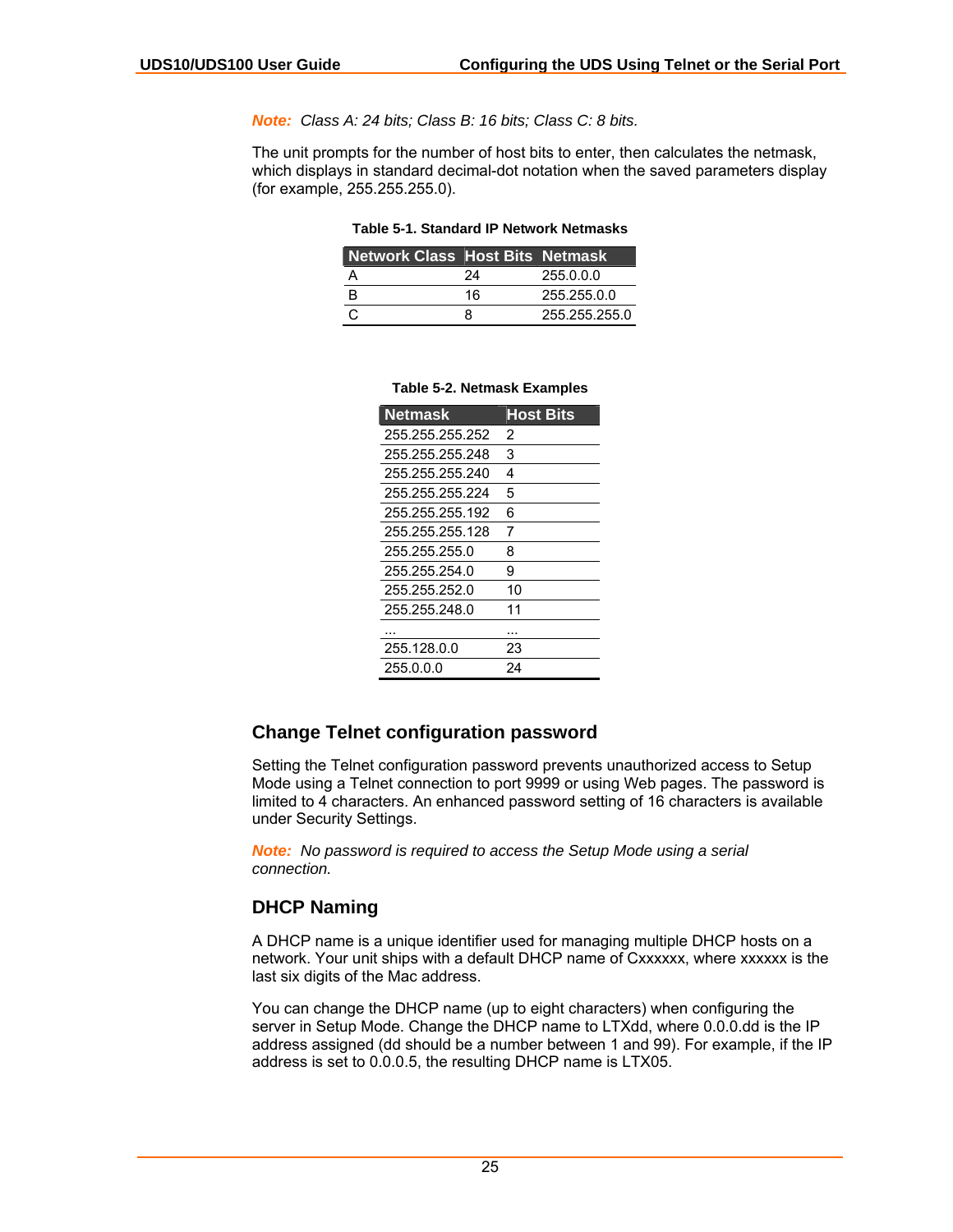***Note:** Class A: 24 bits; Class B: 16 bits; Class C: 8 bits.*

The unit prompts for the number of host bits to enter, then calculates the netmask, which displays in standard decimal-dot notation when the saved parameters display (for example, 255.255.255.0).

**Table 5-1. Standard IP Network Netmasks**

| Network Class | Host Bits | Netmask |
|---|---|---|
| A | 24 | 255.0.0.0 |
| B | 16 | 255.255.0.0 |
| C | 8 | 255.255.255.0 |

**Table 5-2. Netmask Examples**

| Netmask | Host Bits |
|---|---|
| 255.255.255.252 | 2 |
| 255.255.255.248 | 3 |
| 255.255.255.240 | 4 |
| 255.255.255.224 | 5 |
| 255.255.255.192 | 6 |
| 255.255.255.128 | 7 |
| 255.255.255.0 | 8 |
| 255.255.254.0 | 9 |
| 255.255.252.0 | 10 |
| 255.255.248.0 | 11 |
| ... | ... |
| 255.128.0.0 | 23 |
| 255.0.0.0 | 24 |

## Change Telnet configuration password

Setting the Telnet configuration password prevents unauthorized access to Setup Mode using a Telnet connection to port 9999 or using Web pages. The password is limited to 4 characters. An enhanced password setting of 16 characters is available under Security Settings.

***Note:** No password is required to access the Setup Mode using a serial connection.*

## DHCP Naming

A DHCP name is a unique identifier used for managing multiple DHCP hosts on a network. Your unit ships with a default DHCP name of Cxxxxxx, where xxxxxx is the last six digits of the Mac address.

You can change the DHCP name (up to eight characters) when configuring the server in Setup Mode. Change the DHCP name to LTXdd, where 0.0.0.dd is the IP address assigned (dd should be a number between 1 and 99). For example, if the IP address is set to 0.0.0.5, the resulting DHCP name is LTX05.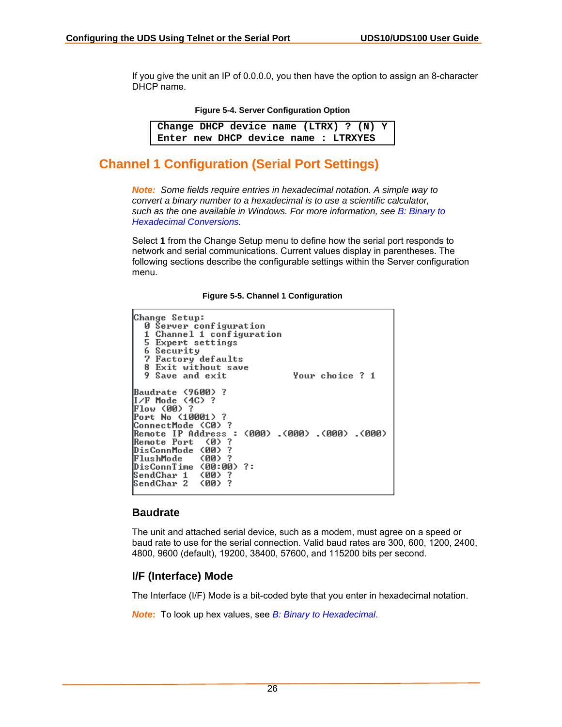If you give the unit an IP of 0.0.0.0, you then have the option to assign an 8-character DHCP name.

**Figure 5-4. Server Configuration Option**

```
Change DHCP device name (LTRX) ? (N) Y
Enter new DHCP device name : LTRXYES
```

## Channel 1 Configuration (Serial Port Settings)

***Note:*** *Some fields require entries in hexadecimal notation. A simple way to convert a binary number to a hexadecimal is to use a scientific calculator, such as the one available in Windows. For more information, see B: Binary to Hexadecimal Conversions.*

Select **1** from the Change Setup menu to define how the serial port responds to network and serial communications. Current values display in parentheses. The following sections describe the configurable settings within the Server configuration menu.

**Figure 5-5. Channel 1 Configuration**

```
Change Setup:
  0 Server configuration
  1 Channel 1 configuration
  5 Expert settings
  6 Security
  7 Factory defaults
  8 Exit without save
  9 Save and exit            Your choice ? 1

Baudrate (9600) ?
I/F Mode (4C) ?
Flow (00) ?
Port No (10001) ?
ConnectMode (C0) ?
Remote IP Address : (000) .(000) .(000) .(000)
Remote Port  (0) ?
DisConnMode (00) ?
FlushMode   (00) ?
DisConnTime (00:00) ?:
SendChar 1  (00) ?
SendChar 2  (00) ?
```

### Baudrate

The unit and attached serial device, such as a modem, must agree on a speed or baud rate to use for the serial connection. Valid baud rates are 300, 600, 1200, 2400, 4800, 9600 (default), 19200, 38400, 57600, and 115200 bits per second.

### I/F (Interface) Mode

The Interface (I/F) Mode is a bit-coded byte that you enter in hexadecimal notation.

**Note:** To look up hex values, see *B: Binary to Hexadecimal*.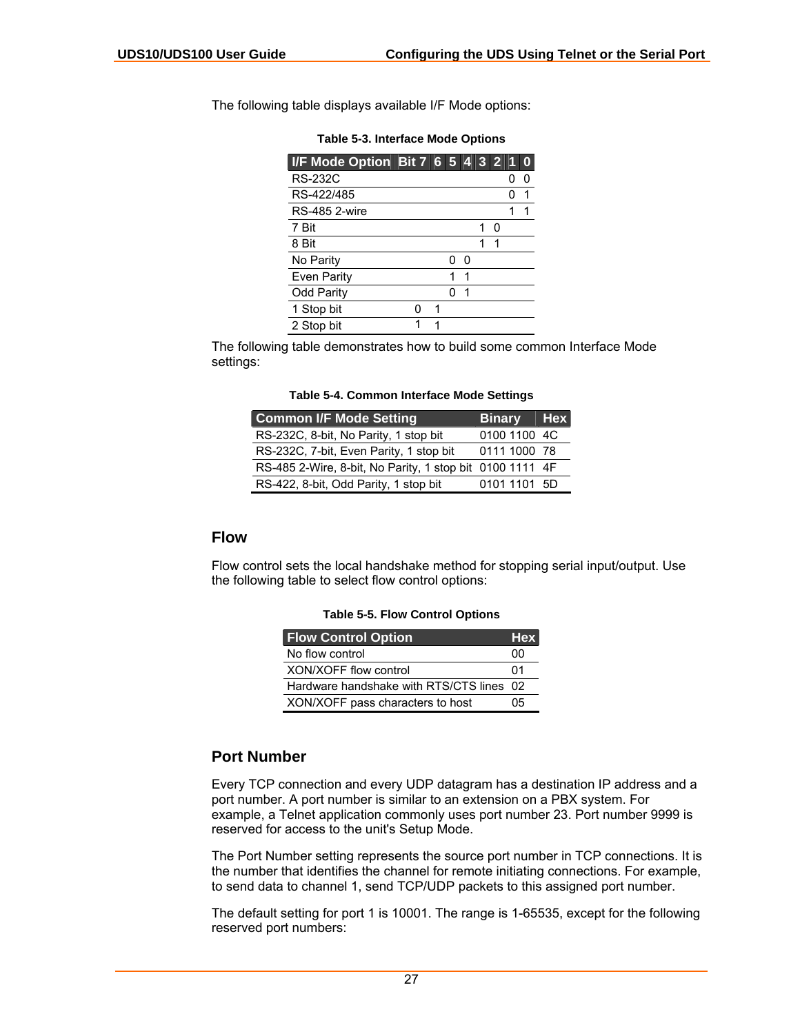The following table displays available I/F Mode options:

**Table 5-3. Interface Mode Options**

| I/F Mode Option | Bit 7 | 6 | 5 | 4 | 3 | 2 | 1 | 0 |
|---|---|---|---|---|---|---|---|---|
| RS-232C | | | | | | | 0 | 0 |
| RS-422/485 | | | | | | | 0 | 1 |
| RS-485 2-wire | | | | | | | 1 | 1 |
| 7 Bit | | | | | 1 | 0 | | |
| 8 Bit | | | | | 1 | 1 | | |
| No Parity | | | 0 | 0 | | | | |
| Even Parity | | | 1 | 1 | | | | |
| Odd Parity | | | 0 | 1 | | | | |
| 1 Stop bit | 0 | 1 | | | | | | |
| 2 Stop bit | 1 | 1 | | | | | | |

The following table demonstrates how to build some common Interface Mode settings:

**Table 5-4. Common Interface Mode Settings**

| Common I/F Mode Setting | Binary | Hex |
|---|---|---|
| RS-232C, 8-bit, No Parity, 1 stop bit | 0100 1100 | 4C |
| RS-232C, 7-bit, Even Parity, 1 stop bit | 0111 1000 | 78 |
| RS-485 2-Wire, 8-bit, No Parity, 1 stop bit | 0100 1111 | 4F |
| RS-422, 8-bit, Odd Parity, 1 stop bit | 0101 1101 | 5D |

## Flow

Flow control sets the local handshake method for stopping serial input/output. Use the following table to select flow control options:

**Table 5-5. Flow Control Options**

| Flow Control Option | Hex |
|---|---|
| No flow control | 00 |
| XON/XOFF flow control | 01 |
| Hardware handshake with RTS/CTS lines | 02 |
| XON/XOFF pass characters to host | 05 |

## Port Number

Every TCP connection and every UDP datagram has a destination IP address and a port number. A port number is similar to an extension on a PBX system. For example, a Telnet application commonly uses port number 23. Port number 9999 is reserved for access to the unit's Setup Mode.

The Port Number setting represents the source port number in TCP connections. It is the number that identifies the channel for remote initiating connections. For example, to send data to channel 1, send TCP/UDP packets to this assigned port number.

The default setting for port 1 is 10001. The range is 1-65535, except for the following reserved port numbers: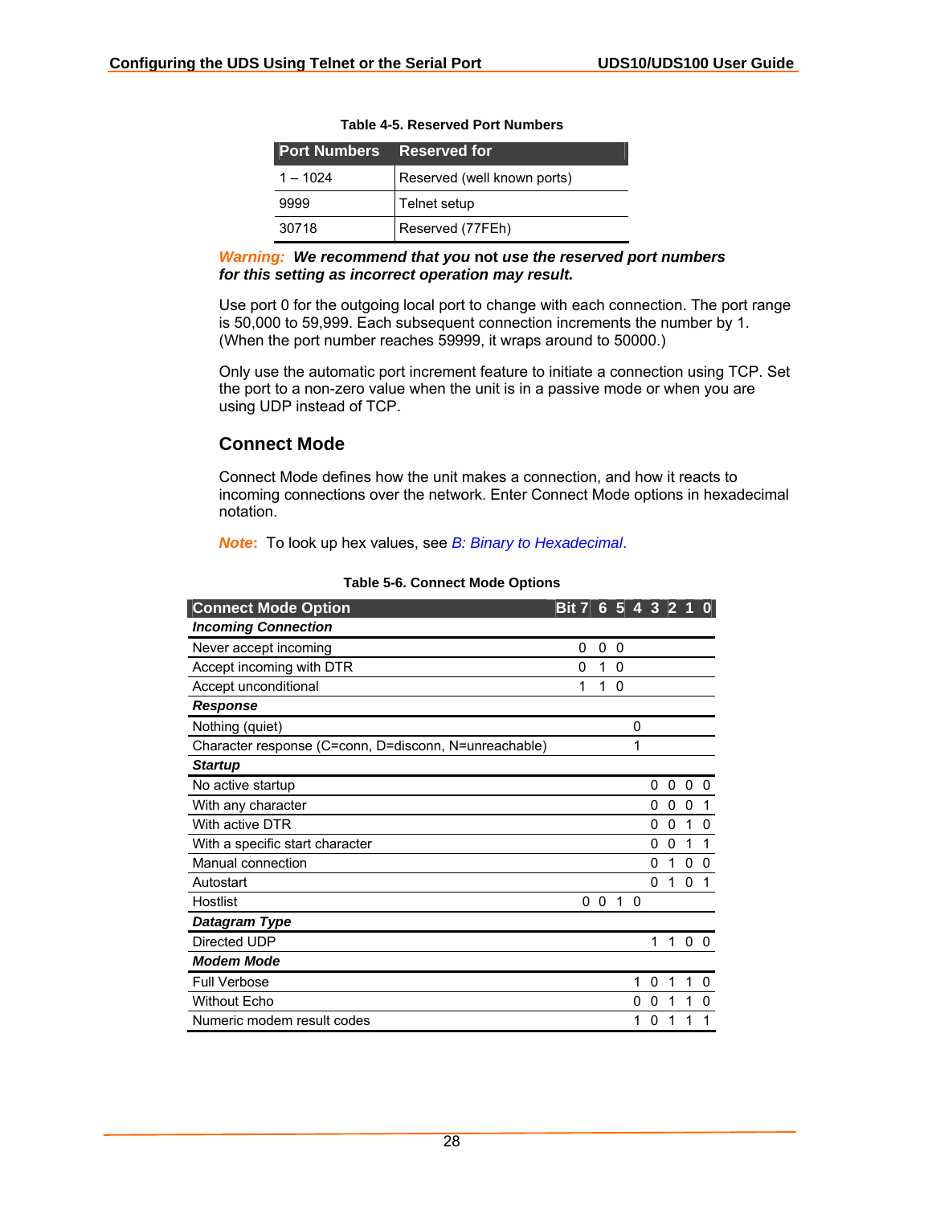**Table 4-5. Reserved Port Numbers**

| Port Numbers | Reserved for |
|---|---|
| 1 – 1024 | Reserved (well known ports) |
| 9999 | Telnet setup |
| 30718 | Reserved (77FEh) |

***Warning:*** ***We recommend that you*** **not** ***use the reserved port numbers for this setting as incorrect operation may result.***

Use port 0 for the outgoing local port to change with each connection. The port range is 50,000 to 59,999. Each subsequent connection increments the number by 1. (When the port number reaches 59999, it wraps around to 50000.)

Only use the automatic port increment feature to initiate a connection using TCP. Set the port to a non-zero value when the unit is in a passive mode or when you are using UDP instead of TCP.

## Connect Mode

Connect Mode defines how the unit makes a connection, and how it reacts to incoming connections over the network. Enter Connect Mode options in hexadecimal notation.

**Note:** To look up hex values, see *B: Binary to Hexadecimal*.

**Table 5-6. Connect Mode Options**

| Connect Mode Option | Bit 7 | 6 | 5 | 4 | 3 | 2 | 1 | 0 |
|---|---|---|---|---|---|---|---|---|
| ***Incoming Connection*** | | | | | | | | |
| Never accept incoming | 0 | 0 | 0 | | | | | |
| Accept incoming with DTR | 0 | 1 | 0 | | | | | |
| Accept unconditional | 1 | 1 | 0 | | | | | |
| ***Response*** | | | | | | | | |
| Nothing (quiet) | | | | 0 | | | | |
| Character response (C=conn, D=disconn, N=unreachable) | | | | 1 | | | | |
| ***Startup*** | | | | | | | | |
| No active startup | | | | | 0 | 0 | 0 | 0 |
| With any character | | | | | 0 | 0 | 0 | 1 |
| With active DTR | | | | | 0 | 0 | 1 | 0 |
| With a specific start character | | | | | 0 | 0 | 1 | 1 |
| Manual connection | | | | | 0 | 1 | 0 | 0 |
| Autostart | | | | | 0 | 1 | 0 | 1 |
| Hostlist | 0 | 0 | 1 | 0 | | | | |
| ***Datagram Type*** | | | | | | | | |
| Directed UDP | | | | | 1 | 1 | 0 | 0 |
| ***Modem Mode*** | | | | | | | | |
| Full Verbose | | | | 1 | 0 | 1 | 1 | 0 |
| Without Echo | | | | 0 | 0 | 1 | 1 | 0 |
| Numeric modem result codes | | | | 1 | 0 | 1 | 1 | 1 |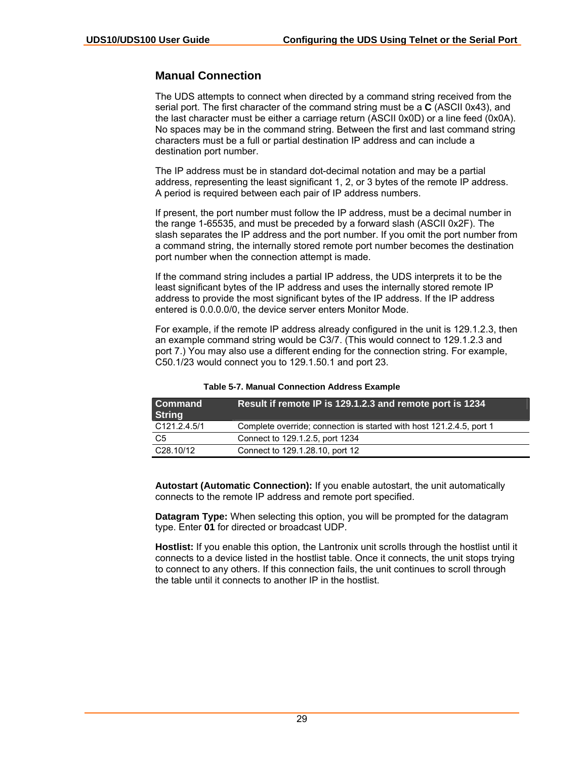## Manual Connection

The UDS attempts to connect when directed by a command string received from the serial port. The first character of the command string must be a **C** (ASCII 0x43), and the last character must be either a carriage return (ASCII 0x0D) or a line feed (0x0A). No spaces may be in the command string. Between the first and last command string characters must be a full or partial destination IP address and can include a destination port number.

The IP address must be in standard dot-decimal notation and may be a partial address, representing the least significant 1, 2, or 3 bytes of the remote IP address. A period is required between each pair of IP address numbers.

If present, the port number must follow the IP address, must be a decimal number in the range 1-65535, and must be preceded by a forward slash (ASCII 0x2F). The slash separates the IP address and the port number. If you omit the port number from a command string, the internally stored remote port number becomes the destination port number when the connection attempt is made.

If the command string includes a partial IP address, the UDS interprets it to be the least significant bytes of the IP address and uses the internally stored remote IP address to provide the most significant bytes of the IP address. If the IP address entered is 0.0.0.0/0, the device server enters Monitor Mode.

For example, if the remote IP address already configured in the unit is 129.1.2.3, then an example command string would be C3/7. (This would connect to 129.1.2.3 and port 7.) You may also use a different ending for the connection string. For example, C50.1/23 would connect you to 129.1.50.1 and port 23.

**Table 5-7. Manual Connection Address Example**

| Command String | Result if remote IP is 129.1.2.3 and remote port is 1234 |
|---|---|
| C121.2.4.5/1 | Complete override; connection is started with host 121.2.4.5, port 1 |
| C5 | Connect to 129.1.2.5, port 1234 |
| C28.10/12 | Connect to 129.1.28.10, port 12 |

**Autostart (Automatic Connection):** If you enable autostart, the unit automatically connects to the remote IP address and remote port specified.

**Datagram Type:** When selecting this option, you will be prompted for the datagram type. Enter **01** for directed or broadcast UDP.

**Hostlist:** If you enable this option, the Lantronix unit scrolls through the hostlist until it connects to a device listed in the hostlist table. Once it connects, the unit stops trying to connect to any others. If this connection fails, the unit continues to scroll through the table until it connects to another IP in the hostlist.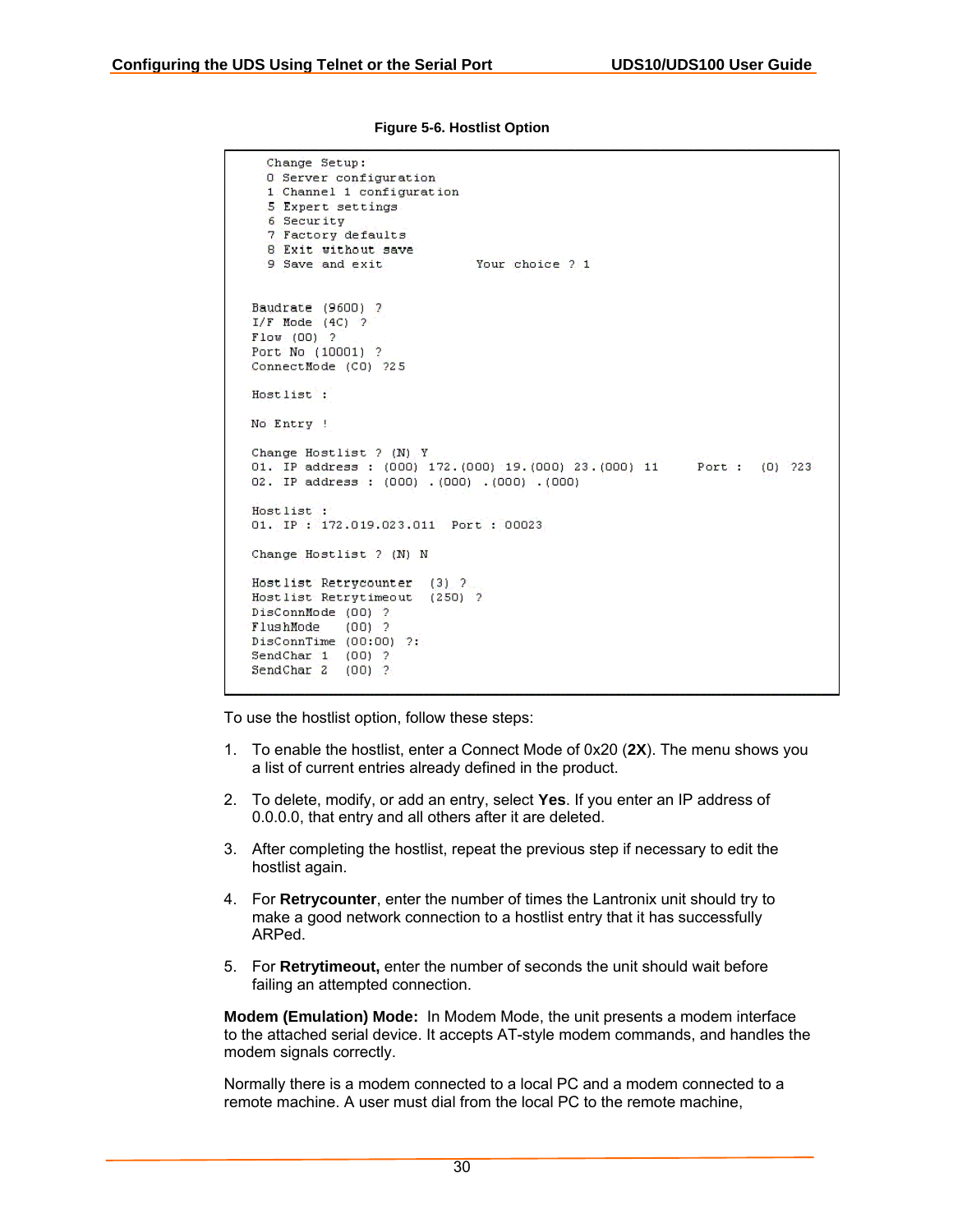**Figure 5-6. Hostlist Option**

```
  Change Setup:
  0 Server configuration
  1 Channel 1 configuration
  5 Expert settings
  6 Security
  7 Factory defaults
  8 Exit without save
  9 Save and exit            Your choice ? 1


Baudrate (9600) ?
I/F Mode (4C) ?
Flow (00) ?
Port No (10001) ?
ConnectMode (C0) ?25

Hostlist :

No Entry !

Change Hostlist ? (N) Y
01. IP address : (000) 172.(000) 19.(000) 23.(000) 11     Port :  (0) ?23
02. IP address : (000) .(000) .(000) .(000)

Hostlist :
01. IP : 172.019.023.011  Port : 00023

Change Hostlist ? (N) N

Hostlist Retrycounter  (3) ?
Hostlist Retrytimeout  (250) ?
DisConnMode (00) ?
FlushMode   (00) ?
DisConnTime (00:00) ?:
SendChar 1  (00) ?
SendChar 2  (00) ?
```

To use the hostlist option, follow these steps:

1. To enable the hostlist, enter a Connect Mode of 0x20 (**2X**). The menu shows you a list of current entries already defined in the product.
2. To delete, modify, or add an entry, select **Yes**. If you enter an IP address of 0.0.0.0, that entry and all others after it are deleted.
3. After completing the hostlist, repeat the previous step if necessary to edit the hostlist again.
4. For **Retrycounter**, enter the number of times the Lantronix unit should try to make a good network connection to a hostlist entry that it has successfully ARPed.
5. For **Retrytimeout,** enter the number of seconds the unit should wait before failing an attempted connection.

**Modem (Emulation) Mode:** In Modem Mode, the unit presents a modem interface to the attached serial device. It accepts AT-style modem commands, and handles the modem signals correctly.

Normally there is a modem connected to a local PC and a modem connected to a remote machine. A user must dial from the local PC to the remote machine,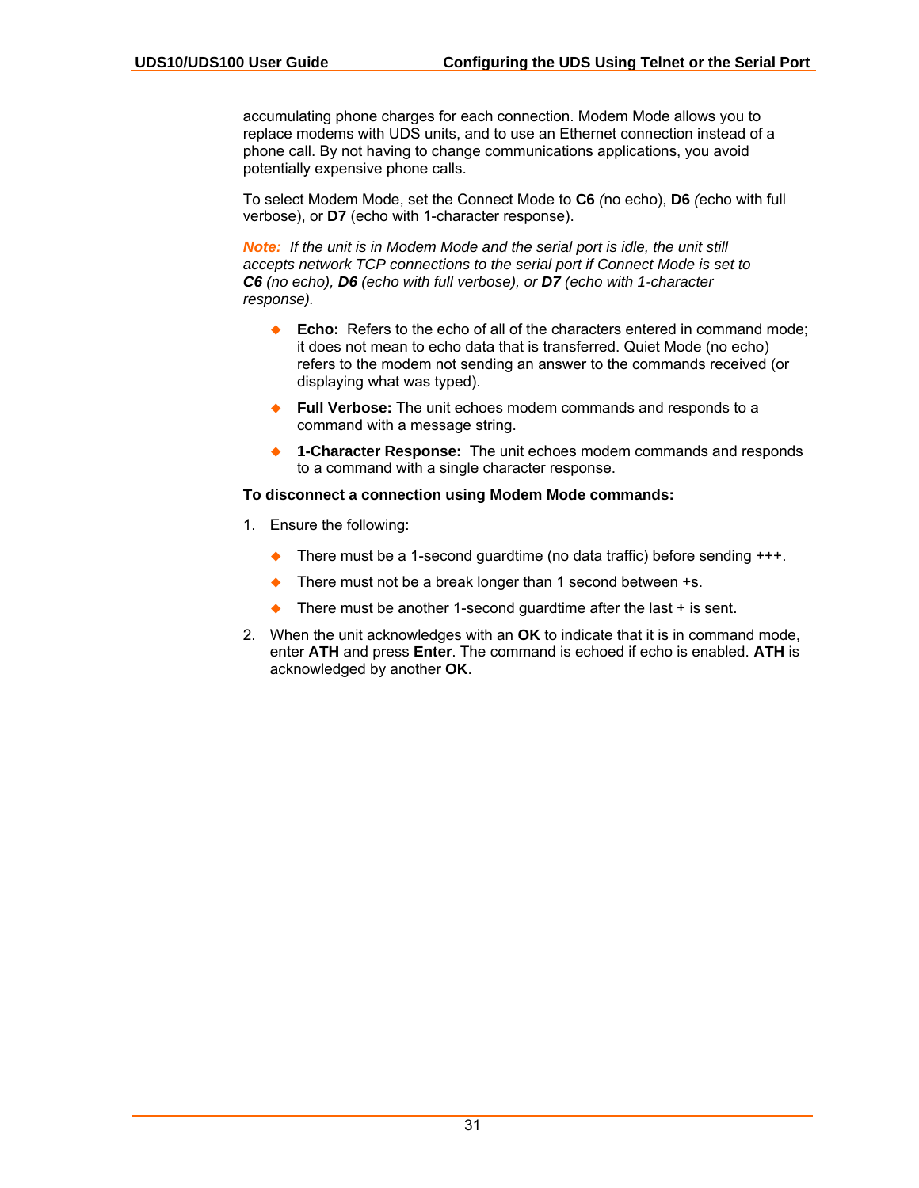accumulating phone charges for each connection. Modem Mode allows you to replace modems with UDS units, and to use an Ethernet connection instead of a phone call. By not having to change communications applications, you avoid potentially expensive phone calls.

To select Modem Mode, set the Connect Mode to **C6** *(*no echo), **D6** *(*echo with full verbose), or **D7** (echo with 1-character response).

***Note:*** *If the unit is in Modem Mode and the serial port is idle, the unit still accepts network TCP connections to the serial port if Connect Mode is set to* ***C6*** *(no echo),* ***D6*** *(echo with full verbose), or* ***D7*** *(echo with 1-character response).*

- **Echo:** Refers to the echo of all of the characters entered in command mode; it does not mean to echo data that is transferred. Quiet Mode (no echo) refers to the modem not sending an answer to the commands received (or displaying what was typed).
- **Full Verbose:** The unit echoes modem commands and responds to a command with a message string.
- **1-Character Response:** The unit echoes modem commands and responds to a command with a single character response.

**To disconnect a connection using Modem Mode commands:**

1. Ensure the following:
   - There must be a 1-second guardtime (no data traffic) before sending +++.
   - There must not be a break longer than 1 second between +s.
   - There must be another 1-second guardtime after the last + is sent.
2. When the unit acknowledges with an **OK** to indicate that it is in command mode, enter **ATH** and press **Enter**. The command is echoed if echo is enabled. **ATH** is acknowledged by another **OK**.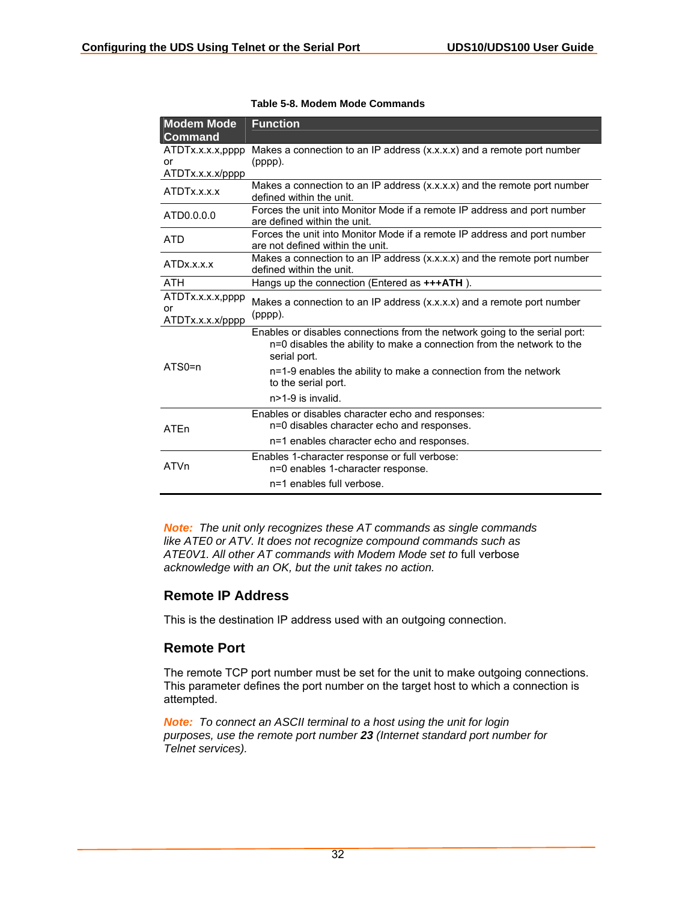**Table 5-8. Modem Mode Commands**

| Modem Mode Command | Function |
|---|---|
| ATDTx.x.x.x,pppp or ATDTx.x.x.x/pppp | Makes a connection to an IP address (x.x.x.x) and a remote port number (pppp). |
| ATDTx.x.x.x | Makes a connection to an IP address (x.x.x.x) and the remote port number defined within the unit. |
| ATD0.0.0.0 | Forces the unit into Monitor Mode if a remote IP address and port number are defined within the unit. |
| ATD | Forces the unit into Monitor Mode if a remote IP address and port number are not defined within the unit. |
| ATDx.x.x.x | Makes a connection to an IP address (x.x.x.x) and the remote port number defined within the unit. |
| ATH | Hangs up the connection (Entered as **+++ATH** ). |
| ATDTx.x.x.x,pppp or ATDTx.x.x.x/pppp | Makes a connection to an IP address (x.x.x.x) and a remote port number (pppp). |
| ATS0=n | Enables or disables connections from the network going to the serial port:<br>n=0 disables the ability to make a connection from the network to the serial port.<br>n=1-9 enables the ability to make a connection from the network to the serial port.<br>n>1-9 is invalid. |
| ATEn | Enables or disables character echo and responses:<br>n=0 disables character echo and responses.<br>n=1 enables character echo and responses. |
| ATVn | Enables 1-character response or full verbose:<br>n=0 enables 1-character response.<br>n=1 enables full verbose. |

***Note:** The unit only recognizes these AT commands as single commands like ATE0 or ATV. It does not recognize compound commands such as ATE0V1. All other AT commands with Modem Mode set to* full verbose *acknowledge with an OK, but the unit takes no action.*

## Remote IP Address

This is the destination IP address used with an outgoing connection.

## Remote Port

The remote TCP port number must be set for the unit to make outgoing connections. This parameter defines the port number on the target host to which a connection is attempted.

***Note:** To connect an ASCII terminal to a host using the unit for login purposes, use the remote port number **23** (Internet standard port number for Telnet services).*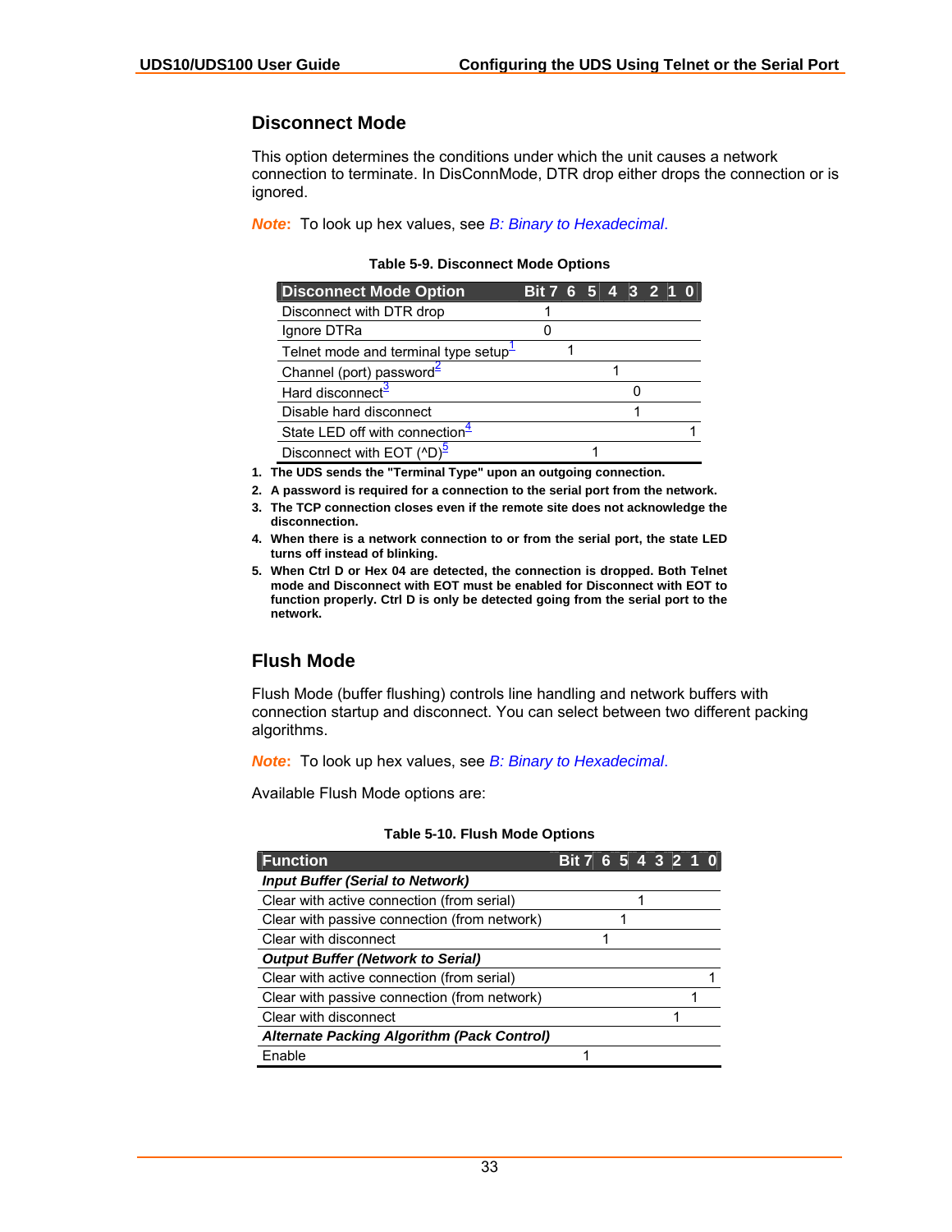## Disconnect Mode

This option determines the conditions under which the unit causes a network connection to terminate. In DisConnMode, DTR drop either drops the connection or is ignored.

***Note:*** To look up hex values, see *B: Binary to Hexadecimal*.

**Table 5-9. Disconnect Mode Options**

| Disconnect Mode Option | Bit 7 | 6 | 5 | 4 | 3 | 2 | 1 | 0 |
|---|---|---|---|---|---|---|---|---|
| Disconnect with DTR drop | 1 | | | | | | | |
| Ignore DTRa | 0 | | | | | | | |
| Telnet mode and terminal type setup[1] | | 1 | | | | | | |
| Channel (port) password[2] | | | | 1 | | | | |
| Hard disconnect[3] | | | | | 0 | | | |
| Disable hard disconnect | | | | | 1 | | | |
| State LED off with connection[4] | | | | | | | | 1 |
| Disconnect with EOT (^D)[5] | | | 1 | | | | | |

1. **The UDS sends the "Terminal Type" upon an outgoing connection.**
2. **A password is required for a connection to the serial port from the network.**
3. **The TCP connection closes even if the remote site does not acknowledge the disconnection.**
4. **When there is a network connection to or from the serial port, the state LED turns off instead of blinking.**
5. **When Ctrl D or Hex 04 are detected, the connection is dropped. Both Telnet mode and Disconnect with EOT must be enabled for Disconnect with EOT to function properly. Ctrl D is only be detected going from the serial port to the network.**

## Flush Mode

Flush Mode (buffer flushing) controls line handling and network buffers with connection startup and disconnect. You can select between two different packing algorithms.

***Note:*** To look up hex values, see *B: Binary to Hexadecimal*.

Available Flush Mode options are:

**Table 5-10. Flush Mode Options**

| Function | Bit 7 | 6 | 5 | 4 | 3 | 2 | 1 | 0 |
|---|---|---|---|---|---|---|---|---|
| ***Input Buffer (Serial to Network)*** | | | | | | | | |
| Clear with active connection (from serial) | | | | 1 | | | | |
| Clear with passive connection (from network) | | | 1 | | | | | |
| Clear with disconnect | | 1 | | | | | | |
| ***Output Buffer (Network to Serial)*** | | | | | | | | |
| Clear with active connection (from serial) | | | | | | | | 1 |
| Clear with passive connection (from network) | | | | | | | 1 | |
| Clear with disconnect | | | | | | 1 | | |
| ***Alternate Packing Algorithm (Pack Control)*** | | | | | | | | |
| Enable | 1 | | | | | | | |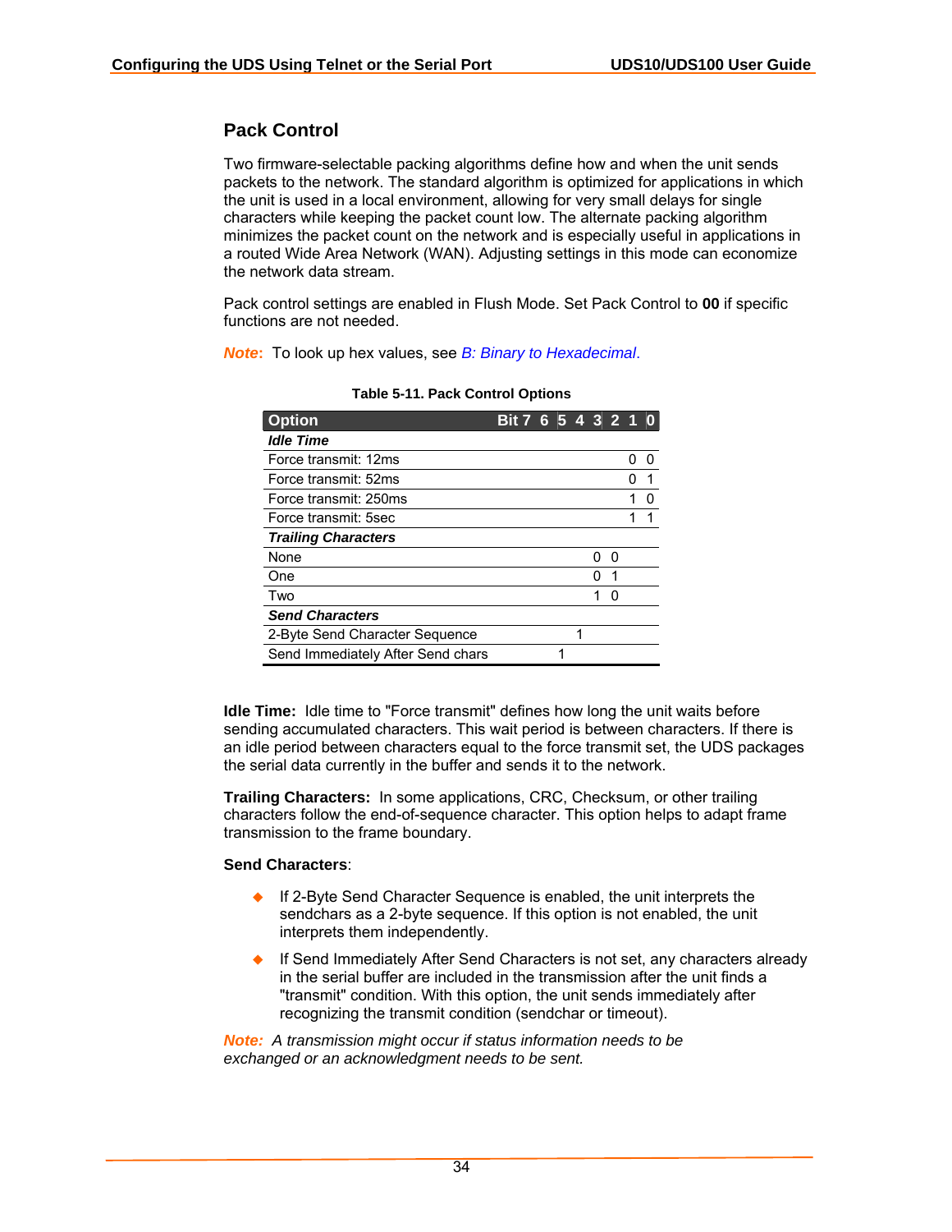## Pack Control

Two firmware-selectable packing algorithms define how and when the unit sends packets to the network. The standard algorithm is optimized for applications in which the unit is used in a local environment, allowing for very small delays for single characters while keeping the packet count low. The alternate packing algorithm minimizes the packet count on the network and is especially useful in applications in a routed Wide Area Network (WAN). Adjusting settings in this mode can economize the network data stream.

Pack control settings are enabled in Flush Mode. Set Pack Control to **00** if specific functions are not needed.

***Note***: To look up hex values, see *B: Binary to Hexadecimal*.

**Table 5-11. Pack Control Options**

| Option | Bit 7 | 6 | 5 | 4 | 3 | 2 | 1 | 0 |
|---|---|---|---|---|---|---|---|---|
| ***Idle Time*** | | | | | | | | |
| Force transmit: 12ms | | | | | | | 0 | 0 |
| Force transmit: 52ms | | | | | | | 0 | 1 |
| Force transmit: 250ms | | | | | | | 1 | 0 |
| Force transmit: 5sec | | | | | | | 1 | 1 |
| ***Trailing Characters*** | | | | | | | | |
| None | | | | | 0 | 0 | | |
| One | | | | | 0 | 1 | | |
| Two | | | | | 1 | 0 | | |
| ***Send Characters*** | | | | | | | | |
| 2-Byte Send Character Sequence | | | | 1 | | | | |
| Send Immediately After Send chars | | | 1 | | | | | |

**Idle Time:** Idle time to "Force transmit" defines how long the unit waits before sending accumulated characters. This wait period is between characters. If there is an idle period between characters equal to the force transmit set, the UDS packages the serial data currently in the buffer and sends it to the network.

**Trailing Characters:** In some applications, CRC, Checksum, or other trailing characters follow the end-of-sequence character. This option helps to adapt frame transmission to the frame boundary.

**Send Characters**:

- If 2-Byte Send Character Sequence is enabled, the unit interprets the sendchars as a 2-byte sequence. If this option is not enabled, the unit interprets them independently.
- If Send Immediately After Send Characters is not set, any characters already in the serial buffer are included in the transmission after the unit finds a "transmit" condition. With this option, the unit sends immediately after recognizing the transmit condition (sendchar or timeout).

***Note:*** *A transmission might occur if status information needs to be exchanged or an acknowledgment needs to be sent.*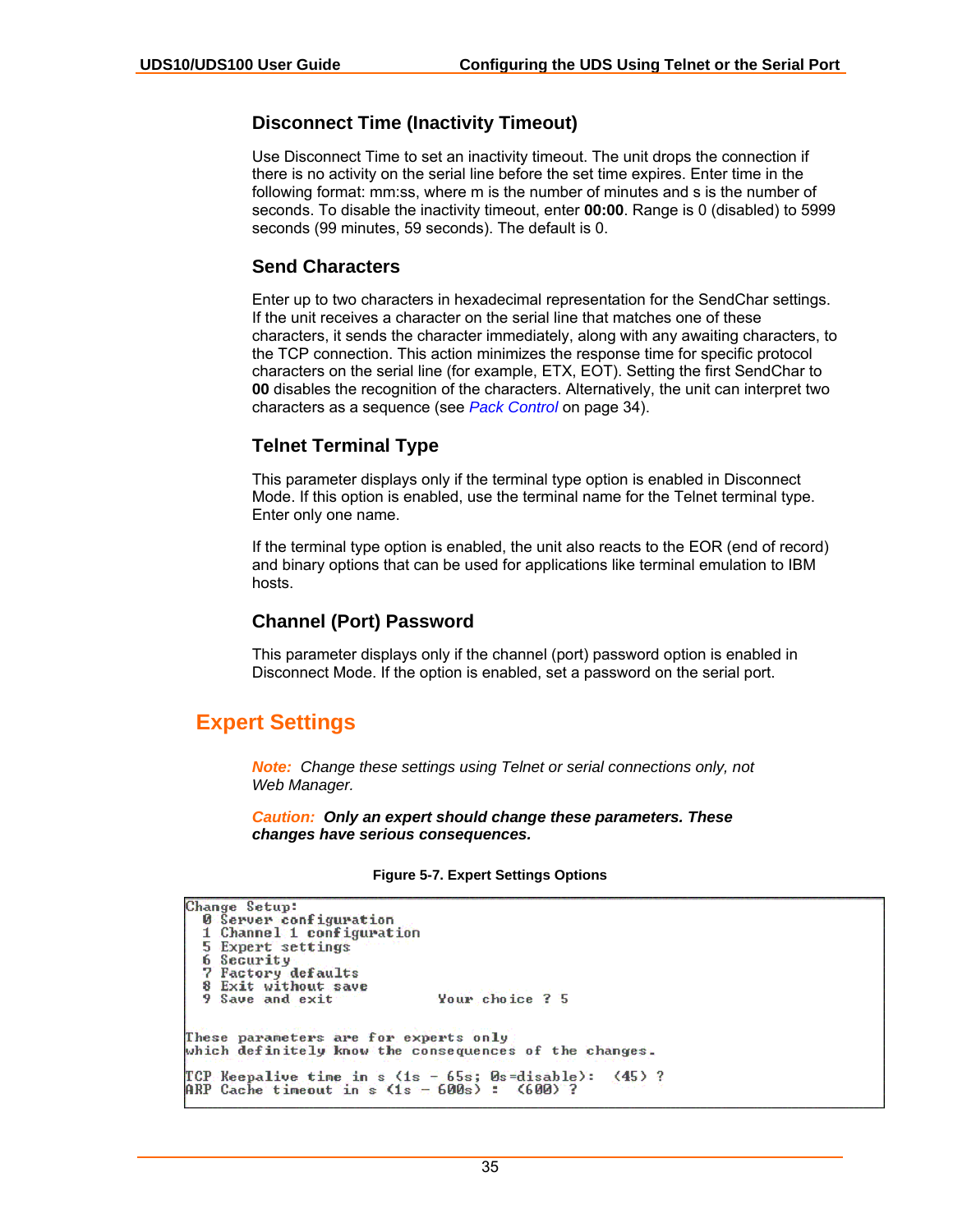### Disconnect Time (Inactivity Timeout)

Use Disconnect Time to set an inactivity timeout. The unit drops the connection if there is no activity on the serial line before the set time expires. Enter time in the following format: mm:ss, where m is the number of minutes and s is the number of seconds. To disable the inactivity timeout, enter **00:00**. Range is 0 (disabled) to 5999 seconds (99 minutes, 59 seconds). The default is 0.

### Send Characters

Enter up to two characters in hexadecimal representation for the SendChar settings. If the unit receives a character on the serial line that matches one of these characters, it sends the character immediately, along with any awaiting characters, to the TCP connection. This action minimizes the response time for specific protocol characters on the serial line (for example, ETX, EOT). Setting the first SendChar to **00** disables the recognition of the characters. Alternatively, the unit can interpret two characters as a sequence (see *Pack Control* on page 34).

### Telnet Terminal Type

This parameter displays only if the terminal type option is enabled in Disconnect Mode. If this option is enabled, use the terminal name for the Telnet terminal type. Enter only one name.

If the terminal type option is enabled, the unit also reacts to the EOR (end of record) and binary options that can be used for applications like terminal emulation to IBM hosts.

### Channel (Port) Password

This parameter displays only if the channel (port) password option is enabled in Disconnect Mode. If the option is enabled, set a password on the serial port.

## Expert Settings

*Note: Change these settings using Telnet or serial connections only, not Web Manager.*

***Caution: Only an expert should change these parameters. These changes have serious consequences.***

**Figure 5-7. Expert Settings Options**

```
Change Setup:
  0 Server configuration
  1 Channel 1 configuration
  5 Expert settings
  6 Security
  7 Factory defaults
  8 Exit without save
  9 Save and exit            Your choice ? 5

These parameters are for experts only
which definitely know the consequences of the changes.

TCP Keepalive time in s (1s - 65s; 0s=disable):  (45) ?
ARP Cache timeout in s (1s - 600s) :  (600) ?
```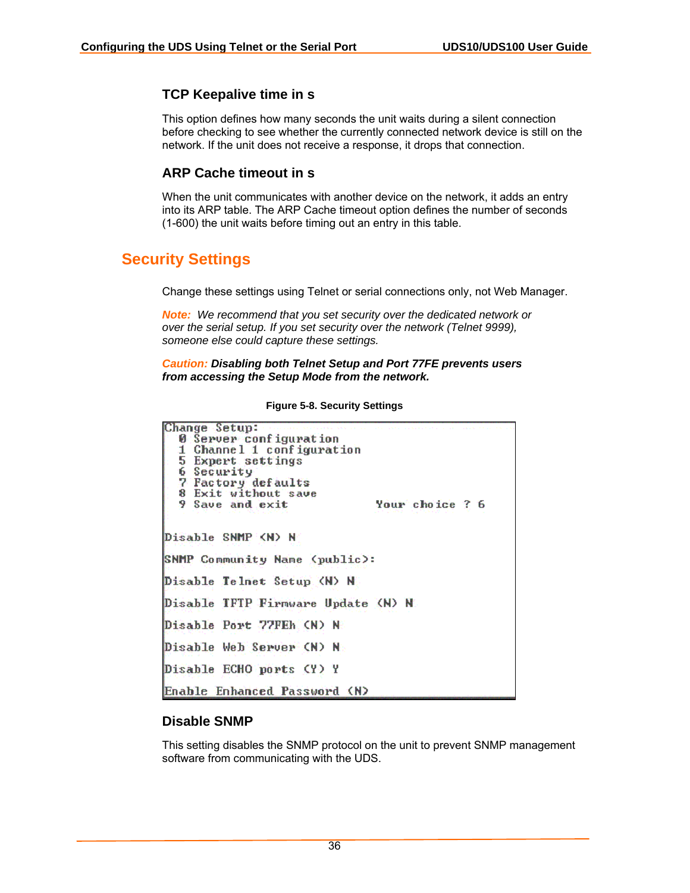### TCP Keepalive time in s

This option defines how many seconds the unit waits during a silent connection before checking to see whether the currently connected network device is still on the network. If the unit does not receive a response, it drops that connection.

### ARP Cache timeout in s

When the unit communicates with another device on the network, it adds an entry into its ARP table. The ARP Cache timeout option defines the number of seconds (1-600) the unit waits before timing out an entry in this table.

## Security Settings

Change these settings using Telnet or serial connections only, not Web Manager.

***Note:*** *We recommend that you set security over the dedicated network or over the serial setup. If you set security over the network (Telnet 9999), someone else could capture these settings.*

***Caution: Disabling both Telnet Setup and Port 77FE prevents users from accessing the Setup Mode from the network.***

**Figure 5-8. Security Settings**

```
Change Setup:
  0 Server configuration
  1 Channel 1 configuration
  5 Expert settings
  6 Security
  7 Factory defaults
  8 Exit without save
  9 Save and exit             Your choice ? 6

Disable SNMP (N) N

SNMP Community Name (public):

Disable Telnet Setup (N) N

Disable TFTP Firmware Update (N) N

Disable Port 77FEh (N) N

Disable Web Server (N) N

Disable ECHO ports (Y) Y

Enable Enhanced Password (N)
```

### Disable SNMP

This setting disables the SNMP protocol on the unit to prevent SNMP management software from communicating with the UDS.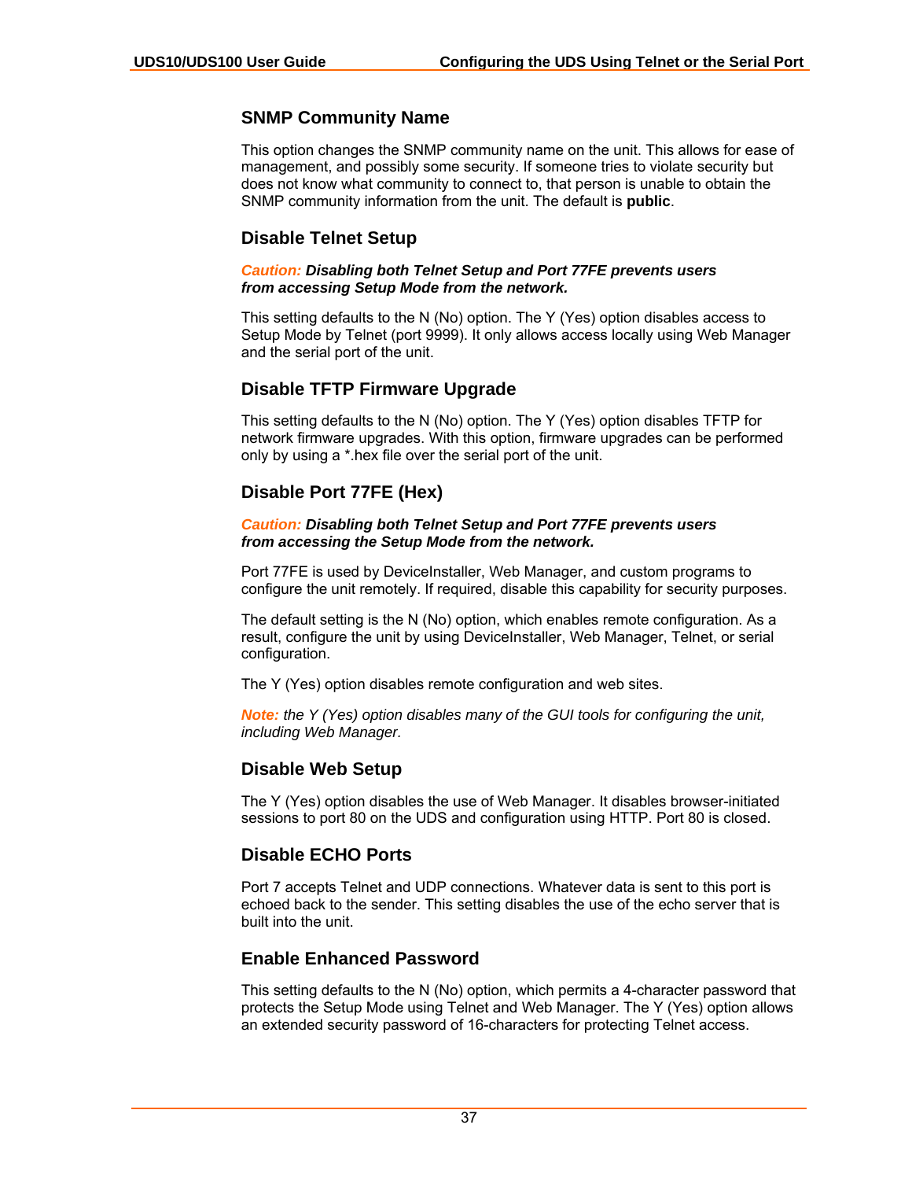### SNMP Community Name

This option changes the SNMP community name on the unit. This allows for ease of management, and possibly some security. If someone tries to violate security but does not know what community to connect to, that person is unable to obtain the SNMP community information from the unit. The default is **public**.

### Disable Telnet Setup

***Caution:* *Disabling both Telnet Setup and Port 77FE prevents users from accessing Setup Mode from the network.***

This setting defaults to the N (No) option. The Y (Yes) option disables access to Setup Mode by Telnet (port 9999). It only allows access locally using Web Manager and the serial port of the unit.

### Disable TFTP Firmware Upgrade

This setting defaults to the N (No) option. The Y (Yes) option disables TFTP for network firmware upgrades. With this option, firmware upgrades can be performed only by using a *.hex file over the serial port of the unit.

### Disable Port 77FE (Hex)

***Caution:* *Disabling both Telnet Setup and Port 77FE prevents users from accessing the Setup Mode from the network.***

Port 77FE is used by DeviceInstaller, Web Manager, and custom programs to configure the unit remotely. If required, disable this capability for security purposes.

The default setting is the N (No) option, which enables remote configuration. As a result, configure the unit by using DeviceInstaller, Web Manager, Telnet, or serial configuration.

The Y (Yes) option disables remote configuration and web sites.

***Note:*** *the Y (Yes) option disables many of the GUI tools for configuring the unit, including Web Manager.*

### Disable Web Setup

The Y (Yes) option disables the use of Web Manager. It disables browser-initiated sessions to port 80 on the UDS and configuration using HTTP. Port 80 is closed.

### Disable ECHO Ports

Port 7 accepts Telnet and UDP connections. Whatever data is sent to this port is echoed back to the sender. This setting disables the use of the echo server that is built into the unit.

### Enable Enhanced Password

This setting defaults to the N (No) option, which permits a 4-character password that protects the Setup Mode using Telnet and Web Manager. The Y (Yes) option allows an extended security password of 16-characters for protecting Telnet access.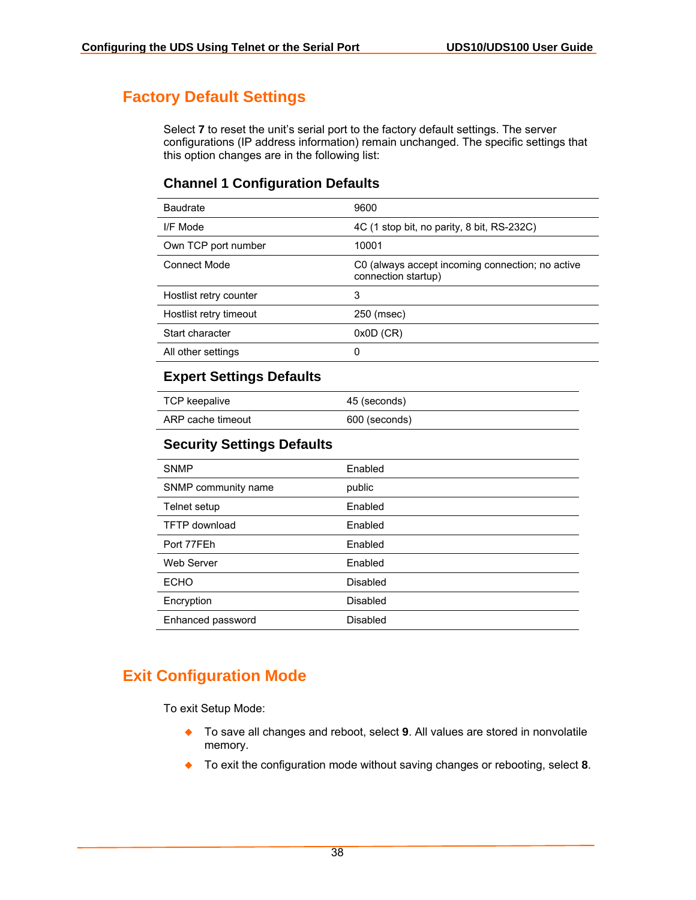# Factory Default Settings

Select **7** to reset the unit's serial port to the factory default settings. The server configurations (IP address information) remain unchanged. The specific settings that this option changes are in the following list:

## Channel 1 Configuration Defaults

| | |
|---|---|
| Baudrate | 9600 |
| I/F Mode | 4C (1 stop bit, no parity, 8 bit, RS-232C) |
| Own TCP port number | 10001 |
| Connect Mode | C0 (always accept incoming connection; no active connection startup) |
| Hostlist retry counter | 3 |
| Hostlist retry timeout | 250 (msec) |
| Start character | 0x0D (CR) |
| All other settings | 0 |

## Expert Settings Defaults

| | |
|---|---|
| TCP keepalive | 45 (seconds) |
| ARP cache timeout | 600 (seconds) |

## Security Settings Defaults

| | |
|---|---|
| SNMP | Enabled |
| SNMP community name | public |
| Telnet setup | Enabled |
| TFTP download | Enabled |
| Port 77FEh | Enabled |
| Web Server | Enabled |
| ECHO | Disabled |
| Encryption | Disabled |
| Enhanced password | Disabled |

# Exit Configuration Mode

To exit Setup Mode:

- To save all changes and reboot, select **9**. All values are stored in nonvolatile memory.
- To exit the configuration mode without saving changes or rebooting, select **8**.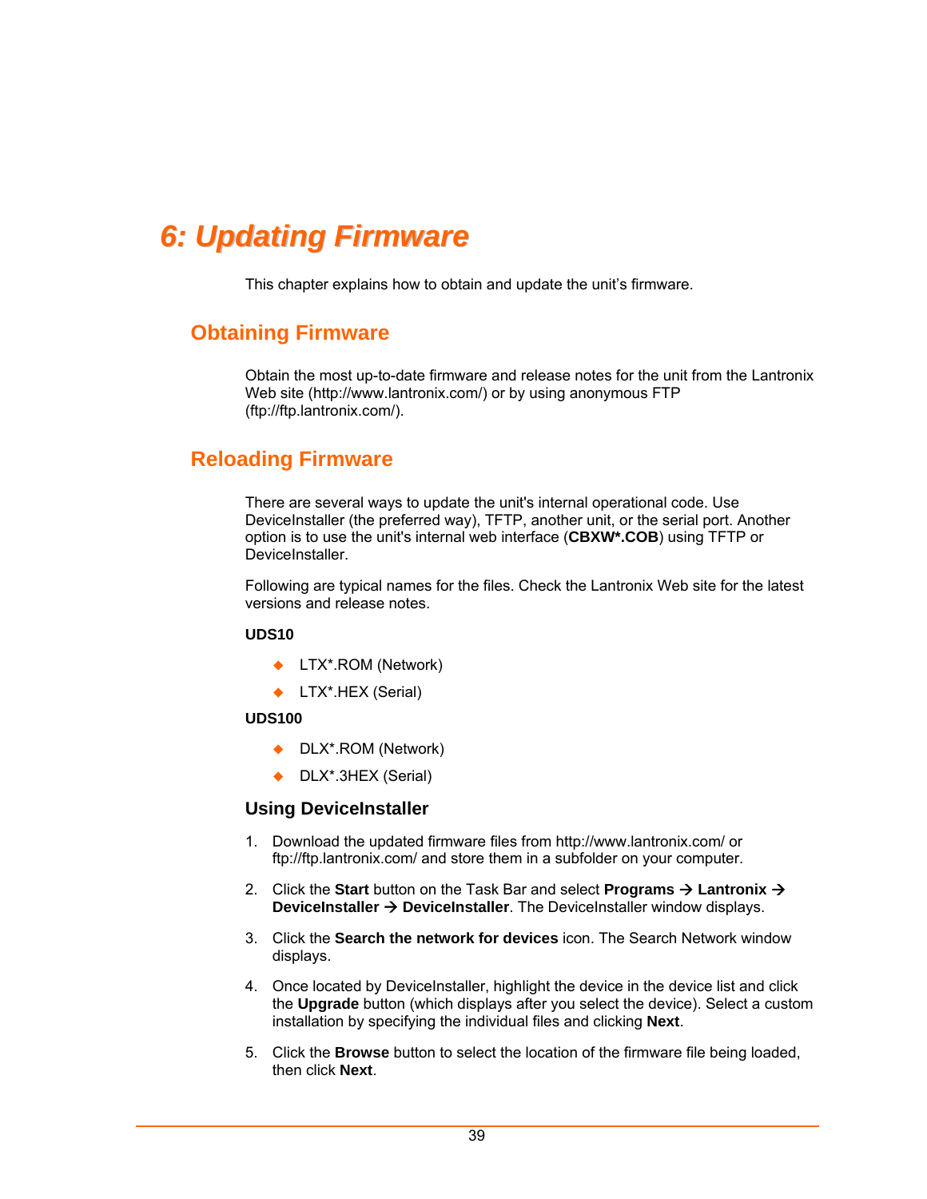# 6: Updating Firmware

This chapter explains how to obtain and update the unit's firmware.

## Obtaining Firmware

Obtain the most up-to-date firmware and release notes for the unit from the Lantronix Web site (http://www.lantronix.com/) or by using anonymous FTP (ftp://ftp.lantronix.com/).

## Reloading Firmware

There are several ways to update the unit's internal operational code. Use DeviceInstaller (the preferred way), TFTP, another unit, or the serial port. Another option is to use the unit's internal web interface (**CBXW*.COB**) using TFTP or DeviceInstaller.

Following are typical names for the files. Check the Lantronix Web site for the latest versions and release notes.

**UDS10**

- LTX*.ROM (Network)
- LTX*.HEX (Serial)

**UDS100**

- DLX*.ROM (Network)
- DLX*.3HEX (Serial)

### Using DeviceInstaller

1. Download the updated firmware files from http://www.lantronix.com/ or ftp://ftp.lantronix.com/ and store them in a subfolder on your computer.
2. Click the **Start** button on the Task Bar and select **Programs → Lantronix → DeviceInstaller → DeviceInstaller**. The DeviceInstaller window displays.
3. Click the **Search the network for devices** icon. The Search Network window displays.
4. Once located by DeviceInstaller, highlight the device in the device list and click the **Upgrade** button (which displays after you select the device). Select a custom installation by specifying the individual files and clicking **Next**.
5. Click the **Browse** button to select the location of the firmware file being loaded, then click **Next**.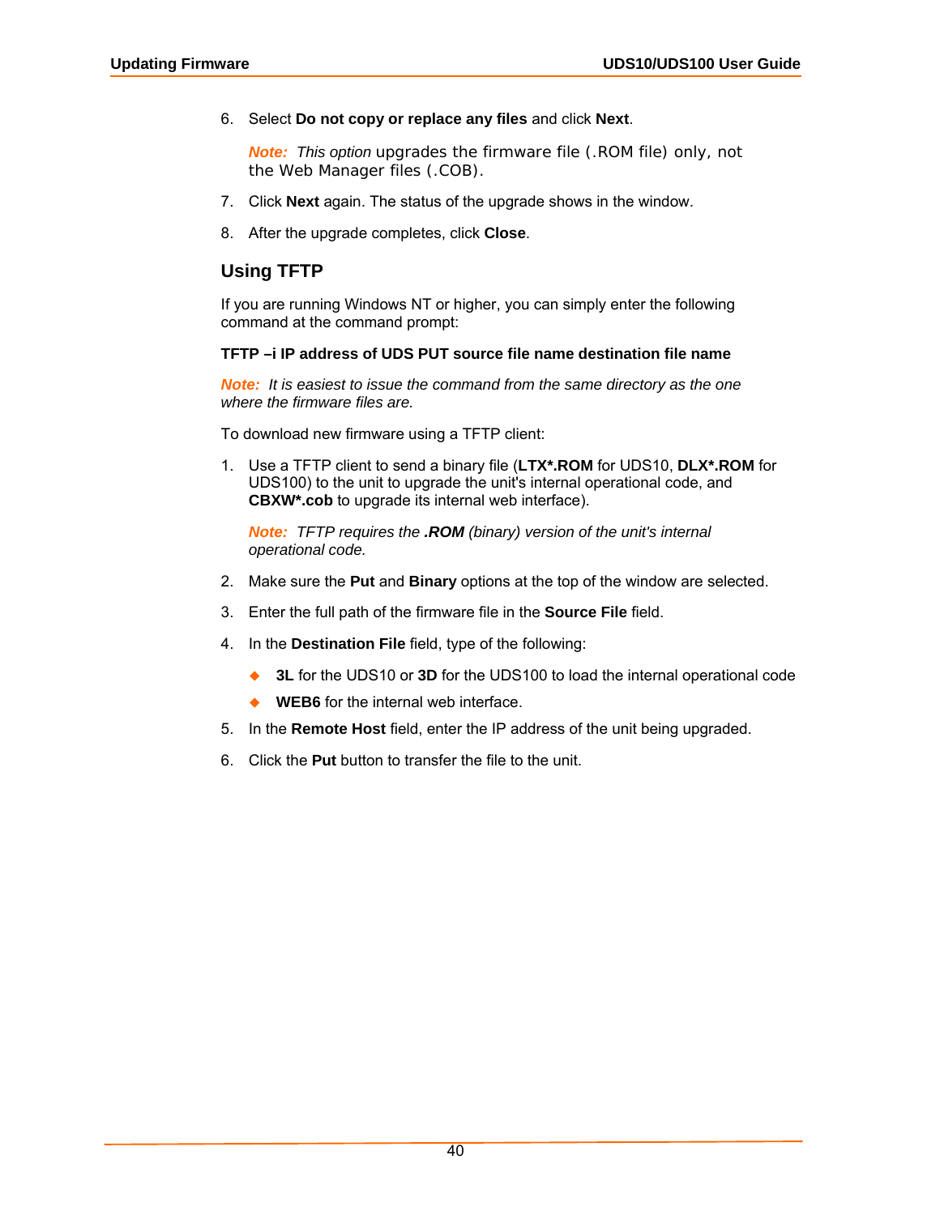6. Select **Do not copy or replace any files** and click **Next**.

   ***Note:*** *This option* upgrades the firmware file (.ROM file) only, not the Web Manager files (.COB).

7. Click **Next** again. The status of the upgrade shows in the window.

8. After the upgrade completes, click **Close**.

## Using TFTP

If you are running Windows NT or higher, you can simply enter the following command at the command prompt:

**TFTP –i IP address of UDS PUT source file name destination file name**

***Note:*** *It is easiest to issue the command from the same directory as the one where the firmware files are.*

To download new firmware using a TFTP client:

1. Use a TFTP client to send a binary file (**LTX*.ROM** for UDS10, **DLX*.ROM** for UDS100) to the unit to upgrade the unit's internal operational code, and **CBXW*.cob** to upgrade its internal web interface).

   ***Note:*** *TFTP requires the **.ROM** (binary) version of the unit's internal operational code.*

2. Make sure the **Put** and **Binary** options at the top of the window are selected.

3. Enter the full path of the firmware file in the **Source File** field.

4. In the **Destination File** field, type of the following:

   - **3L** for the UDS10 or **3D** for the UDS100 to load the internal operational code
   - **WEB6** for the internal web interface.

5. In the **Remote Host** field, enter the IP address of the unit being upgraded.

6. Click the **Put** button to transfer the file to the unit.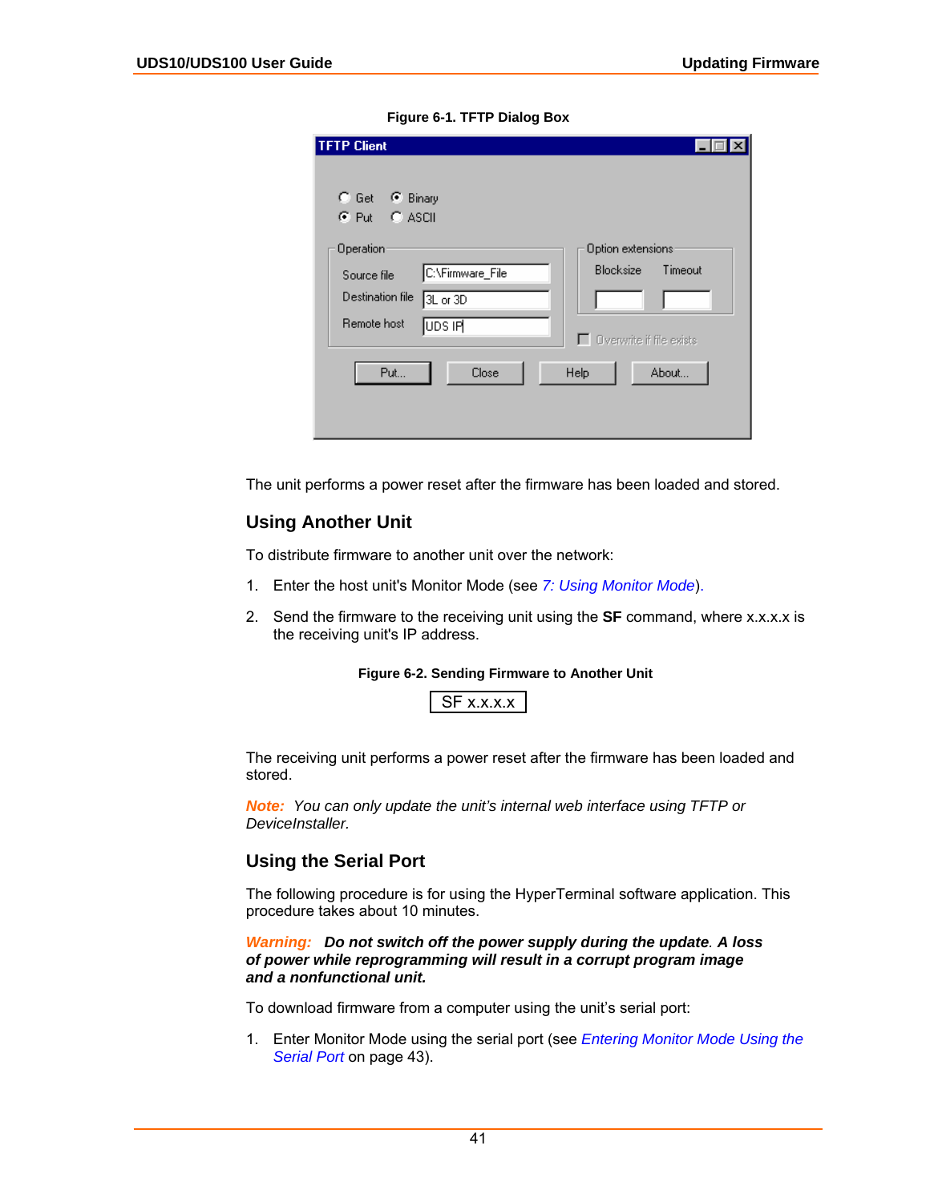**Figure 6-1. TFTP Dialog Box**

The unit performs a power reset after the firmware has been loaded and stored.

## Using Another Unit

To distribute firmware to another unit over the network:

1. Enter the host unit's Monitor Mode (see *7: Using Monitor Mode*).
2. Send the firmware to the receiving unit using the **SF** command, where x.x.x.x is the receiving unit's IP address.

**Figure 6-2. Sending Firmware to Another Unit**

```
SF x.x.x.x
```

The receiving unit performs a power reset after the firmware has been loaded and stored.

***Note:*** *You can only update the unit's internal web interface using TFTP or DeviceInstaller.*

## Using the Serial Port

The following procedure is for using the HyperTerminal software application. This procedure takes about 10 minutes.

***Warning: Do not switch off the power supply during the update. A loss of power while reprogramming will result in a corrupt program image and a nonfunctional unit.***

To download firmware from a computer using the unit's serial port:

1. Enter Monitor Mode using the serial port (see *Entering Monitor Mode Using the Serial Port* on page 43).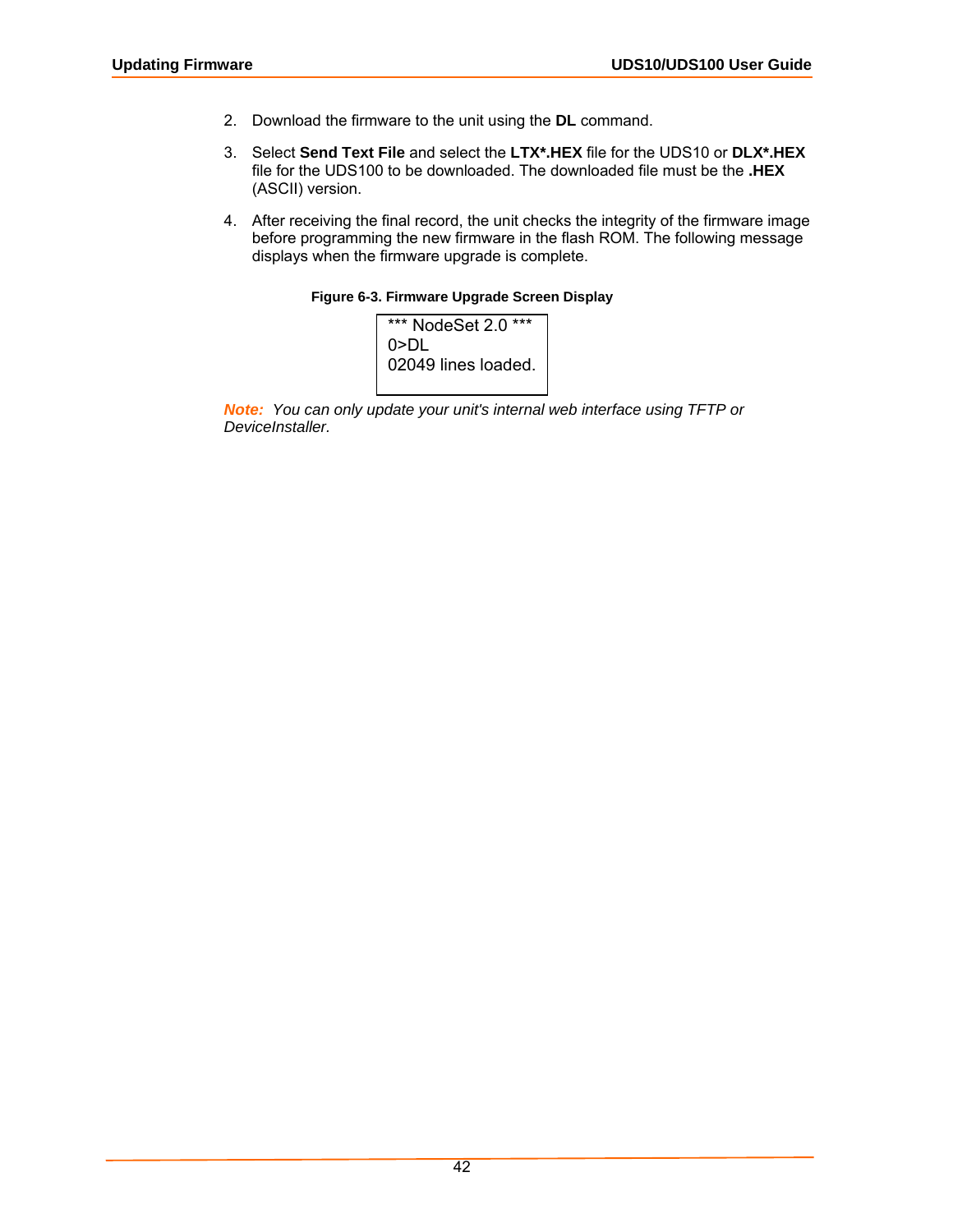2. Download the firmware to the unit using the **DL** command.
3. Select **Send Text File** and select the **LTX*.HEX** file for the UDS10 or **DLX*.HEX** file for the UDS100 to be downloaded. The downloaded file must be the **.HEX** (ASCII) version.
4. After receiving the final record, the unit checks the integrity of the firmware image before programming the new firmware in the flash ROM. The following message displays when the firmware upgrade is complete.

**Figure 6-3. Firmware Upgrade Screen Display**

```
*** NodeSet 2.0 ***
0>DL
02049 lines loaded.
```

***Note:*** *You can only update your unit's internal web interface using TFTP or DeviceInstaller.*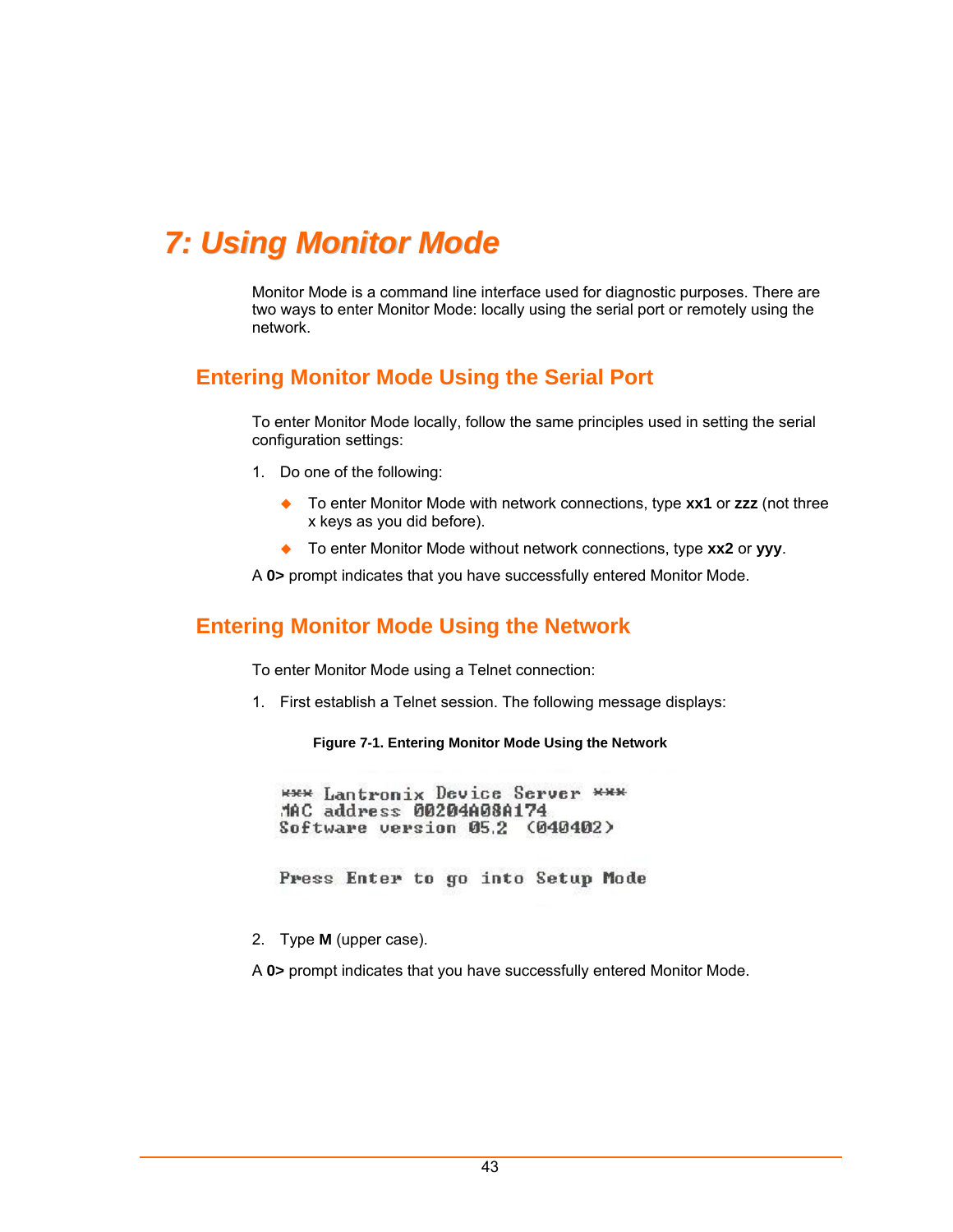# 7: Using Monitor Mode

Monitor Mode is a command line interface used for diagnostic purposes. There are two ways to enter Monitor Mode: locally using the serial port or remotely using the network.

## Entering Monitor Mode Using the Serial Port

To enter Monitor Mode locally, follow the same principles used in setting the serial configuration settings:

1. Do one of the following:
   - To enter Monitor Mode with network connections, type **xx1** or **zzz** (not three x keys as you did before).
   - To enter Monitor Mode without network connections, type **xx2** or **yyy**.

A **0>** prompt indicates that you have successfully entered Monitor Mode.

## Entering Monitor Mode Using the Network

To enter Monitor Mode using a Telnet connection:

1. First establish a Telnet session. The following message displays:

**Figure 7-1. Entering Monitor Mode Using the Network**

```
*** Lantronix Device Server ***
MAC address 00204A08A174
Software version 05.2  (040402)


Press Enter to go into Setup Mode
```

2. Type **M** (upper case).

A **0>** prompt indicates that you have successfully entered Monitor Mode.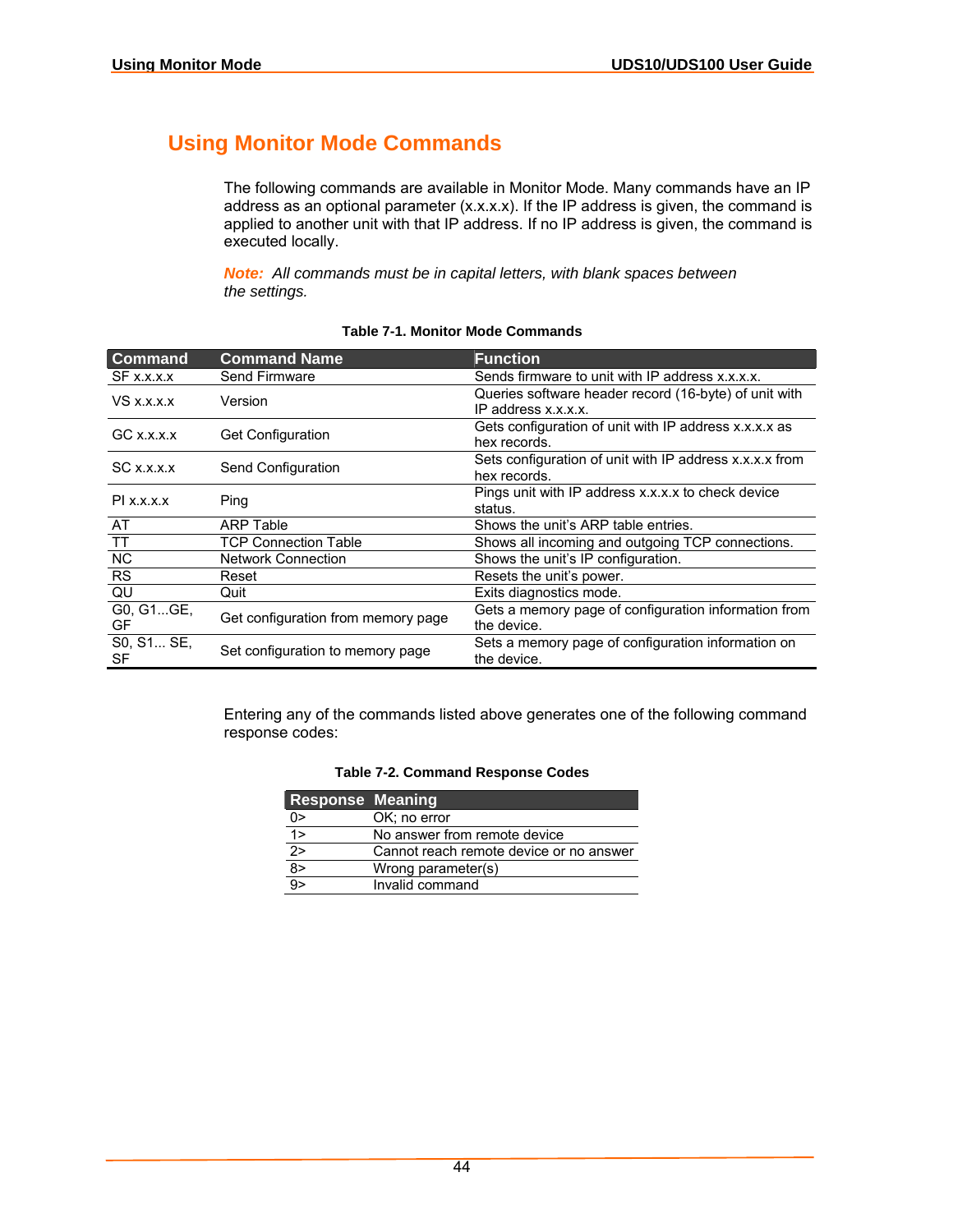## Using Monitor Mode Commands

The following commands are available in Monitor Mode. Many commands have an IP address as an optional parameter (x.x.x.x). If the IP address is given, the command is applied to another unit with that IP address. If no IP address is given, the command is executed locally.

***Note:*** *All commands must be in capital letters, with blank spaces between the settings.*

**Table 7-1. Monitor Mode Commands**

| Command | Command Name | Function |
|---|---|---|
| SF x.x.x.x | Send Firmware | Sends firmware to unit with IP address x.x.x.x. |
| VS x.x.x.x | Version | Queries software header record (16-byte) of unit with IP address x.x.x.x. |
| GC x.x.x.x | Get Configuration | Gets configuration of unit with IP address x.x.x.x as hex records. |
| SC x.x.x.x | Send Configuration | Sets configuration of unit with IP address x.x.x.x from hex records. |
| PI x.x.x.x | Ping | Pings unit with IP address x.x.x.x to check device status. |
| AT | ARP Table | Shows the unit's ARP table entries. |
| TT | TCP Connection Table | Shows all incoming and outgoing TCP connections. |
| NC | Network Connection | Shows the unit's IP configuration. |
| RS | Reset | Resets the unit's power. |
| QU | Quit | Exits diagnostics mode. |
| G0, G1...GE, GF | Get configuration from memory page | Gets a memory page of configuration information from the device. |
| S0, S1... SE, SF | Set configuration to memory page | Sets a memory page of configuration information on the device. |

Entering any of the commands listed above generates one of the following command response codes:

**Table 7-2. Command Response Codes**

| Response | Meaning |
|---|---|
| 0> | OK; no error |
| 1> | No answer from remote device |
| 2> | Cannot reach remote device or no answer |
| 8> | Wrong parameter(s) |
| 9> | Invalid command |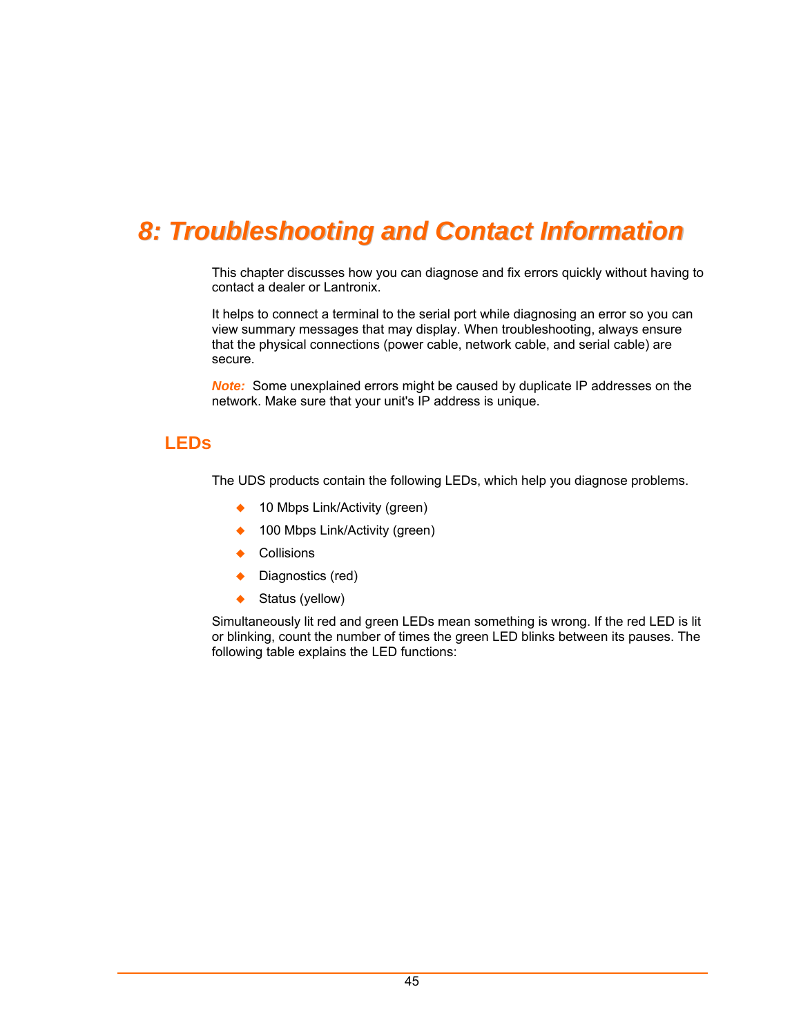# 8: Troubleshooting and Contact Information

This chapter discusses how you can diagnose and fix errors quickly without having to contact a dealer or Lantronix.

It helps to connect a terminal to the serial port while diagnosing an error so you can view summary messages that may display. When troubleshooting, always ensure that the physical connections (power cable, network cable, and serial cable) are secure.

***Note:*** Some unexplained errors might be caused by duplicate IP addresses on the network. Make sure that your unit's IP address is unique.

## LEDs

The UDS products contain the following LEDs, which help you diagnose problems.

- 10 Mbps Link/Activity (green)
- 100 Mbps Link/Activity (green)
- Collisions
- Diagnostics (red)
- Status (yellow)

Simultaneously lit red and green LEDs mean something is wrong. If the red LED is lit or blinking, count the number of times the green LED blinks between its pauses. The following table explains the LED functions: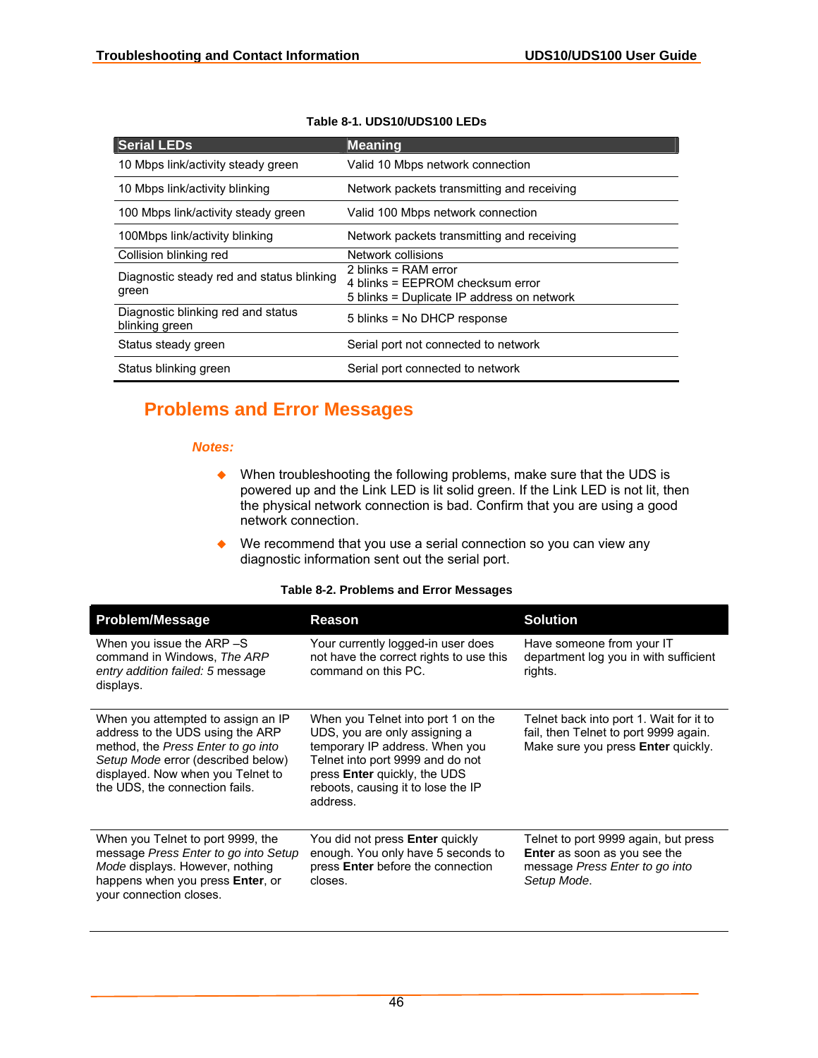**Table 8-1. UDS10/UDS100 LEDs**

| Serial LEDs | Meaning |
|---|---|
| 10 Mbps link/activity steady green | Valid 10 Mbps network connection |
| 10 Mbps link/activity blinking | Network packets transmitting and receiving |
| 100 Mbps link/activity steady green | Valid 100 Mbps network connection |
| 100Mbps link/activity blinking | Network packets transmitting and receiving |
| Collision blinking red | Network collisions |
| Diagnostic steady red and status blinking green | 2 blinks = RAM error<br>4 blinks = EEPROM checksum error<br>5 blinks = Duplicate IP address on network |
| Diagnostic blinking red and status blinking green | 5 blinks = No DHCP response |
| Status steady green | Serial port not connected to network |
| Status blinking green | Serial port connected to network |

## Problems and Error Messages

***Notes:***

- When troubleshooting the following problems, make sure that the UDS is powered up and the Link LED is lit solid green. If the Link LED is not lit, then the physical network connection is bad. Confirm that you are using a good network connection.
- We recommend that you use a serial connection so you can view any diagnostic information sent out the serial port.

**Table 8-2. Problems and Error Messages**

| Problem/Message | Reason | Solution |
|---|---|---|
| When you issue the ARP –S command in Windows, *The ARP entry addition failed: 5* message displays. | Your currently logged-in user does not have the correct rights to use this command on this PC. | Have someone from your IT department log you in with sufficient rights. |
| When you attempted to assign an IP address to the UDS using the ARP method, the *Press Enter to go into Setup Mode* error (described below) displayed. Now when you Telnet to the UDS, the connection fails. | When you Telnet into port 1 on the UDS, you are only assigning a temporary IP address. When you Telnet into port 9999 and do not press **Enter** quickly, the UDS reboots, causing it to lose the IP address. | Telnet back into port 1. Wait for it to fail, then Telnet to port 9999 again. Make sure you press **Enter** quickly. |
| When you Telnet to port 9999, the message *Press Enter to go into Setup Mode* displays. However, nothing happens when you press **Enter**, or your connection closes. | You did not press **Enter** quickly enough. You only have 5 seconds to press **Enter** before the connection closes. | Telnet to port 9999 again, but press **Enter** as soon as you see the message *Press Enter to go into Setup Mode*. |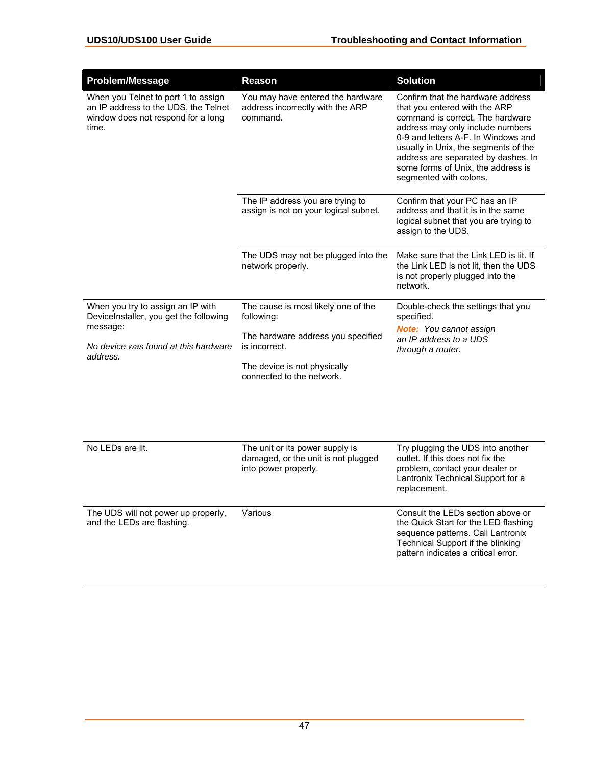| Problem/Message | Reason | Solution |
|---|---|---|
| When you Telnet to port 1 to assign an IP address to the UDS, the Telnet window does not respond for a long time. | You may have entered the hardware address incorrectly with the ARP command. | Confirm that the hardware address that you entered with the ARP command is correct. The hardware address may only include numbers 0-9 and letters A-F. In Windows and usually in Unix, the segments of the address are separated by dashes. In some forms of Unix, the address is segmented with colons. |
| | The IP address you are trying to assign is not on your logical subnet. | Confirm that your PC has an IP address and that it is in the same logical subnet that you are trying to assign to the UDS. |
| | The UDS may not be plugged into the network properly. | Make sure that the Link LED is lit. If the Link LED is not lit, then the UDS is not properly plugged into the network. |
| When you try to assign an IP with DeviceInstaller, you get the following message:<br><br>*No device was found at this hardware address.* | The cause is most likely one of the following:<br><br>The hardware address you specified is incorrect.<br><br>The device is not physically connected to the network. | Double-check the settings that you specified.<br>***Note:*** *You cannot assign an IP address to a UDS through a router.* |
| No LEDs are lit. | The unit or its power supply is damaged, or the unit is not plugged into power properly. | Try plugging the UDS into another outlet. If this does not fix the problem, contact your dealer or Lantronix Technical Support for a replacement. |
| The UDS will not power up properly, and the LEDs are flashing. | Various | Consult the LEDs section above or the Quick Start for the LED flashing sequence patterns. Call Lantronix Technical Support if the blinking pattern indicates a critical error. |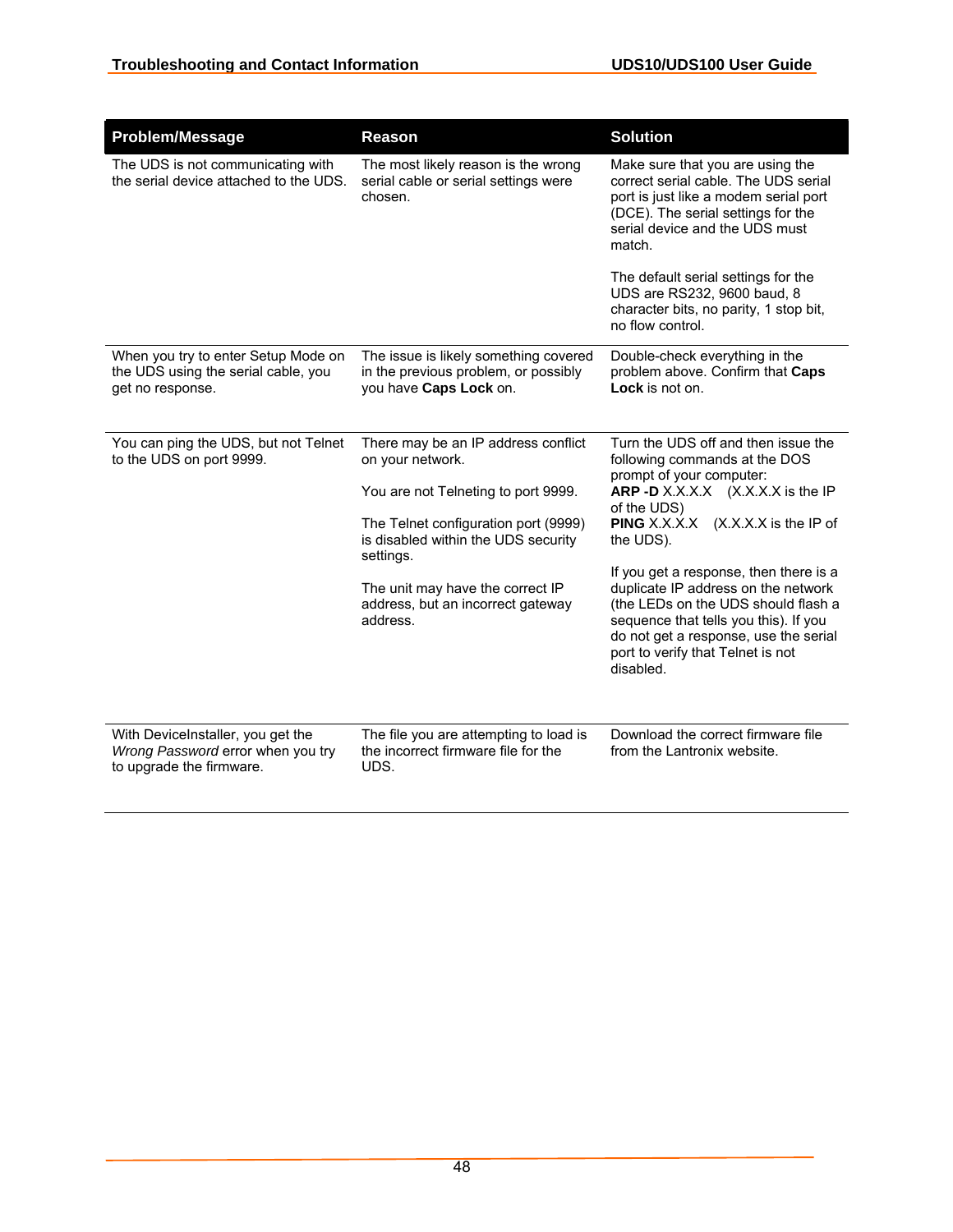| Problem/Message | Reason | Solution |
|---|---|---|
| The UDS is not communicating with the serial device attached to the UDS. | The most likely reason is the wrong serial cable or serial settings were chosen. | Make sure that you are using the correct serial cable. The UDS serial port is just like a modem serial port (DCE). The serial settings for the serial device and the UDS must match.<br><br>The default serial settings for the UDS are RS232, 9600 baud, 8 character bits, no parity, 1 stop bit, no flow control. |
| When you try to enter Setup Mode on the UDS using the serial cable, you get no response. | The issue is likely something covered in the previous problem, or possibly you have **Caps Lock** on. | Double-check everything in the problem above. Confirm that **Caps Lock** is not on. |
| You can ping the UDS, but not Telnet to the UDS on port 9999. | There may be an IP address conflict on your network.<br><br>You are not Telneting to port 9999.<br><br>The Telnet configuration port (9999) is disabled within the UDS security settings.<br><br>The unit may have the correct IP address, but an incorrect gateway address. | Turn the UDS off and then issue the following commands at the DOS prompt of your computer:<br>**ARP -D** X.X.X.X (X.X.X.X is the IP of the UDS)<br>**PING** X.X.X.X (X.X.X.X is the IP of the UDS).<br><br>If you get a response, then there is a duplicate IP address on the network (the LEDs on the UDS should flash a sequence that tells you this). If you do not get a response, use the serial port to verify that Telnet is not disabled. |
| With DeviceInstaller, you get the *Wrong Password* error when you try to upgrade the firmware. | The file you are attempting to load is the incorrect firmware file for the UDS. | Download the correct firmware file from the Lantronix website. |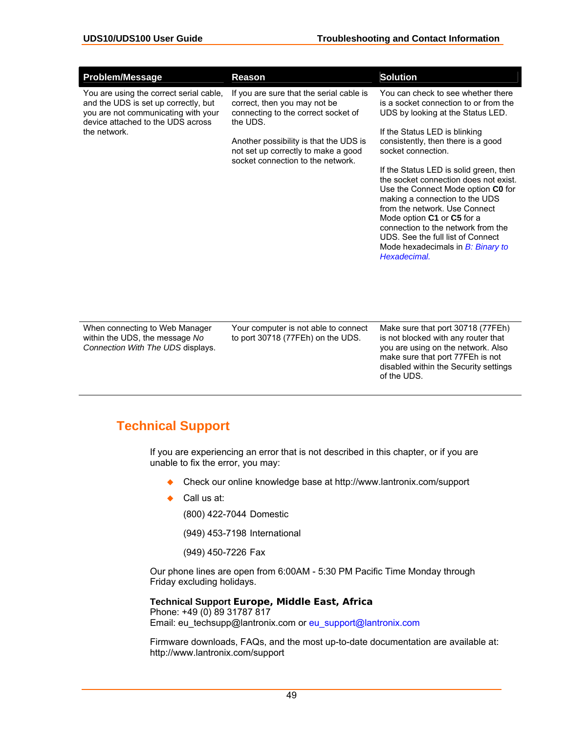| Problem/Message | Reason | Solution |
|---|---|---|
| You are using the correct serial cable, and the UDS is set up correctly, but you are not communicating with your device attached to the UDS across the network. | If you are sure that the serial cable is correct, then you may not be connecting to the correct socket of the UDS.<br><br>Another possibility is that the UDS is not set up correctly to make a good socket connection to the network. | You can check to see whether there is a socket connection to or from the UDS by looking at the Status LED.<br><br>If the Status LED is blinking consistently, then there is a good socket connection.<br><br>If the Status LED is solid green, then the socket connection does not exist. Use the Connect Mode option **C0** for making a connection to the UDS from the network. Use Connect Mode option **C1** or **C5** for a connection to the network from the UDS. See the full list of Connect Mode hexadecimals in *B: Binary to Hexadecimal.* |
| When connecting to Web Manager within the UDS, the message *No Connection With The UDS* displays. | Your computer is not able to connect to port 30718 (77FEh) on the UDS. | Make sure that port 30718 (77FEh) is not blocked with any router that you are using on the network. Also make sure that port 77FEh is not disabled within the Security settings of the UDS. |

## Technical Support

If you are experiencing an error that is not described in this chapter, or if you are unable to fix the error, you may:

- Check our online knowledge base at http://www.lantronix.com/support
- Call us at:

  (800) 422-7044 Domestic

  (949) 453-7198 International

  (949) 450-7226 Fax

Our phone lines are open from 6:00AM - 5:30 PM Pacific Time Monday through Friday excluding holidays.

**Technical Support Europe, Middle East, Africa**
Phone: +49 (0) 89 31787 817
Email: eu_techsupp@lantronix.com or eu_support@lantronix.com

Firmware downloads, FAQs, and the most up-to-date documentation are available at: http://www.lantronix.com/support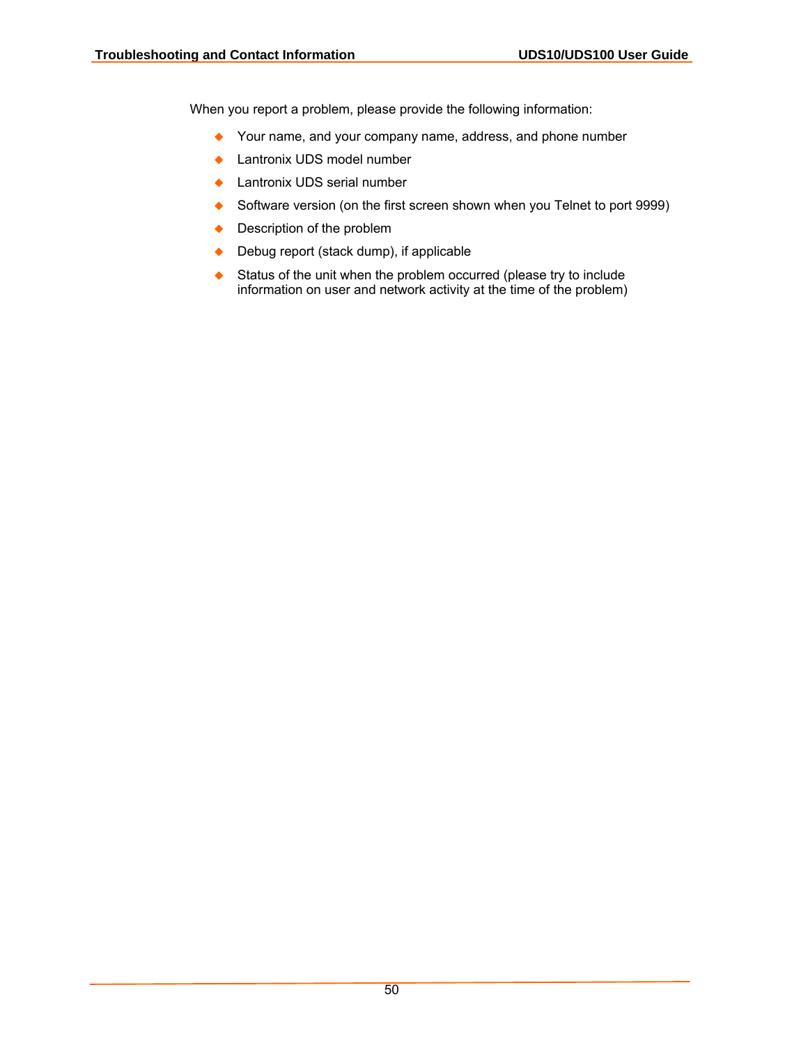When you report a problem, please provide the following information:

- Your name, and your company name, address, and phone number
- Lantronix UDS model number
- Lantronix UDS serial number
- Software version (on the first screen shown when you Telnet to port 9999)
- Description of the problem
- Debug report (stack dump), if applicable
- Status of the unit when the problem occurred (please try to include information on user and network activity at the time of the problem)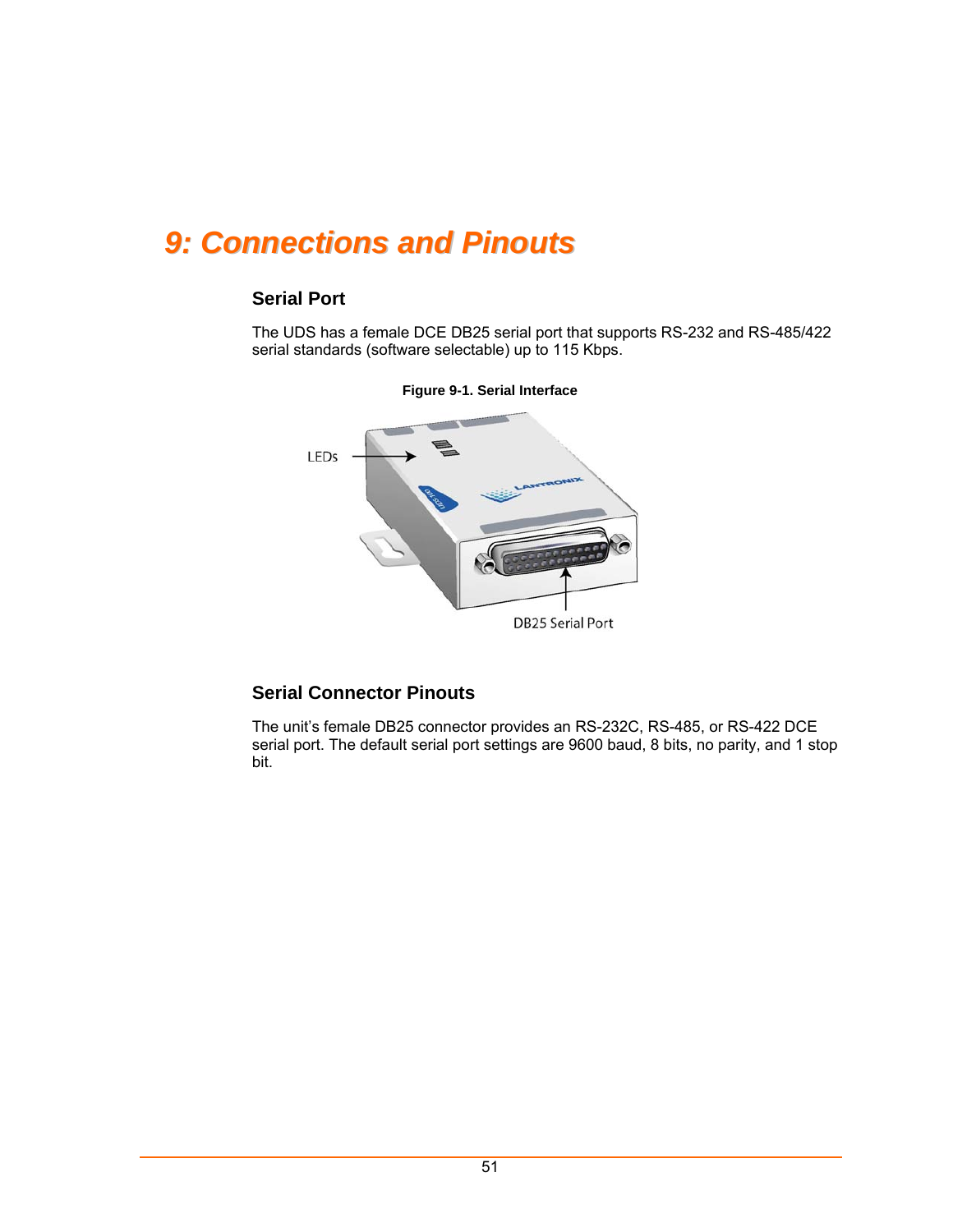# 9: Connections and Pinouts

## Serial Port

The UDS has a female DCE DB25 serial port that supports RS-232 and RS-485/422 serial standards (software selectable) up to 115 Kbps.

**Figure 9-1. Serial Interface**

## Serial Connector Pinouts

The unit's female DB25 connector provides an RS-232C, RS-485, or RS-422 DCE serial port. The default serial port settings are 9600 baud, 8 bits, no parity, and 1 stop bit.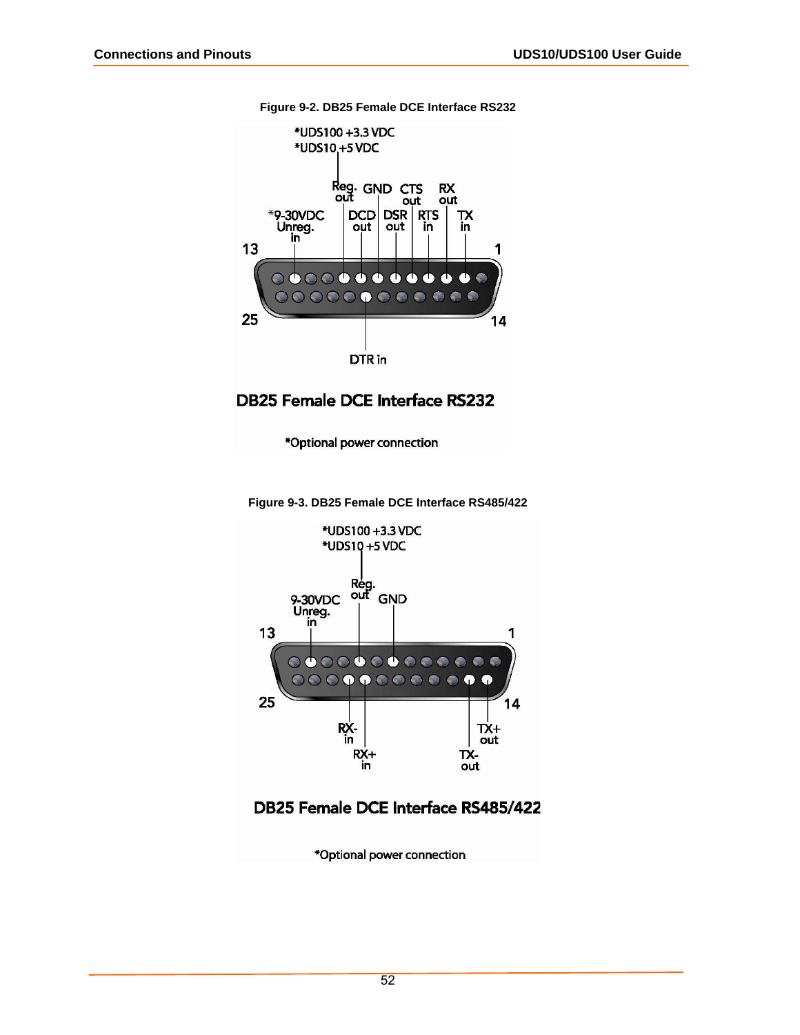**Figure 9-2. DB25 Female DCE Interface RS232**

*UDS100 +3.3 VDC
*UDS10 +5 VDC

Reg. out, GND, CTS out, RX out, *9-30VDC Unreg. in, DCD out, DSR out, RTS in, TX in, DTR in

13, 1, 25, 14

DB25 Female DCE Interface RS232

*Optional power connection

**Figure 9-3. DB25 Female DCE Interface RS485/422**

*UDS100 +3.3 VDC
*UDS10 +5 VDC

Reg. out, GND, 9-30VDC Unreg. in, RX- in, RX+ in, TX+ out, TX- out

13, 1, 25, 14

DB25 Female DCE Interface RS485/422

*Optional power connection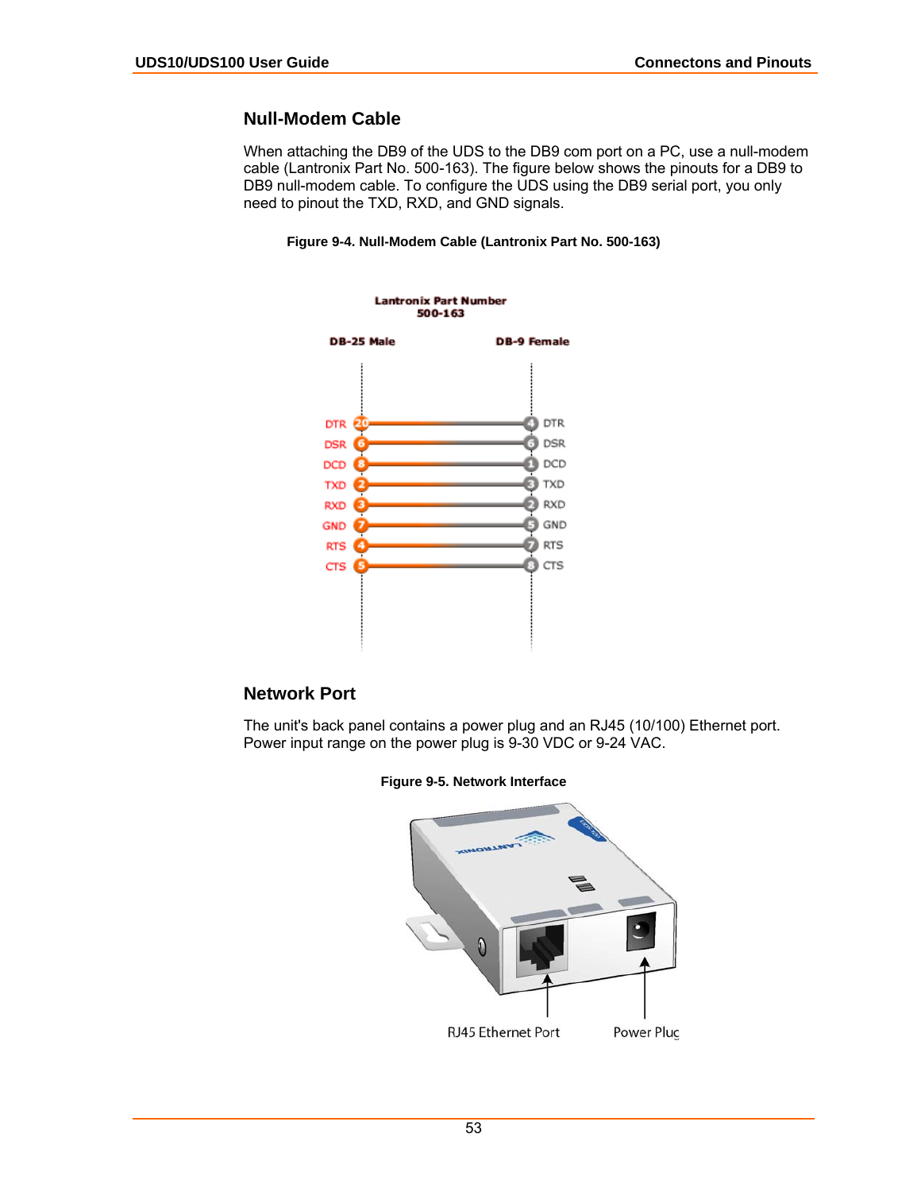## Null-Modem Cable

When attaching the DB9 of the UDS to the DB9 com port on a PC, use a null-modem cable (Lantronix Part No. 500-163). The figure below shows the pinouts for a DB9 to DB9 null-modem cable. To configure the UDS using the DB9 serial port, you only need to pinout the TXD, RXD, and GND signals.

**Figure 9-4. Null-Modem Cable (Lantronix Part No. 500-163)**

Lantronix Part Number 500-163

| DB-25 Male | | DB-9 Female | |
|---|---|---|---|
| DTR | 20 | 4 | DTR |
| DSR | 6 | 6 | DSR |
| DCD | 8 | 1 | DCD |
| TXD | 2 | 3 | TXD |
| RXD | 3 | 2 | RXD |
| GND | 7 | 5 | GND |
| RTS | 4 | 7 | RTS |
| CTS | 5 | 8 | CTS |

## Network Port

The unit's back panel contains a power plug and an RJ45 (10/100) Ethernet port. Power input range on the power plug is 9-30 VDC or 9-24 VAC.

**Figure 9-5. Network Interface**

RJ45 Ethernet Port

Power Plug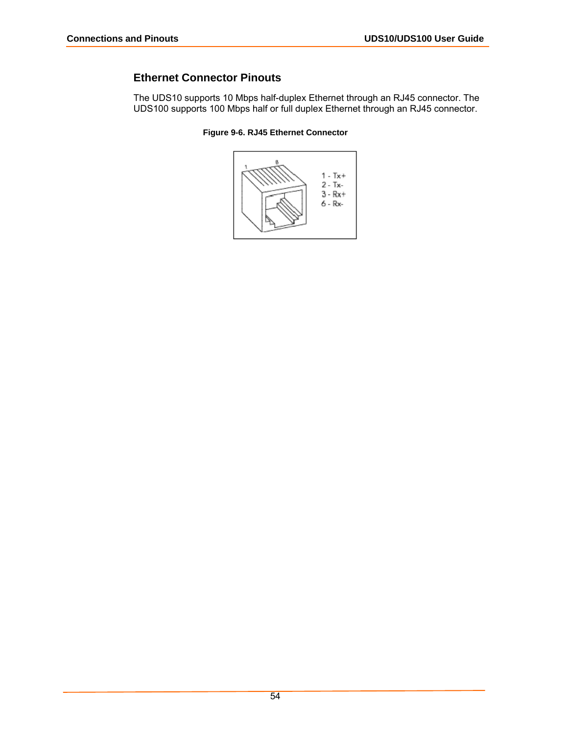## Ethernet Connector Pinouts

The UDS10 supports 10 Mbps half-duplex Ethernet through an RJ45 connector. The UDS100 supports 100 Mbps half or full duplex Ethernet through an RJ45 connector.

**Figure 9-6. RJ45 Ethernet Connector**

1 - Tx+
2 - Tx-
3 - Rx+
6 - Rx-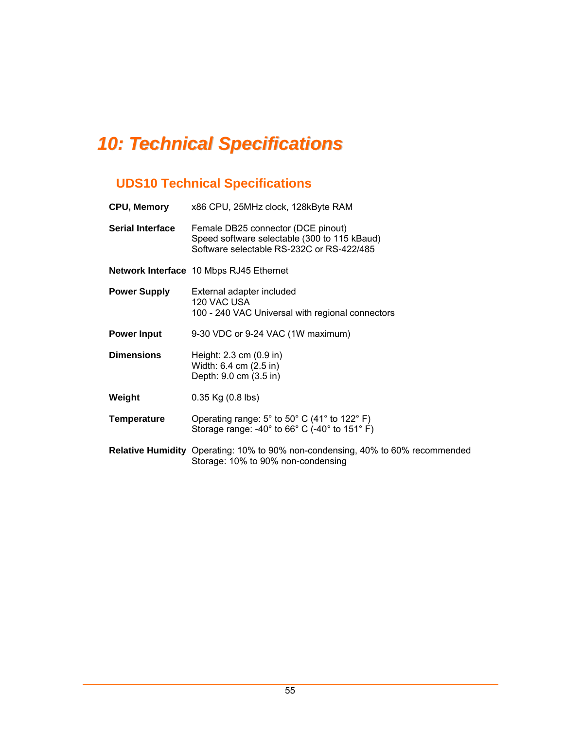# 10: Technical Specifications

## UDS10 Technical Specifications

| | |
|---|---|
| **CPU, Memory** | x86 CPU, 25MHz clock, 128kByte RAM |
| **Serial Interface** | Female DB25 connector (DCE pinout)<br>Speed software selectable (300 to 115 kBaud)<br>Software selectable RS-232C or RS-422/485 |
| **Network Interface** | 10 Mbps RJ45 Ethernet |
| **Power Supply** | External adapter included<br>120 VAC USA<br>100 - 240 VAC Universal with regional connectors |
| **Power Input** | 9-30 VDC or 9-24 VAC (1W maximum) |
| **Dimensions** | Height: 2.3 cm (0.9 in)<br>Width: 6.4 cm (2.5 in)<br>Depth: 9.0 cm (3.5 in) |
| **Weight** | 0.35 Kg (0.8 lbs) |
| **Temperature** | Operating range: 5° to 50° C (41° to 122° F)<br>Storage range: -40° to 66° C (-40° to 151° F) |
| **Relative Humidity** | Operating: 10% to 90% non-condensing, 40% to 60% recommended<br>Storage: 10% to 90% non-condensing |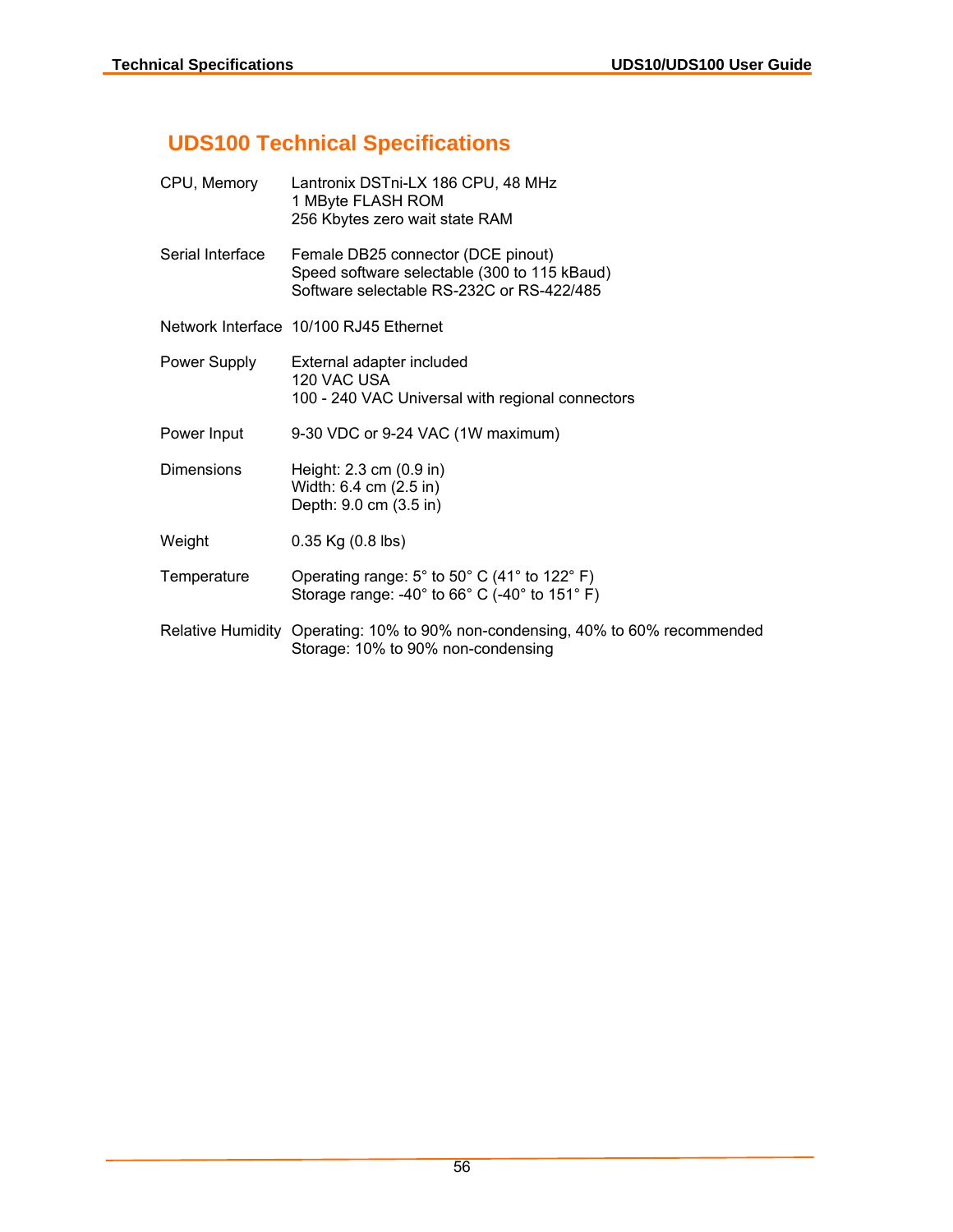## UDS100 Technical Specifications

| | |
|---|---|
| CPU, Memory | Lantronix DSTni-LX 186 CPU, 48 MHz<br>1 MByte FLASH ROM<br>256 Kbytes zero wait state RAM |
| Serial Interface | Female DB25 connector (DCE pinout)<br>Speed software selectable (300 to 115 kBaud)<br>Software selectable RS-232C or RS-422/485 |
| Network Interface | 10/100 RJ45 Ethernet |
| Power Supply | External adapter included<br>120 VAC USA<br>100 - 240 VAC Universal with regional connectors |
| Power Input | 9-30 VDC or 9-24 VAC (1W maximum) |
| Dimensions | Height: 2.3 cm (0.9 in)<br>Width: 6.4 cm (2.5 in)<br>Depth: 9.0 cm (3.5 in) |
| Weight | 0.35 Kg (0.8 lbs) |
| Temperature | Operating range: 5° to 50° C (41° to 122° F)<br>Storage range: -40° to 66° C (-40° to 151° F) |
| Relative Humidity | Operating: 10% to 90% non-condensing, 40% to 60% recommended<br>Storage: 10% to 90% non-condensing |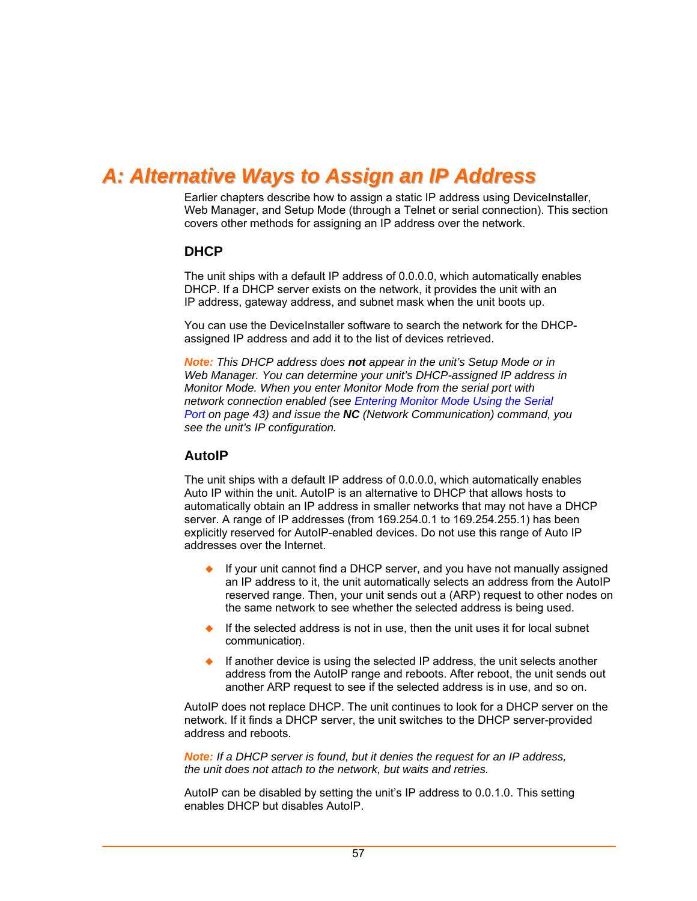# A: Alternative Ways to Assign an IP Address

Earlier chapters describe how to assign a static IP address using DeviceInstaller, Web Manager, and Setup Mode (through a Telnet or serial connection). This section covers other methods for assigning an IP address over the network.

## DHCP

The unit ships with a default IP address of 0.0.0.0, which automatically enables DHCP. If a DHCP server exists on the network, it provides the unit with an IP address, gateway address, and subnet mask when the unit boots up.

You can use the DeviceInstaller software to search the network for the DHCP-assigned IP address and add it to the list of devices retrieved.

***Note:*** *This DHCP address does* ***not*** *appear in the unit's Setup Mode or in Web Manager. You can determine your unit's DHCP-assigned IP address in Monitor Mode. When you enter Monitor Mode from the serial port with network connection enabled (see Entering Monitor Mode Using the Serial Port on page 43) and issue the* ***NC*** *(Network Communication) command, you see the unit's IP configuration.*

## AutoIP

The unit ships with a default IP address of 0.0.0.0, which automatically enables Auto IP within the unit. AutoIP is an alternative to DHCP that allows hosts to automatically obtain an IP address in smaller networks that may not have a DHCP server. A range of IP addresses (from 169.254.0.1 to 169.254.255.1) has been explicitly reserved for AutoIP-enabled devices. Do not use this range of Auto IP addresses over the Internet.

- If your unit cannot find a DHCP server, and you have not manually assigned an IP address to it, the unit automatically selects an address from the AutoIP reserved range. Then, your unit sends out a (ARP) request to other nodes on the same network to see whether the selected address is being used.
- If the selected address is not in use, then the unit uses it for local subnet communication.
- If another device is using the selected IP address, the unit selects another address from the AutoIP range and reboots. After reboot, the unit sends out another ARP request to see if the selected address is in use, and so on.

AutoIP does not replace DHCP. The unit continues to look for a DHCP server on the network. If it finds a DHCP server, the unit switches to the DHCP server-provided address and reboots.

***Note:*** *If a DHCP server is found, but it denies the request for an IP address, the unit does not attach to the network, but waits and retries.*

AutoIP can be disabled by setting the unit's IP address to 0.0.1.0. This setting enables DHCP but disables AutoIP.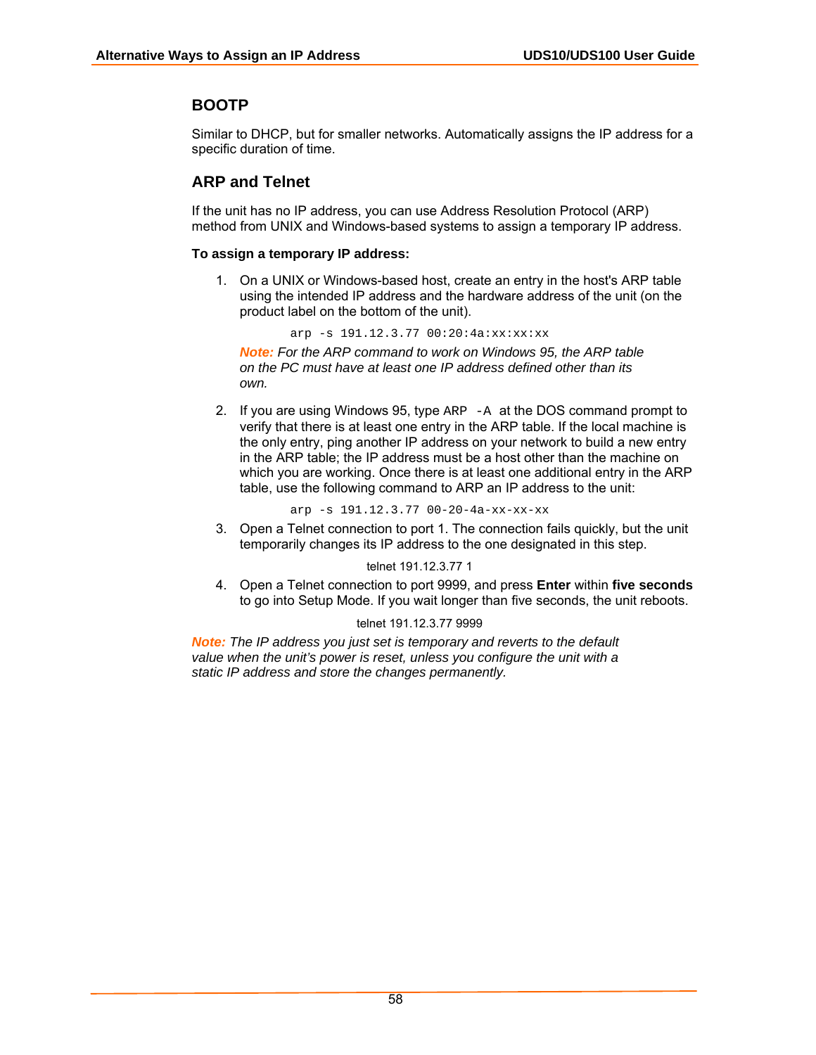## BOOTP

Similar to DHCP, but for smaller networks. Automatically assigns the IP address for a specific duration of time.

## ARP and Telnet

If the unit has no IP address, you can use Address Resolution Protocol (ARP) method from UNIX and Windows-based systems to assign a temporary IP address.

**To assign a temporary IP address:**

1. On a UNIX or Windows-based host, create an entry in the host's ARP table using the intended IP address and the hardware address of the unit (on the product label on the bottom of the unit).

   ```
   arp -s 191.12.3.77 00:20:4a:xx:xx:xx
   ```

   ***Note:*** *For the ARP command to work on Windows 95, the ARP table on the PC must have at least one IP address defined other than its own.*

2. If you are using Windows 95, type `ARP -A` at the DOS command prompt to verify that there is at least one entry in the ARP table. If the local machine is the only entry, ping another IP address on your network to build a new entry in the ARP table; the IP address must be a host other than the machine on which you are working. Once there is at least one additional entry in the ARP table, use the following command to ARP an IP address to the unit:

   ```
   arp -s 191.12.3.77 00-20-4a-xx-xx-xx
   ```

3. Open a Telnet connection to port 1. The connection fails quickly, but the unit temporarily changes its IP address to the one designated in this step.

   telnet 191.12.3.77 1

4. Open a Telnet connection to port 9999, and press **Enter** within **five seconds** to go into Setup Mode. If you wait longer than five seconds, the unit reboots.

   telnet 191.12.3.77 9999

***Note:*** *The IP address you just set is temporary and reverts to the default value when the unit's power is reset, unless you configure the unit with a static IP address and store the changes permanently.*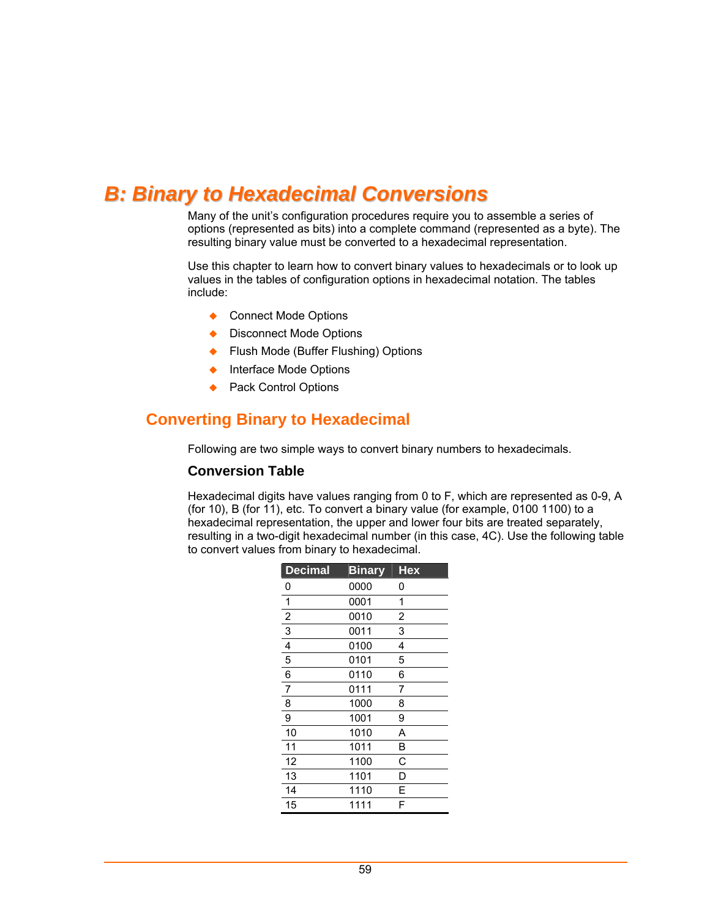# B: Binary to Hexadecimal Conversions

Many of the unit's configuration procedures require you to assemble a series of options (represented as bits) into a complete command (represented as a byte). The resulting binary value must be converted to a hexadecimal representation.

Use this chapter to learn how to convert binary values to hexadecimals or to look up values in the tables of configuration options in hexadecimal notation. The tables include:

- Connect Mode Options
- Disconnect Mode Options
- Flush Mode (Buffer Flushing) Options
- Interface Mode Options
- Pack Control Options

## Converting Binary to Hexadecimal

Following are two simple ways to convert binary numbers to hexadecimals.

### Conversion Table

Hexadecimal digits have values ranging from 0 to F, which are represented as 0-9, A (for 10), B (for 11), etc. To convert a binary value (for example, 0100 1100) to a hexadecimal representation, the upper and lower four bits are treated separately, resulting in a two-digit hexadecimal number (in this case, 4C). Use the following table to convert values from binary to hexadecimal.

| Decimal | Binary | Hex |
|---|---|---|
| 0 | 0000 | 0 |
| 1 | 0001 | 1 |
| 2 | 0010 | 2 |
| 3 | 0011 | 3 |
| 4 | 0100 | 4 |
| 5 | 0101 | 5 |
| 6 | 0110 | 6 |
| 7 | 0111 | 7 |
| 8 | 1000 | 8 |
| 9 | 1001 | 9 |
| 10 | 1010 | A |
| 11 | 1011 | B |
| 12 | 1100 | C |
| 13 | 1101 | D |
| 14 | 1110 | E |
| 15 | 1111 | F |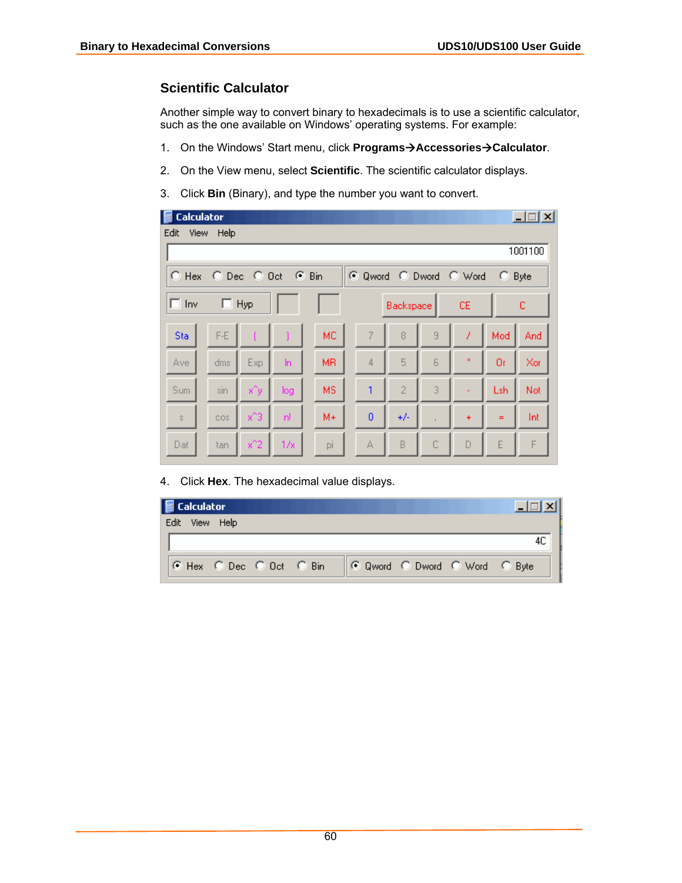## Scientific Calculator

Another simple way to convert binary to hexadecimals is to use a scientific calculator, such as the one available on Windows' operating systems. For example:

1. On the Windows' Start menu, click **Programs→Accessories→Calculator**.
2. On the View menu, select **Scientific**. The scientific calculator displays.
3. Click **Bin** (Binary), and type the number you want to convert.
4. Click **Hex**. The hexadecimal value displays.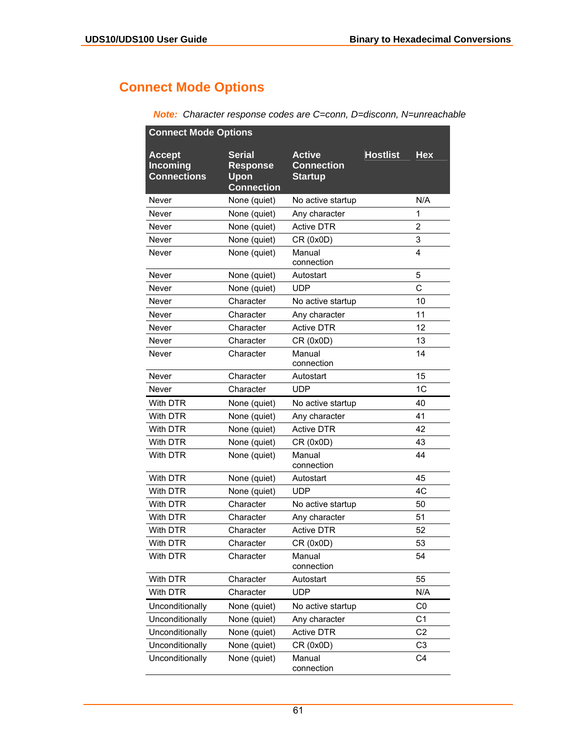# Connect Mode Options

***Note:*** *Character response codes are C=conn, D=disconn, N=unreachable*

**Connect Mode Options**

| Accept Incoming Connections | Serial Response Upon Connection | Active Connection Startup | Hostlist | Hex |
|---|---|---|---|---|
| Never | None (quiet) | No active startup | | N/A |
| Never | None (quiet) | Any character | | 1 |
| Never | None (quiet) | Active DTR | | 2 |
| Never | None (quiet) | CR (0x0D) | | 3 |
| Never | None (quiet) | Manual connection | | 4 |
| Never | None (quiet) | Autostart | | 5 |
| Never | None (quiet) | UDP | | C |
| Never | Character | No active startup | | 10 |
| Never | Character | Any character | | 11 |
| Never | Character | Active DTR | | 12 |
| Never | Character | CR (0x0D) | | 13 |
| Never | Character | Manual connection | | 14 |
| Never | Character | Autostart | | 15 |
| Never | Character | UDP | | 1C |
| With DTR | None (quiet) | No active startup | | 40 |
| With DTR | None (quiet) | Any character | | 41 |
| With DTR | None (quiet) | Active DTR | | 42 |
| With DTR | None (quiet) | CR (0x0D) | | 43 |
| With DTR | None (quiet) | Manual connection | | 44 |
| With DTR | None (quiet) | Autostart | | 45 |
| With DTR | None (quiet) | UDP | | 4C |
| With DTR | Character | No active startup | | 50 |
| With DTR | Character | Any character | | 51 |
| With DTR | Character | Active DTR | | 52 |
| With DTR | Character | CR (0x0D) | | 53 |
| With DTR | Character | Manual connection | | 54 |
| With DTR | Character | Autostart | | 55 |
| With DTR | Character | UDP | | N/A |
| Unconditionally | None (quiet) | No active startup | | C0 |
| Unconditionally | None (quiet) | Any character | | C1 |
| Unconditionally | None (quiet) | Active DTR | | C2 |
| Unconditionally | None (quiet) | CR (0x0D) | | C3 |
| Unconditionally | None (quiet) | Manual connection | | C4 |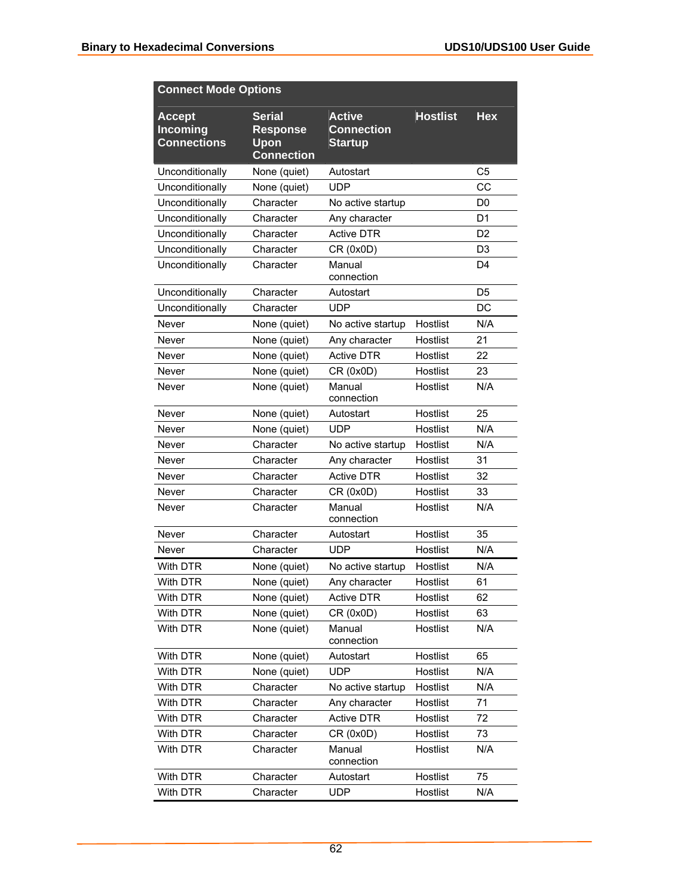| Connect Mode Options | | | | |
|---|---|---|---|---|
| **Accept Incoming Connections** | **Serial Response Upon Connection** | **Active Connection Startup** | **Hostlist** | **Hex** |
| Unconditionally | None (quiet) | Autostart | | C5 |
| Unconditionally | None (quiet) | UDP | | CC |
| Unconditionally | Character | No active startup | | D0 |
| Unconditionally | Character | Any character | | D1 |
| Unconditionally | Character | Active DTR | | D2 |
| Unconditionally | Character | CR (0x0D) | | D3 |
| Unconditionally | Character | Manual connection | | D4 |
| Unconditionally | Character | Autostart | | D5 |
| Unconditionally | Character | UDP | | DC |
| Never | None (quiet) | No active startup | Hostlist | N/A |
| Never | None (quiet) | Any character | Hostlist | 21 |
| Never | None (quiet) | Active DTR | Hostlist | 22 |
| Never | None (quiet) | CR (0x0D) | Hostlist | 23 |
| Never | None (quiet) | Manual connection | Hostlist | N/A |
| Never | None (quiet) | Autostart | Hostlist | 25 |
| Never | None (quiet) | UDP | Hostlist | N/A |
| Never | Character | No active startup | Hostlist | N/A |
| Never | Character | Any character | Hostlist | 31 |
| Never | Character | Active DTR | Hostlist | 32 |
| Never | Character | CR (0x0D) | Hostlist | 33 |
| Never | Character | Manual connection | Hostlist | N/A |
| Never | Character | Autostart | Hostlist | 35 |
| Never | Character | UDP | Hostlist | N/A |
| With DTR | None (quiet) | No active startup | Hostlist | N/A |
| With DTR | None (quiet) | Any character | Hostlist | 61 |
| With DTR | None (quiet) | Active DTR | Hostlist | 62 |
| With DTR | None (quiet) | CR (0x0D) | Hostlist | 63 |
| With DTR | None (quiet) | Manual connection | Hostlist | N/A |
| With DTR | None (quiet) | Autostart | Hostlist | 65 |
| With DTR | None (quiet) | UDP | Hostlist | N/A |
| With DTR | Character | No active startup | Hostlist | N/A |
| With DTR | Character | Any character | Hostlist | 71 |
| With DTR | Character | Active DTR | Hostlist | 72 |
| With DTR | Character | CR (0x0D) | Hostlist | 73 |
| With DTR | Character | Manual connection | Hostlist | N/A |
| With DTR | Character | Autostart | Hostlist | 75 |
| With DTR | Character | UDP | Hostlist | N/A |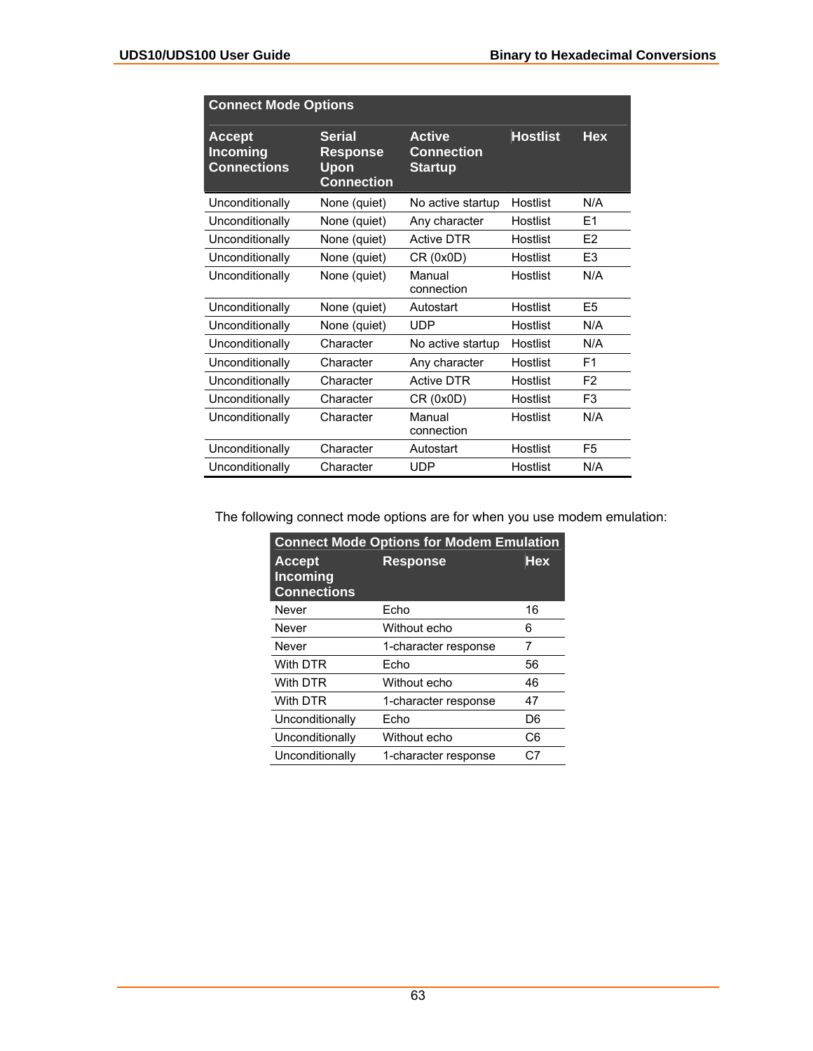| Connect Mode Options | | | | |
|---|---|---|---|---|
| **Accept Incoming Connections** | **Serial Response Upon Connection** | **Active Connection Startup** | **Hostlist** | **Hex** |
| Unconditionally | None (quiet) | No active startup | Hostlist | N/A |
| Unconditionally | None (quiet) | Any character | Hostlist | E1 |
| Unconditionally | None (quiet) | Active DTR | Hostlist | E2 |
| Unconditionally | None (quiet) | CR (0x0D) | Hostlist | E3 |
| Unconditionally | None (quiet) | Manual connection | Hostlist | N/A |
| Unconditionally | None (quiet) | Autostart | Hostlist | E5 |
| Unconditionally | None (quiet) | UDP | Hostlist | N/A |
| Unconditionally | Character | No active startup | Hostlist | N/A |
| Unconditionally | Character | Any character | Hostlist | F1 |
| Unconditionally | Character | Active DTR | Hostlist | F2 |
| Unconditionally | Character | CR (0x0D) | Hostlist | F3 |
| Unconditionally | Character | Manual connection | Hostlist | N/A |
| Unconditionally | Character | Autostart | Hostlist | F5 |
| Unconditionally | Character | UDP | Hostlist | N/A |

The following connect mode options are for when you use modem emulation:

| Connect Mode Options for Modem Emulation | | |
|---|---|---|
| **Accept Incoming Connections** | **Response** | **Hex** |
| Never | Echo | 16 |
| Never | Without echo | 6 |
| Never | 1-character response | 7 |
| With DTR | Echo | 56 |
| With DTR | Without echo | 46 |
| With DTR | 1-character response | 47 |
| Unconditionally | Echo | D6 |
| Unconditionally | Without echo | C6 |
| Unconditionally | 1-character response | C7 |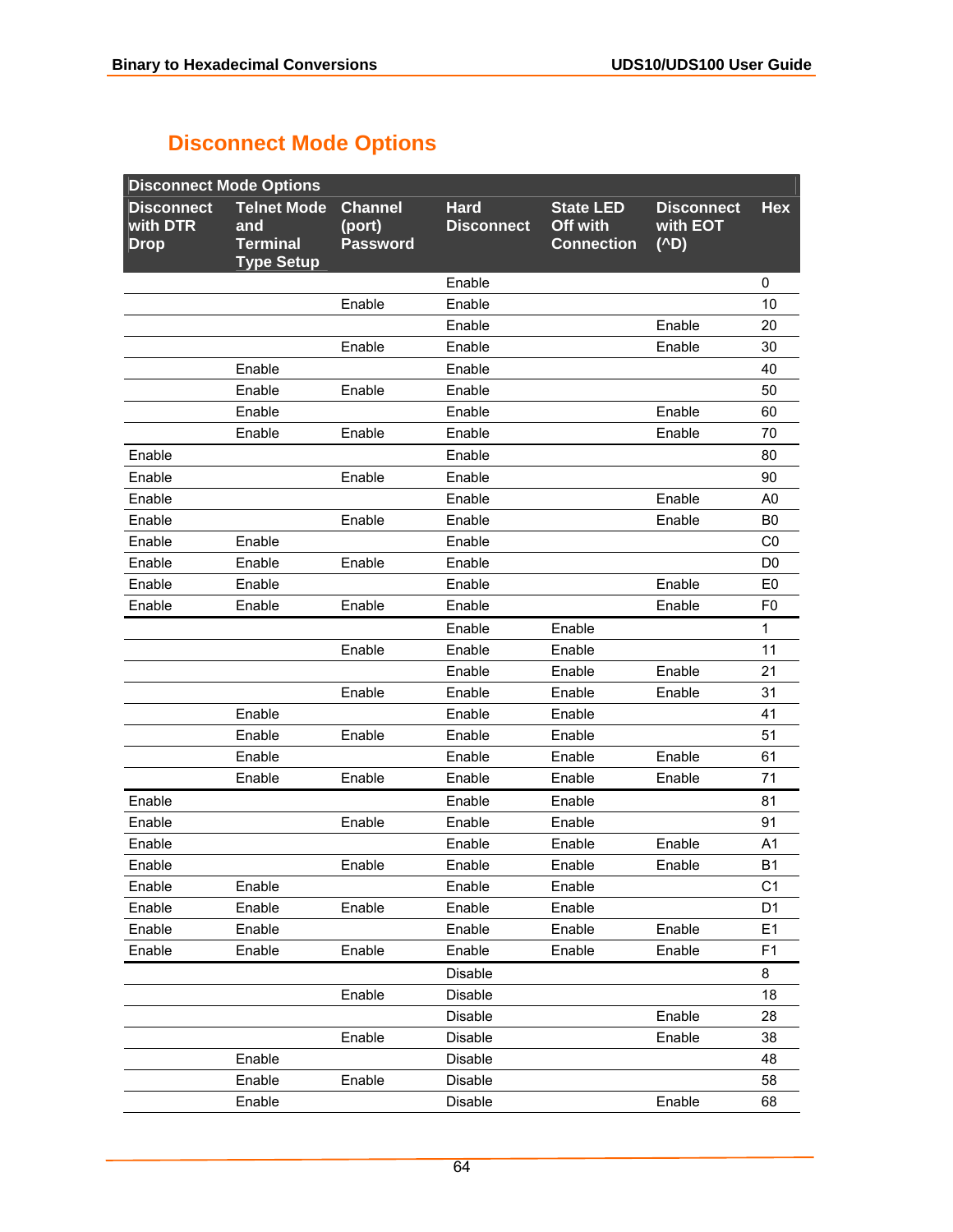## Disconnect Mode Options

| Disconnect Mode Options | | | | | | |
|---|---|---|---|---|---|---|
| **Disconnect with DTR Drop** | **Telnet Mode and Terminal Type Setup** | **Channel (port) Password** | **Hard Disconnect** | **State LED Off with Connection** | **Disconnect with EOT (^D)** | **Hex** |
| | | | Enable | | | 0 |
| | | Enable | Enable | | | 10 |
| | | | Enable | | Enable | 20 |
| | | Enable | Enable | | Enable | 30 |
| | Enable | | Enable | | | 40 |
| | Enable | Enable | Enable | | | 50 |
| | Enable | | Enable | | Enable | 60 |
| | Enable | Enable | Enable | | Enable | 70 |
| Enable | | | Enable | | | 80 |
| Enable | | Enable | Enable | | | 90 |
| Enable | | | Enable | | Enable | A0 |
| Enable | | Enable | Enable | | Enable | B0 |
| Enable | Enable | | Enable | | | C0 |
| Enable | Enable | Enable | Enable | | | D0 |
| Enable | Enable | | Enable | | Enable | E0 |
| Enable | Enable | Enable | Enable | | Enable | F0 |
| | | | Enable | Enable | | 1 |
| | | Enable | Enable | Enable | | 11 |
| | | | Enable | Enable | Enable | 21 |
| | | Enable | Enable | Enable | Enable | 31 |
| | Enable | | Enable | Enable | | 41 |
| | Enable | Enable | Enable | Enable | | 51 |
| | Enable | | Enable | Enable | Enable | 61 |
| | Enable | Enable | Enable | Enable | Enable | 71 |
| Enable | | | Enable | Enable | | 81 |
| Enable | | Enable | Enable | Enable | | 91 |
| Enable | | | Enable | Enable | Enable | A1 |
| Enable | | Enable | Enable | Enable | Enable | B1 |
| Enable | Enable | | Enable | Enable | | C1 |
| Enable | Enable | Enable | Enable | Enable | | D1 |
| Enable | Enable | | Enable | Enable | Enable | E1 |
| Enable | Enable | Enable | Enable | Enable | Enable | F1 |
| | | | Disable | | | 8 |
| | | Enable | Disable | | | 18 |
| | | | Disable | | Enable | 28 |
| | | Enable | Disable | | Enable | 38 |
| | Enable | | Disable | | | 48 |
| | Enable | Enable | Disable | | | 58 |
| | Enable | | Disable | | Enable | 68 |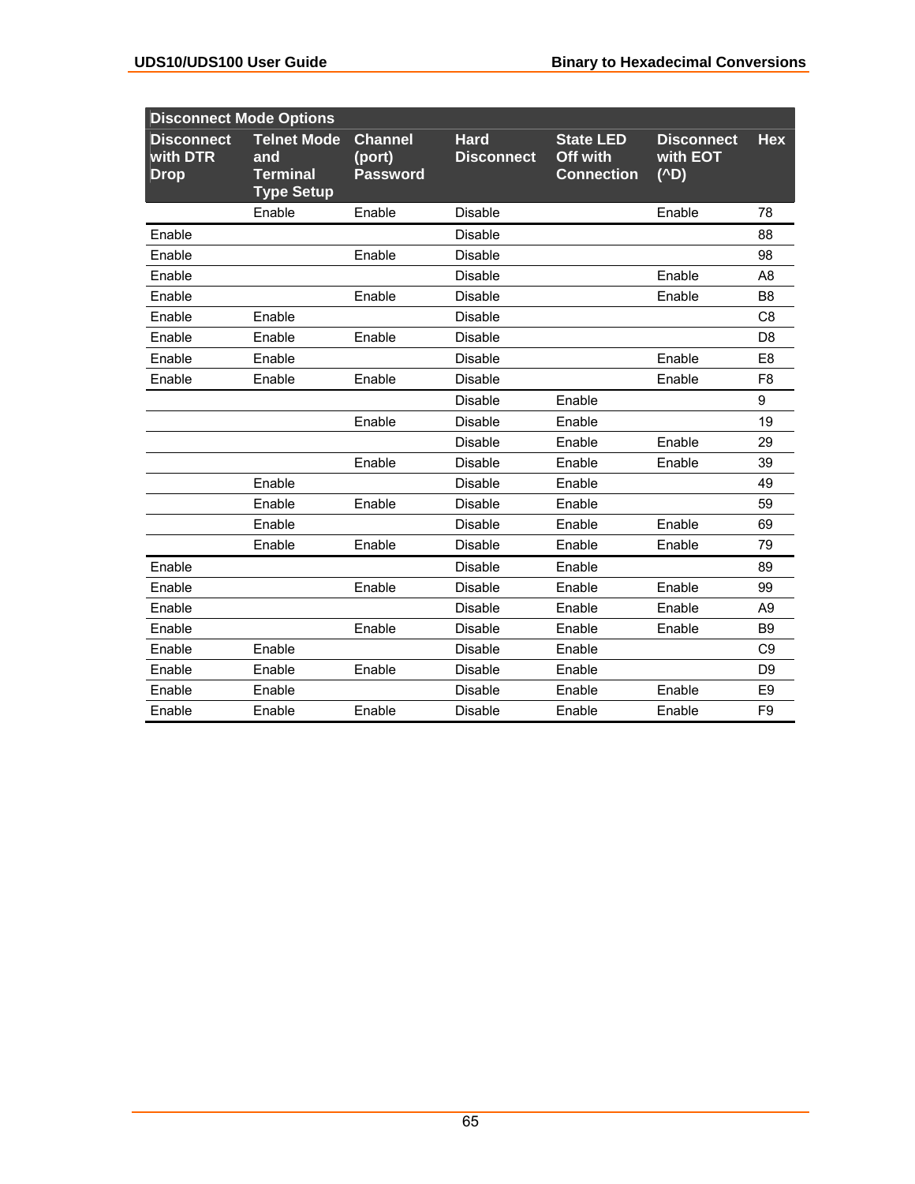| Disconnect Mode Options | | | | | | |
|---|---|---|---|---|---|---|
| **Disconnect with DTR Drop** | **Telnet Mode and Terminal Type Setup** | **Channel (port) Password** | **Hard Disconnect** | **State LED Off with Connection** | **Disconnect with EOT (^D)** | **Hex** |
| | Enable | Enable | Disable | | Enable | 78 |
| Enable | | | Disable | | | 88 |
| Enable | | Enable | Disable | | | 98 |
| Enable | | | Disable | | Enable | A8 |
| Enable | | Enable | Disable | | Enable | B8 |
| Enable | Enable | | Disable | | | C8 |
| Enable | Enable | Enable | Disable | | | D8 |
| Enable | Enable | | Disable | | Enable | E8 |
| Enable | Enable | Enable | Disable | | Enable | F8 |
| | | | Disable | Enable | | 9 |
| | | Enable | Disable | Enable | | 19 |
| | | | Disable | Enable | Enable | 29 |
| | | Enable | Disable | Enable | Enable | 39 |
| | Enable | | Disable | Enable | | 49 |
| | Enable | Enable | Disable | Enable | | 59 |
| | Enable | | Disable | Enable | Enable | 69 |
| | Enable | Enable | Disable | Enable | Enable | 79 |
| Enable | | | Disable | Enable | | 89 |
| Enable | | Enable | Disable | Enable | Enable | 99 |
| Enable | | | Disable | Enable | Enable | A9 |
| Enable | | Enable | Disable | Enable | Enable | B9 |
| Enable | Enable | | Disable | Enable | | C9 |
| Enable | Enable | Enable | Disable | Enable | | D9 |
| Enable | Enable | | Disable | Enable | Enable | E9 |
| Enable | Enable | Enable | Disable | Enable | Enable | F9 |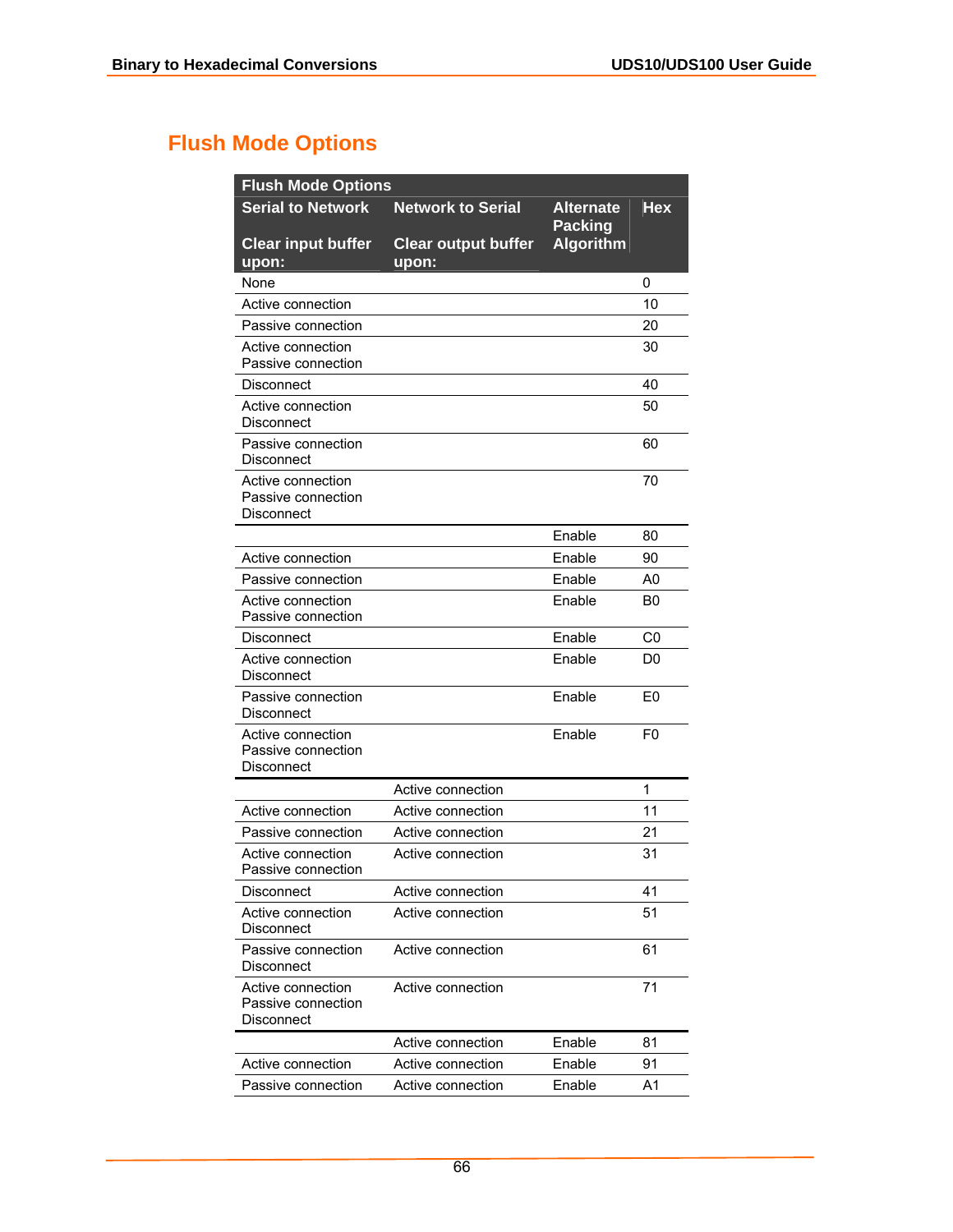## Flush Mode Options

| Flush Mode Options | | | |
|---|---|---|---|
| Serial to Network<br><br>Clear input buffer upon: | Network to Serial<br><br>Clear output buffer upon: | Alternate Packing Algorithm | Hex |
| None | | | 0 |
| Active connection | | | 10 |
| Passive connection | | | 20 |
| Active connection<br>Passive connection | | | 30 |
| Disconnect | | | 40 |
| Active connection<br>Disconnect | | | 50 |
| Passive connection<br>Disconnect | | | 60 |
| Active connection<br>Passive connection<br>Disconnect | | | 70 |
| | | Enable | 80 |
| Active connection | | Enable | 90 |
| Passive connection | | Enable | A0 |
| Active connection<br>Passive connection | | Enable | B0 |
| Disconnect | | Enable | C0 |
| Active connection<br>Disconnect | | Enable | D0 |
| Passive connection<br>Disconnect | | Enable | E0 |
| Active connection<br>Passive connection<br>Disconnect | | Enable | F0 |
| | Active connection | | 1 |
| Active connection | Active connection | | 11 |
| Passive connection | Active connection | | 21 |
| Active connection<br>Passive connection | Active connection | | 31 |
| Disconnect | Active connection | | 41 |
| Active connection<br>Disconnect | Active connection | | 51 |
| Passive connection<br>Disconnect | Active connection | | 61 |
| Active connection<br>Passive connection<br>Disconnect | Active connection | | 71 |
| | Active connection | Enable | 81 |
| Active connection | Active connection | Enable | 91 |
| Passive connection | Active connection | Enable | A1 |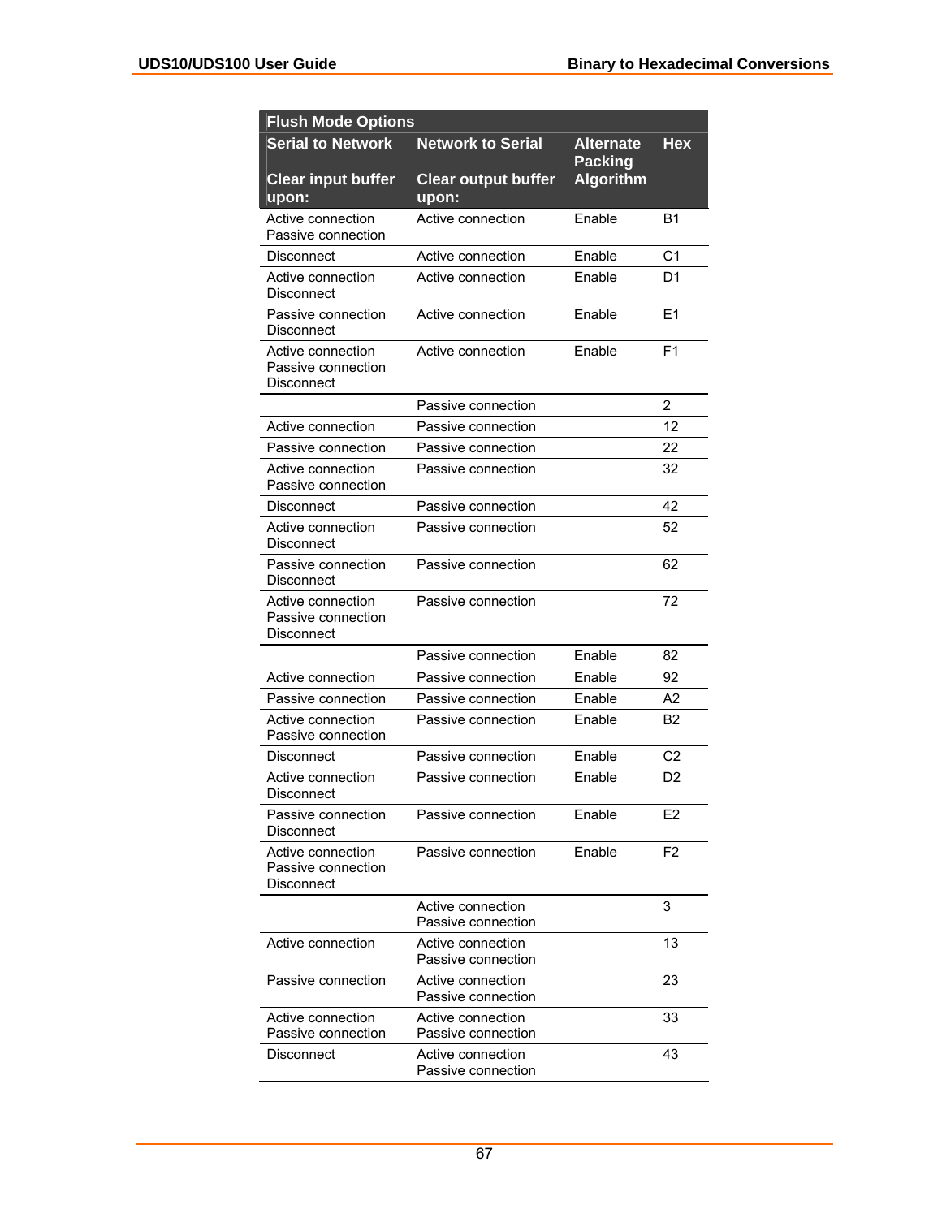| Flush Mode Options | | | |
|---|---|---|---|
| Serial to Network<br><br>Clear input buffer upon: | Network to Serial<br><br>Clear output buffer upon: | Alternate Packing Algorithm | Hex |
| Active connection<br>Passive connection | Active connection | Enable | B1 |
| Disconnect | Active connection | Enable | C1 |
| Active connection<br>Disconnect | Active connection | Enable | D1 |
| Passive connection<br>Disconnect | Active connection | Enable | E1 |
| Active connection<br>Passive connection<br>Disconnect | Active connection | Enable | F1 |
| | Passive connection | | 2 |
| Active connection | Passive connection | | 12 |
| Passive connection | Passive connection | | 22 |
| Active connection<br>Passive connection | Passive connection | | 32 |
| Disconnect | Passive connection | | 42 |
| Active connection<br>Disconnect | Passive connection | | 52 |
| Passive connection<br>Disconnect | Passive connection | | 62 |
| Active connection<br>Passive connection<br>Disconnect | Passive connection | | 72 |
| | Passive connection | Enable | 82 |
| Active connection | Passive connection | Enable | 92 |
| Passive connection | Passive connection | Enable | A2 |
| Active connection<br>Passive connection | Passive connection | Enable | B2 |
| Disconnect | Passive connection | Enable | C2 |
| Active connection<br>Disconnect | Passive connection | Enable | D2 |
| Passive connection<br>Disconnect | Passive connection | Enable | E2 |
| Active connection<br>Passive connection<br>Disconnect | Passive connection | Enable | F2 |
| | Active connection<br>Passive connection | | 3 |
| Active connection | Active connection<br>Passive connection | | 13 |
| Passive connection | Active connection<br>Passive connection | | 23 |
| Active connection<br>Passive connection | Active connection<br>Passive connection | | 33 |
| Disconnect | Active connection<br>Passive connection | | 43 |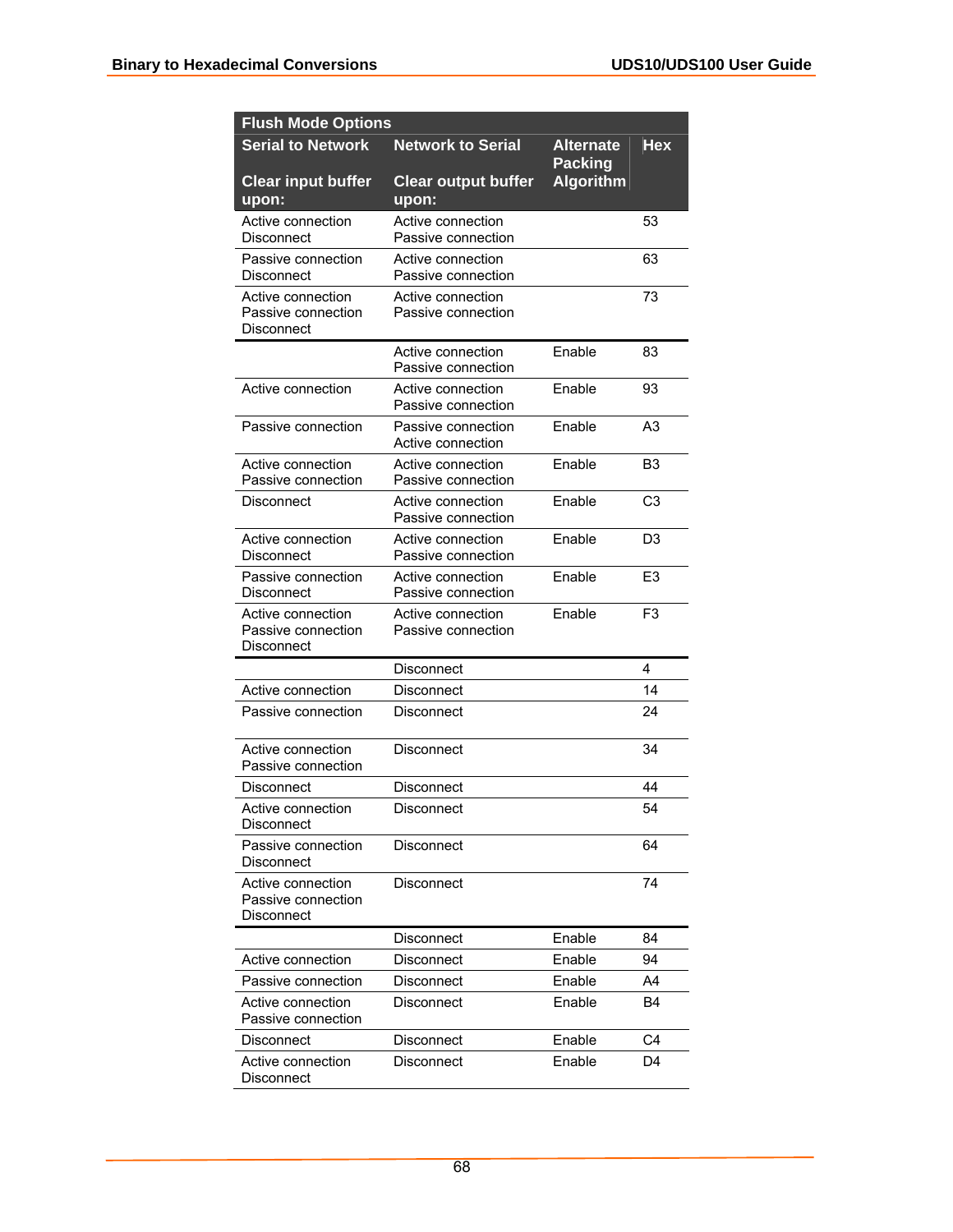| Flush Mode Options | | | |
|---|---|---|---|
| **Serial to Network**<br><br>**Clear input buffer upon:** | **Network to Serial**<br><br>**Clear output buffer upon:** | **Alternate Packing Algorithm** | **Hex** |
| Active connection<br>Disconnect | Active connection<br>Passive connection | | 53 |
| Passive connection<br>Disconnect | Active connection<br>Passive connection | | 63 |
| Active connection<br>Passive connection<br>Disconnect | Active connection<br>Passive connection | | 73 |
| | Active connection<br>Passive connection | Enable | 83 |
| Active connection | Active connection<br>Passive connection | Enable | 93 |
| Passive connection | Passive connection<br>Active connection | Enable | A3 |
| Active connection<br>Passive connection | Active connection<br>Passive connection | Enable | B3 |
| Disconnect | Active connection<br>Passive connection | Enable | C3 |
| Active connection<br>Disconnect | Active connection<br>Passive connection | Enable | D3 |
| Passive connection<br>Disconnect | Active connection<br>Passive connection | Enable | E3 |
| Active connection<br>Passive connection<br>Disconnect | Active connection<br>Passive connection | Enable | F3 |
| | Disconnect | | 4 |
| Active connection | Disconnect | | 14 |
| Passive connection | Disconnect | | 24 |
| Active connection<br>Passive connection | Disconnect | | 34 |
| Disconnect | Disconnect | | 44 |
| Active connection<br>Disconnect | Disconnect | | 54 |
| Passive connection<br>Disconnect | Disconnect | | 64 |
| Active connection<br>Passive connection<br>Disconnect | Disconnect | | 74 |
| | Disconnect | Enable | 84 |
| Active connection | Disconnect | Enable | 94 |
| Passive connection | Disconnect | Enable | A4 |
| Active connection<br>Passive connection | Disconnect | Enable | B4 |
| Disconnect | Disconnect | Enable | C4 |
| Active connection<br>Disconnect | Disconnect | Enable | D4 |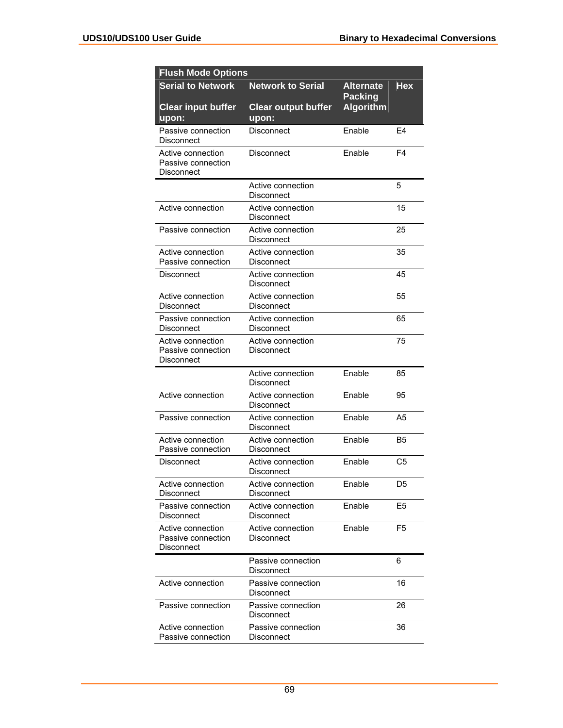| Flush Mode Options | | | |
|---|---|---|---|
| **Serial to Network**<br><br>**Clear input buffer upon:** | **Network to Serial**<br><br>**Clear output buffer upon:** | **Alternate Packing Algorithm** | **Hex** |
| Passive connection<br>Disconnect | Disconnect | Enable | E4 |
| Active connection<br>Passive connection<br>Disconnect | Disconnect | Enable | F4 |
| | Active connection<br>Disconnect | | 5 |
| Active connection | Active connection<br>Disconnect | | 15 |
| Passive connection | Active connection<br>Disconnect | | 25 |
| Active connection<br>Passive connection | Active connection<br>Disconnect | | 35 |
| Disconnect | Active connection<br>Disconnect | | 45 |
| Active connection<br>Disconnect | Active connection<br>Disconnect | | 55 |
| Passive connection<br>Disconnect | Active connection<br>Disconnect | | 65 |
| Active connection<br>Passive connection<br>Disconnect | Active connection<br>Disconnect | | 75 |
| | Active connection<br>Disconnect | Enable | 85 |
| Active connection | Active connection<br>Disconnect | Enable | 95 |
| Passive connection | Active connection<br>Disconnect | Enable | A5 |
| Active connection<br>Passive connection | Active connection<br>Disconnect | Enable | B5 |
| Disconnect | Active connection<br>Disconnect | Enable | C5 |
| Active connection<br>Disconnect | Active connection<br>Disconnect | Enable | D5 |
| Passive connection<br>Disconnect | Active connection<br>Disconnect | Enable | E5 |
| Active connection<br>Passive connection<br>Disconnect | Active connection<br>Disconnect | Enable | F5 |
| | Passive connection<br>Disconnect | | 6 |
| Active connection | Passive connection<br>Disconnect | | 16 |
| Passive connection | Passive connection<br>Disconnect | | 26 |
| Active connection<br>Passive connection | Passive connection<br>Disconnect | | 36 |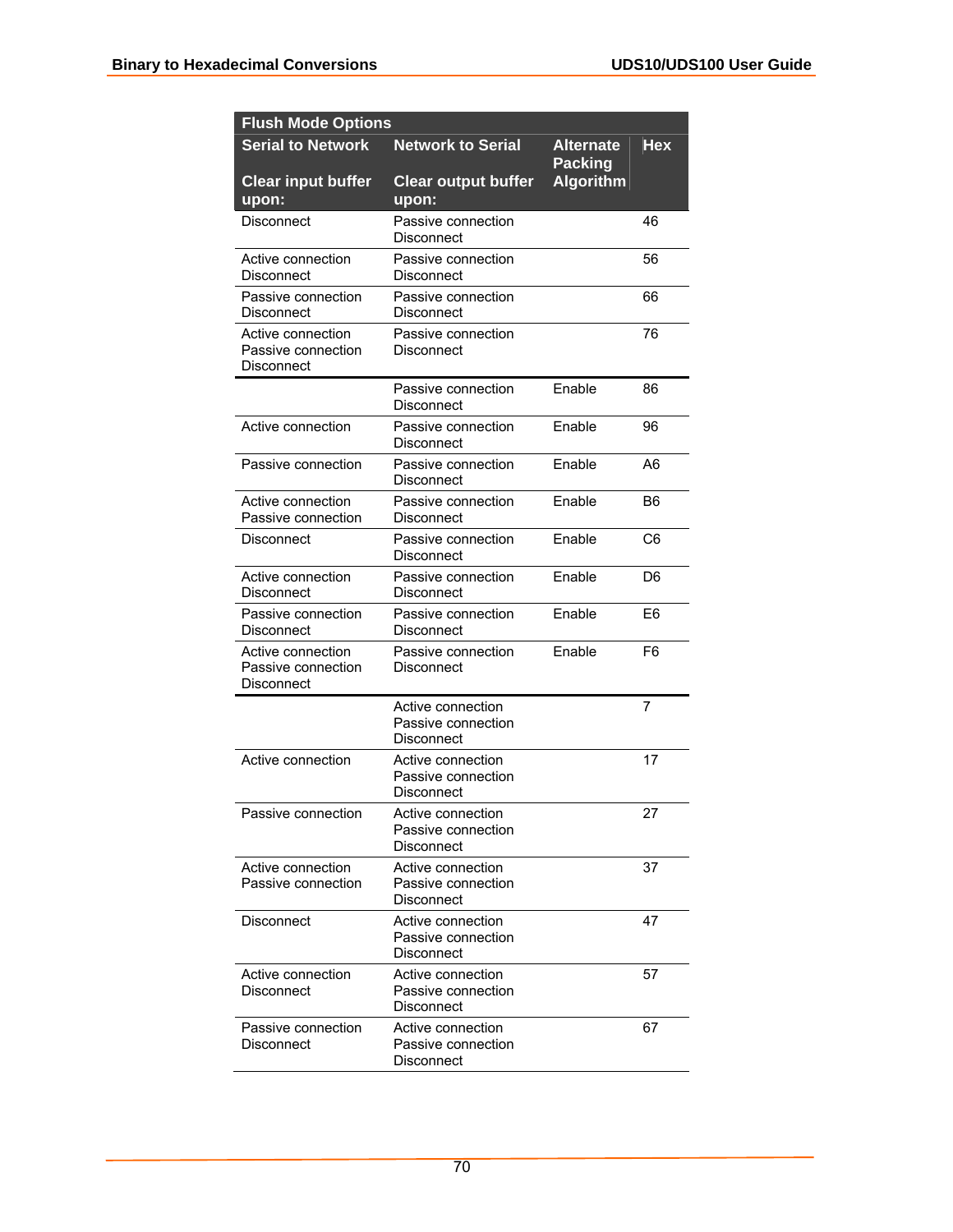| Flush Mode Options | | | |
|---|---|---|---|
| Serial to Network<br><br>Clear input buffer upon: | Network to Serial<br><br>Clear output buffer upon: | Alternate Packing Algorithm | Hex |
| Disconnect | Passive connection<br>Disconnect | | 46 |
| Active connection<br>Disconnect | Passive connection<br>Disconnect | | 56 |
| Passive connection<br>Disconnect | Passive connection<br>Disconnect | | 66 |
| Active connection<br>Passive connection<br>Disconnect | Passive connection<br>Disconnect | | 76 |
| | Passive connection<br>Disconnect | Enable | 86 |
| Active connection | Passive connection<br>Disconnect | Enable | 96 |
| Passive connection | Passive connection<br>Disconnect | Enable | A6 |
| Active connection<br>Passive connection | Passive connection<br>Disconnect | Enable | B6 |
| Disconnect | Passive connection<br>Disconnect | Enable | C6 |
| Active connection<br>Disconnect | Passive connection<br>Disconnect | Enable | D6 |
| Passive connection<br>Disconnect | Passive connection<br>Disconnect | Enable | E6 |
| Active connection<br>Passive connection<br>Disconnect | Passive connection<br>Disconnect | Enable | F6 |
| | Active connection<br>Passive connection<br>Disconnect | | 7 |
| Active connection | Active connection<br>Passive connection<br>Disconnect | | 17 |
| Passive connection | Active connection<br>Passive connection<br>Disconnect | | 27 |
| Active connection<br>Passive connection | Active connection<br>Passive connection<br>Disconnect | | 37 |
| Disconnect | Active connection<br>Passive connection<br>Disconnect | | 47 |
| Active connection<br>Disconnect | Active connection<br>Passive connection<br>Disconnect | | 57 |
| Passive connection<br>Disconnect | Active connection<br>Passive connection<br>Disconnect | | 67 |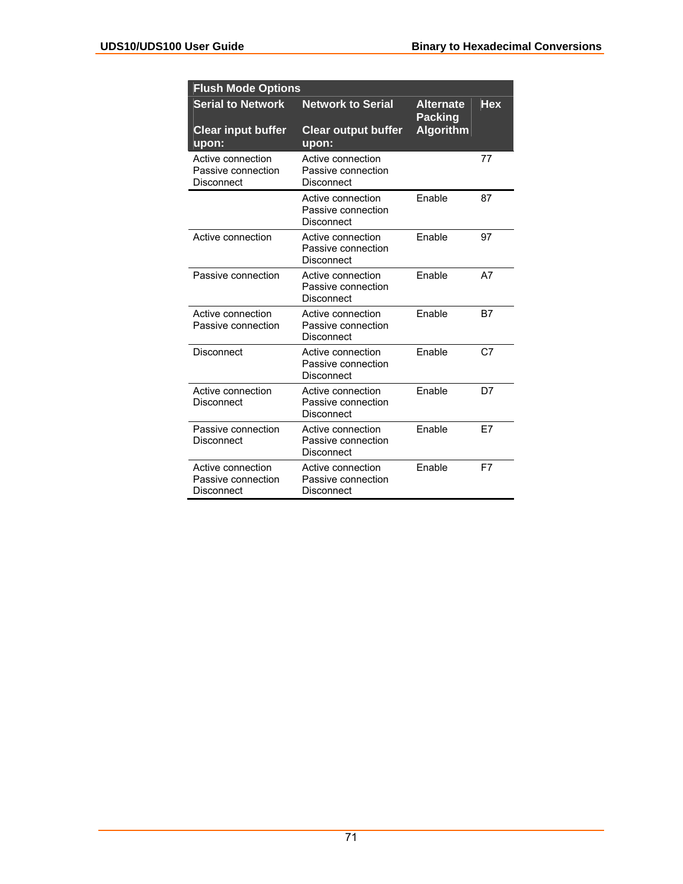| Flush Mode Options | | | |
|---|---|---|---|
| **Serial to Network**<br><br>**Clear input buffer upon:** | **Network to Serial**<br><br>**Clear output buffer upon:** | **Alternate Packing Algorithm** | **Hex** |
| Active connection<br>Passive connection<br>Disconnect | Active connection<br>Passive connection<br>Disconnect | | 77 |
| | Active connection<br>Passive connection<br>Disconnect | Enable | 87 |
| Active connection | Active connection<br>Passive connection<br>Disconnect | Enable | 97 |
| Passive connection | Active connection<br>Passive connection<br>Disconnect | Enable | A7 |
| Active connection<br>Passive connection | Active connection<br>Passive connection<br>Disconnect | Enable | B7 |
| Disconnect | Active connection<br>Passive connection<br>Disconnect | Enable | C7 |
| Active connection<br>Disconnect | Active connection<br>Passive connection<br>Disconnect | Enable | D7 |
| Passive connection<br>Disconnect | Active connection<br>Passive connection<br>Disconnect | Enable | E7 |
| Active connection<br>Passive connection<br>Disconnect | Active connection<br>Passive connection<br>Disconnect | Enable | F7 |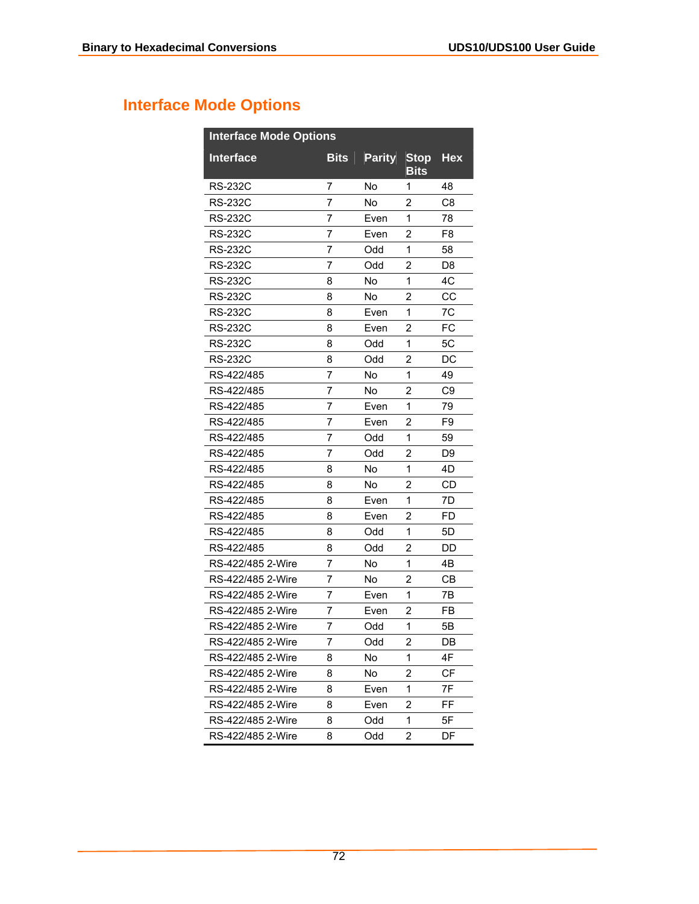## Interface Mode Options

| Interface Mode Options | | | | |
|---|---|---|---|---|
| **Interface** | **Bits** | **Parity** | **Stop Bits** | **Hex** |
| RS-232C | 7 | No | 1 | 48 |
| RS-232C | 7 | No | 2 | C8 |
| RS-232C | 7 | Even | 1 | 78 |
| RS-232C | 7 | Even | 2 | F8 |
| RS-232C | 7 | Odd | 1 | 58 |
| RS-232C | 7 | Odd | 2 | D8 |
| RS-232C | 8 | No | 1 | 4C |
| RS-232C | 8 | No | 2 | CC |
| RS-232C | 8 | Even | 1 | 7C |
| RS-232C | 8 | Even | 2 | FC |
| RS-232C | 8 | Odd | 1 | 5C |
| RS-232C | 8 | Odd | 2 | DC |
| RS-422/485 | 7 | No | 1 | 49 |
| RS-422/485 | 7 | No | 2 | C9 |
| RS-422/485 | 7 | Even | 1 | 79 |
| RS-422/485 | 7 | Even | 2 | F9 |
| RS-422/485 | 7 | Odd | 1 | 59 |
| RS-422/485 | 7 | Odd | 2 | D9 |
| RS-422/485 | 8 | No | 1 | 4D |
| RS-422/485 | 8 | No | 2 | CD |
| RS-422/485 | 8 | Even | 1 | 7D |
| RS-422/485 | 8 | Even | 2 | FD |
| RS-422/485 | 8 | Odd | 1 | 5D |
| RS-422/485 | 8 | Odd | 2 | DD |
| RS-422/485 2-Wire | 7 | No | 1 | 4B |
| RS-422/485 2-Wire | 7 | No | 2 | CB |
| RS-422/485 2-Wire | 7 | Even | 1 | 7B |
| RS-422/485 2-Wire | 7 | Even | 2 | FB |
| RS-422/485 2-Wire | 7 | Odd | 1 | 5B |
| RS-422/485 2-Wire | 7 | Odd | 2 | DB |
| RS-422/485 2-Wire | 8 | No | 1 | 4F |
| RS-422/485 2-Wire | 8 | No | 2 | CF |
| RS-422/485 2-Wire | 8 | Even | 1 | 7F |
| RS-422/485 2-Wire | 8 | Even | 2 | FF |
| RS-422/485 2-Wire | 8 | Odd | 1 | 5F |
| RS-422/485 2-Wire | 8 | Odd | 2 | DF |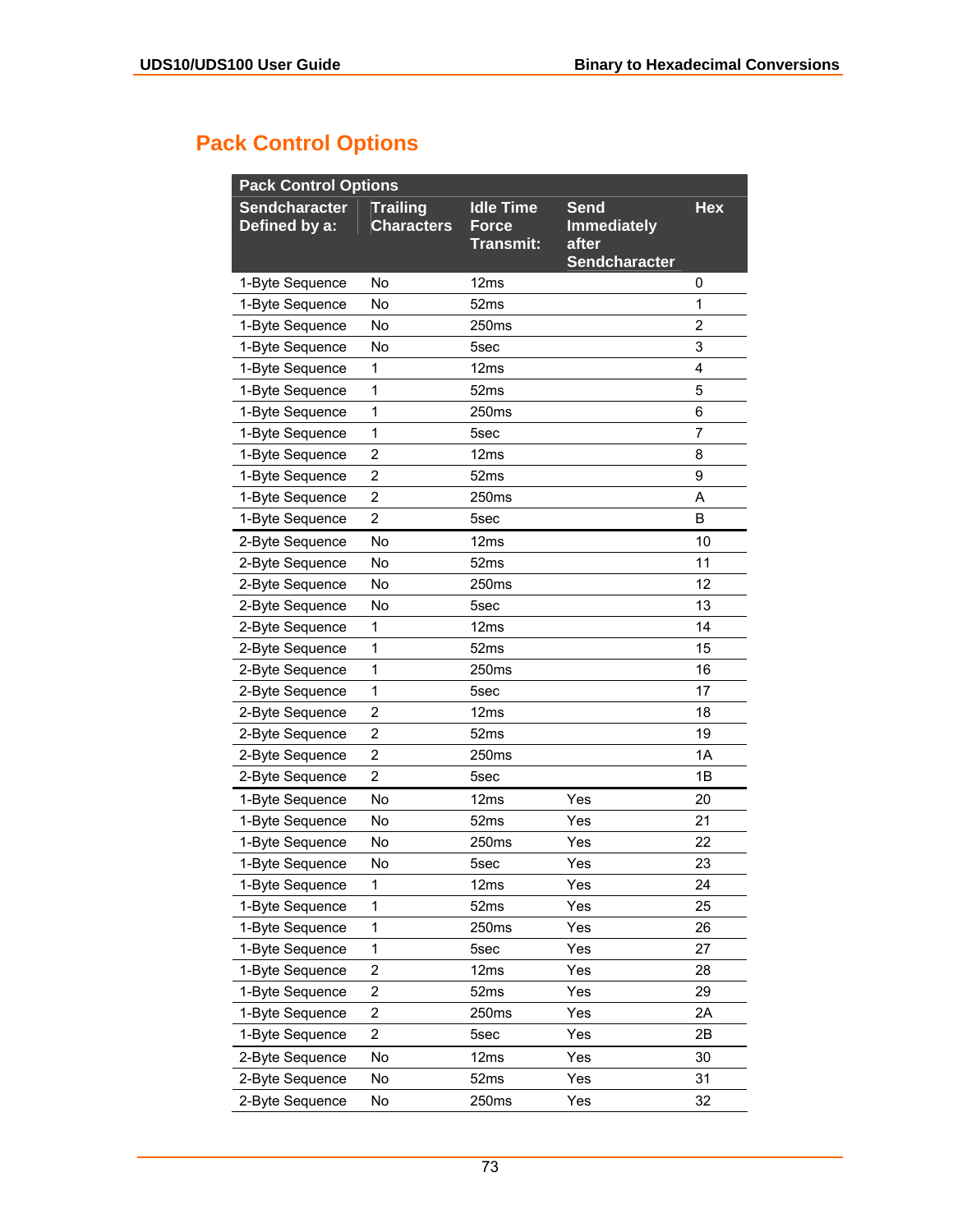## Pack Control Options

| Pack Control Options | | | | |
|---|---|---|---|---|
| Sendcharacter Defined by a: | Trailing Characters | Idle Time Force Transmit: | Send Immediately after Sendcharacter | Hex |
| 1-Byte Sequence | No | 12ms | | 0 |
| 1-Byte Sequence | No | 52ms | | 1 |
| 1-Byte Sequence | No | 250ms | | 2 |
| 1-Byte Sequence | No | 5sec | | 3 |
| 1-Byte Sequence | 1 | 12ms | | 4 |
| 1-Byte Sequence | 1 | 52ms | | 5 |
| 1-Byte Sequence | 1 | 250ms | | 6 |
| 1-Byte Sequence | 1 | 5sec | | 7 |
| 1-Byte Sequence | 2 | 12ms | | 8 |
| 1-Byte Sequence | 2 | 52ms | | 9 |
| 1-Byte Sequence | 2 | 250ms | | A |
| 1-Byte Sequence | 2 | 5sec | | B |
| 2-Byte Sequence | No | 12ms | | 10 |
| 2-Byte Sequence | No | 52ms | | 11 |
| 2-Byte Sequence | No | 250ms | | 12 |
| 2-Byte Sequence | No | 5sec | | 13 |
| 2-Byte Sequence | 1 | 12ms | | 14 |
| 2-Byte Sequence | 1 | 52ms | | 15 |
| 2-Byte Sequence | 1 | 250ms | | 16 |
| 2-Byte Sequence | 1 | 5sec | | 17 |
| 2-Byte Sequence | 2 | 12ms | | 18 |
| 2-Byte Sequence | 2 | 52ms | | 19 |
| 2-Byte Sequence | 2 | 250ms | | 1A |
| 2-Byte Sequence | 2 | 5sec | | 1B |
| 1-Byte Sequence | No | 12ms | Yes | 20 |
| 1-Byte Sequence | No | 52ms | Yes | 21 |
| 1-Byte Sequence | No | 250ms | Yes | 22 |
| 1-Byte Sequence | No | 5sec | Yes | 23 |
| 1-Byte Sequence | 1 | 12ms | Yes | 24 |
| 1-Byte Sequence | 1 | 52ms | Yes | 25 |
| 1-Byte Sequence | 1 | 250ms | Yes | 26 |
| 1-Byte Sequence | 1 | 5sec | Yes | 27 |
| 1-Byte Sequence | 2 | 12ms | Yes | 28 |
| 1-Byte Sequence | 2 | 52ms | Yes | 29 |
| 1-Byte Sequence | 2 | 250ms | Yes | 2A |
| 1-Byte Sequence | 2 | 5sec | Yes | 2B |
| 2-Byte Sequence | No | 12ms | Yes | 30 |
| 2-Byte Sequence | No | 52ms | Yes | 31 |
| 2-Byte Sequence | No | 250ms | Yes | 32 |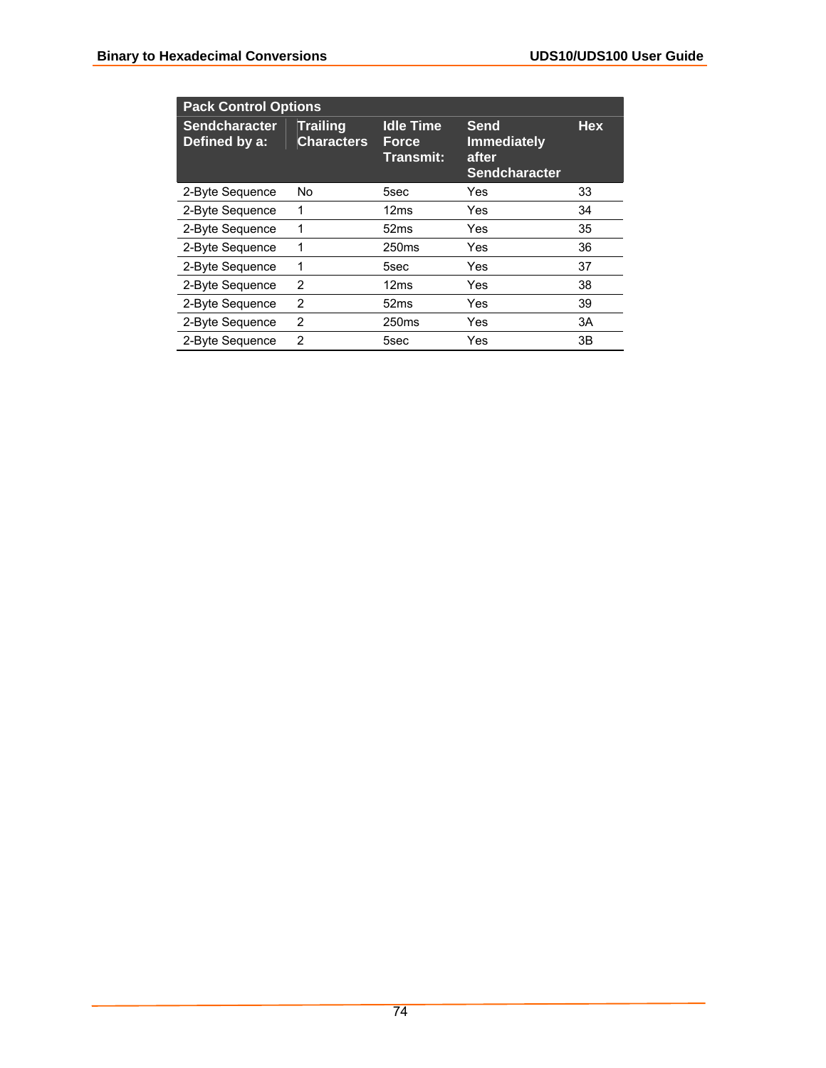| Pack Control Options | | | | |
|---|---|---|---|---|
| **Sendcharacter Defined by a:** | **Trailing Characters** | **Idle Time Force Transmit:** | **Send Immediately after Sendcharacter** | **Hex** |
| 2-Byte Sequence | No | 5sec | Yes | 33 |
| 2-Byte Sequence | 1 | 12ms | Yes | 34 |
| 2-Byte Sequence | 1 | 52ms | Yes | 35 |
| 2-Byte Sequence | 1 | 250ms | Yes | 36 |
| 2-Byte Sequence | 1 | 5sec | Yes | 37 |
| 2-Byte Sequence | 2 | 12ms | Yes | 38 |
| 2-Byte Sequence | 2 | 52ms | Yes | 39 |
| 2-Byte Sequence | 2 | 250ms | Yes | 3A |
| 2-Byte Sequence | 2 | 5sec | Yes | 3B |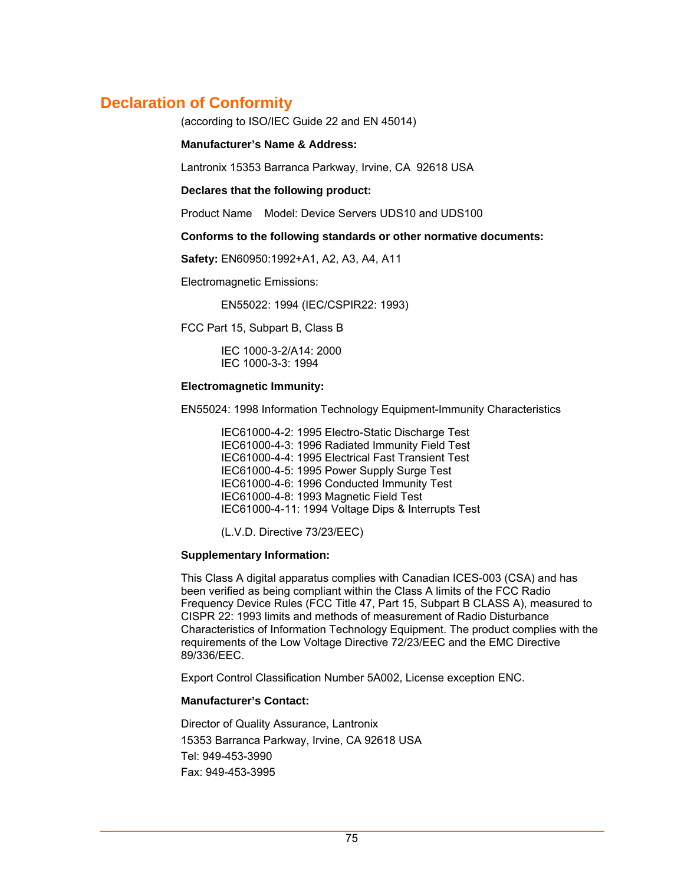# Declaration of Conformity

(according to ISO/IEC Guide 22 and EN 45014)

**Manufacturer's Name & Address:**

Lantronix 15353 Barranca Parkway, Irvine, CA 92618 USA

**Declares that the following product:**

Product Name Model: Device Servers UDS10 and UDS100

**Conforms to the following standards or other normative documents:**

**Safety:** EN60950:1992+A1, A2, A3, A4, A11

Electromagnetic Emissions:

EN55022: 1994 (IEC/CSPIR22: 1993)

FCC Part 15, Subpart B, Class B

IEC 1000-3-2/A14: 2000
IEC 1000-3-3: 1994

**Electromagnetic Immunity:**

EN55024: 1998 Information Technology Equipment-Immunity Characteristics

IEC61000-4-2: 1995 Electro-Static Discharge Test
IEC61000-4-3: 1996 Radiated Immunity Field Test
IEC61000-4-4: 1995 Electrical Fast Transient Test
IEC61000-4-5: 1995 Power Supply Surge Test
IEC61000-4-6: 1996 Conducted Immunity Test
IEC61000-4-8: 1993 Magnetic Field Test
IEC61000-4-11: 1994 Voltage Dips & Interrupts Test

(L.V.D. Directive 73/23/EEC)

**Supplementary Information:**

This Class A digital apparatus complies with Canadian ICES-003 (CSA) and has been verified as being compliant within the Class A limits of the FCC Radio Frequency Device Rules (FCC Title 47, Part 15, Subpart B CLASS A), measured to CISPR 22: 1993 limits and methods of measurement of Radio Disturbance Characteristics of Information Technology Equipment. The product complies with the requirements of the Low Voltage Directive 72/23/EEC and the EMC Directive 89/336/EEC.

Export Control Classification Number 5A002, License exception ENC.

**Manufacturer's Contact:**

Director of Quality Assurance, Lantronix
15353 Barranca Parkway, Irvine, CA 92618 USA
Tel: 949-453-3990
Fax: 949-453-3995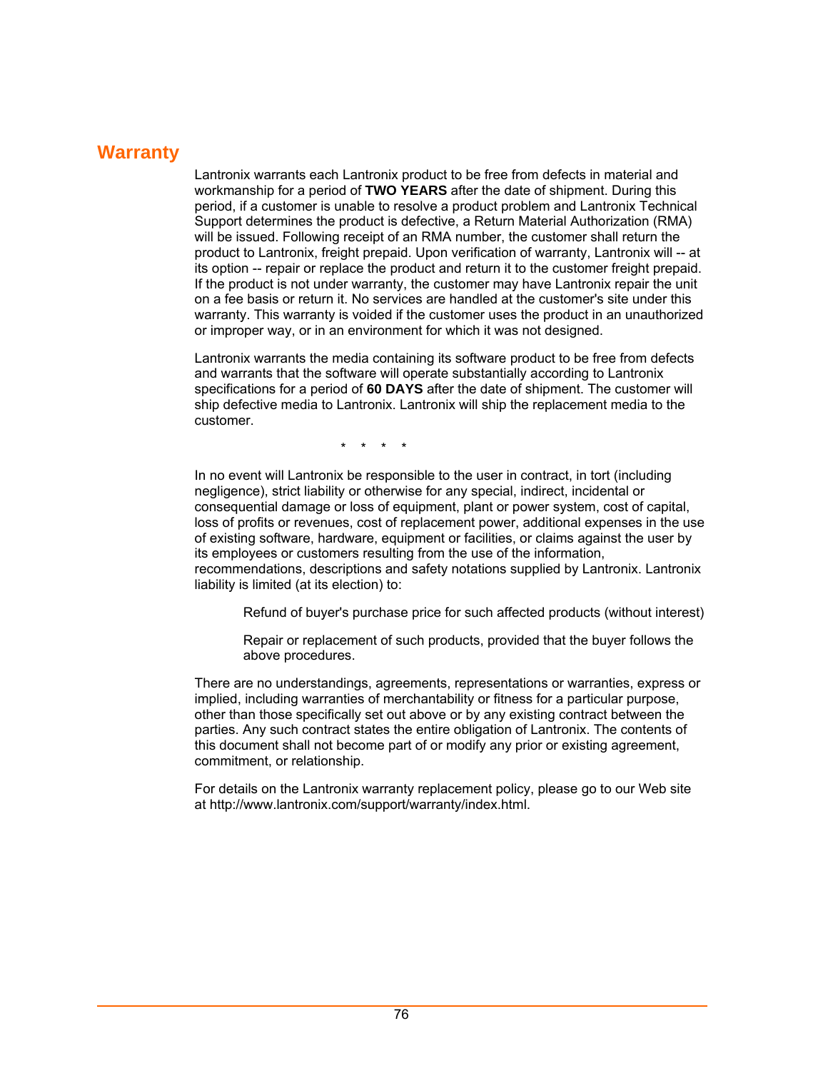# Warranty

Lantronix warrants each Lantronix product to be free from defects in material and workmanship for a period of **TWO YEARS** after the date of shipment. During this period, if a customer is unable to resolve a product problem and Lantronix Technical Support determines the product is defective, a Return Material Authorization (RMA) will be issued. Following receipt of an RMA number, the customer shall return the product to Lantronix, freight prepaid. Upon verification of warranty, Lantronix will -- at its option -- repair or replace the product and return it to the customer freight prepaid. If the product is not under warranty, the customer may have Lantronix repair the unit on a fee basis or return it. No services are handled at the customer's site under this warranty. This warranty is voided if the customer uses the product in an unauthorized or improper way, or in an environment for which it was not designed.

Lantronix warrants the media containing its software product to be free from defects and warrants that the software will operate substantially according to Lantronix specifications for a period of **60 DAYS** after the date of shipment. The customer will ship defective media to Lantronix. Lantronix will ship the replacement media to the customer.

\* \* \* \*

In no event will Lantronix be responsible to the user in contract, in tort (including negligence), strict liability or otherwise for any special, indirect, incidental or consequential damage or loss of equipment, plant or power system, cost of capital, loss of profits or revenues, cost of replacement power, additional expenses in the use of existing software, hardware, equipment or facilities, or claims against the user by its employees or customers resulting from the use of the information, recommendations, descriptions and safety notations supplied by Lantronix. Lantronix liability is limited (at its election) to:

Refund of buyer's purchase price for such affected products (without interest)

Repair or replacement of such products, provided that the buyer follows the above procedures.

There are no understandings, agreements, representations or warranties, express or implied, including warranties of merchantability or fitness for a particular purpose, other than those specifically set out above or by any existing contract between the parties. Any such contract states the entire obligation of Lantronix. The contents of this document shall not become part of or modify any prior or existing agreement, commitment, or relationship.

For details on the Lantronix warranty replacement policy, please go to our Web site at http://www.lantronix.com/support/warranty/index.html.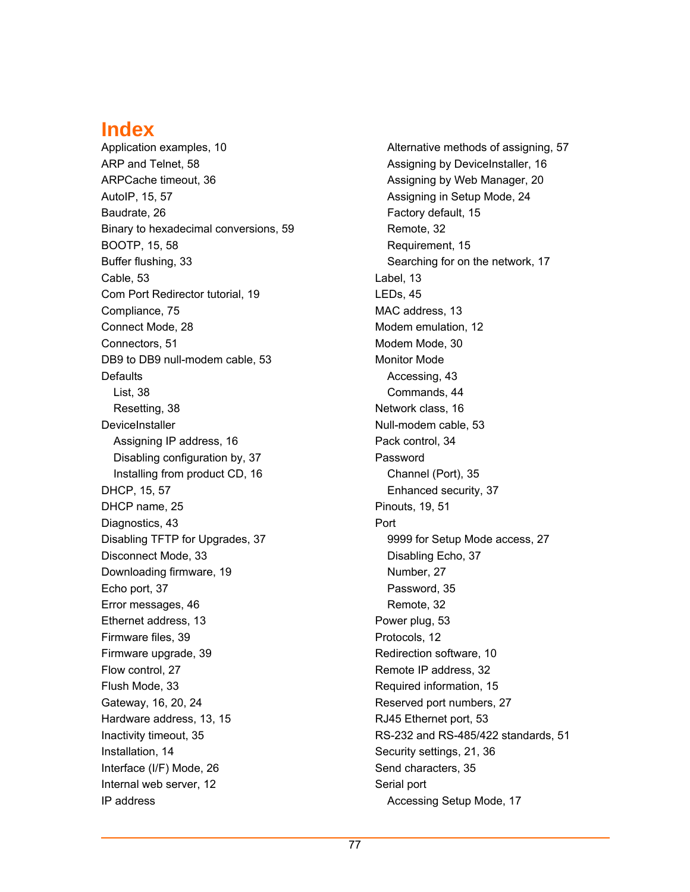# Index

Application examples, 10
ARP and Telnet, 58
ARPCache timeout, 36
AutoIP, 15, 57
Baudrate, 26
Binary to hexadecimal conversions, 59
BOOTP, 15, 58
Buffer flushing, 33
Cable, 53
Com Port Redirector tutorial, 19
Compliance, 75
Connect Mode, 28
Connectors, 51
DB9 to DB9 null-modem cable, 53
Defaults
- List, 38
- Resetting, 38

DeviceInstaller
- Assigning IP address, 16
- Disabling configuration by, 37
- Installing from product CD, 16

DHCP, 15, 57
DHCP name, 25
Diagnostics, 43
Disabling TFTP for Upgrades, 37
Disconnect Mode, 33
Downloading firmware, 19
Echo port, 37
Error messages, 46
Ethernet address, 13
Firmware files, 39
Firmware upgrade, 39
Flow control, 27
Flush Mode, 33
Gateway, 16, 20, 24
Hardware address, 13, 15
Inactivity timeout, 35
Installation, 14
Interface (I/F) Mode, 26
Internal web server, 12
IP address
- Alternative methods of assigning, 57
- Assigning by DeviceInstaller, 16
- Assigning by Web Manager, 20
- Assigning in Setup Mode, 24
- Factory default, 15
- Remote, 32
- Requirement, 15
- Searching for on the network, 17

Label, 13
LEDs, 45
MAC address, 13
Modem emulation, 12
Modem Mode, 30
Monitor Mode
- Accessing, 43
- Commands, 44

Network class, 16
Null-modem cable, 53
Pack control, 34
Password
- Channel (Port), 35
- Enhanced security, 37

Pinouts, 19, 51
Port
- 9999 for Setup Mode access, 27
- Disabling Echo, 37
- Number, 27
- Password, 35
- Remote, 32

Power plug, 53
Protocols, 12
Redirection software, 10
Remote IP address, 32
Required information, 15
Reserved port numbers, 27
RJ45 Ethernet port, 53
RS-232 and RS-485/422 standards, 51
Security settings, 21, 36
Send characters, 35
Serial port
- Accessing Setup Mode, 17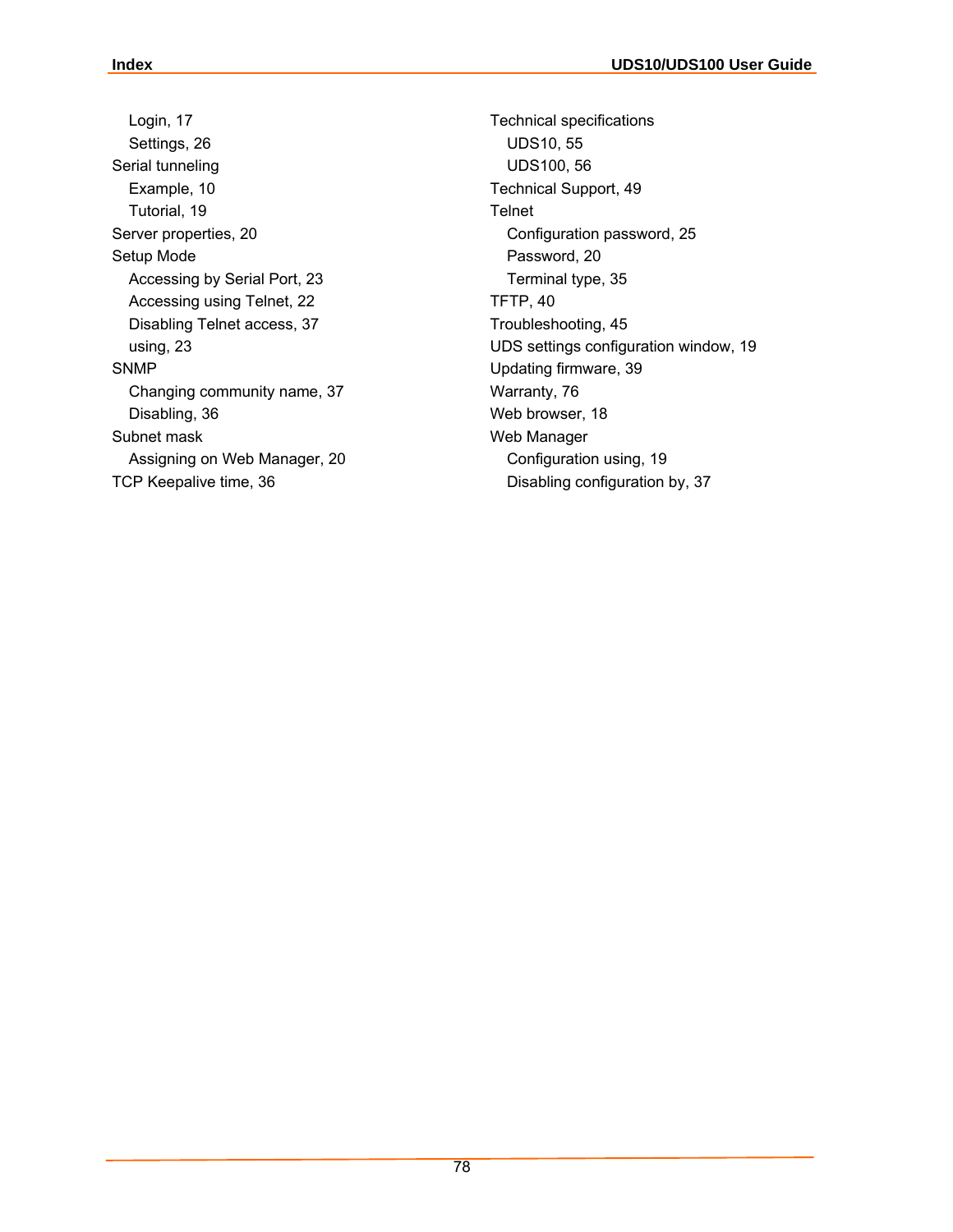- Login, 17
- Settings, 26

Serial tunneling
- Example, 10
- Tutorial, 19

Server properties, 20

Setup Mode
- Accessing by Serial Port, 23
- Accessing using Telnet, 22
- Disabling Telnet access, 37
- using, 23

SNMP
- Changing community name, 37
- Disabling, 36

Subnet mask
- Assigning on Web Manager, 20

TCP Keepalive time, 36

Technical specifications
- UDS10, 55
- UDS100, 56

Technical Support, 49

Telnet
- Configuration password, 25
- Password, 20
- Terminal type, 35

TFTP, 40

Troubleshooting, 45

UDS settings configuration window, 19

Updating firmware, 39

Warranty, 76

Web browser, 18

Web Manager
- Configuration using, 19
- Disabling configuration by, 37